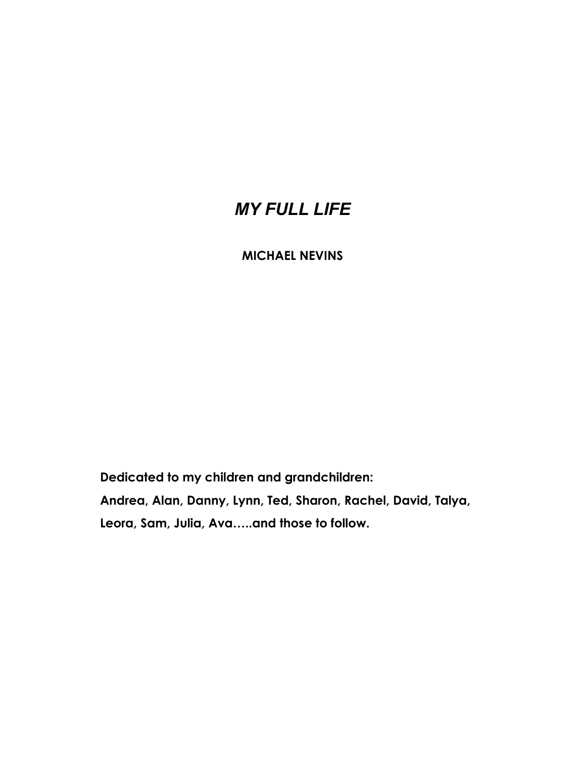# *MY FULL LIFE*

**MICHAEL NEVINS**

**Dedicated to my children and grandchildren:**

**Andrea, Alan, Danny, Lynn, Ted, Sharon, Rachel, David, Talya, Leora, Sam, Julia, Ava…..and those to follow.**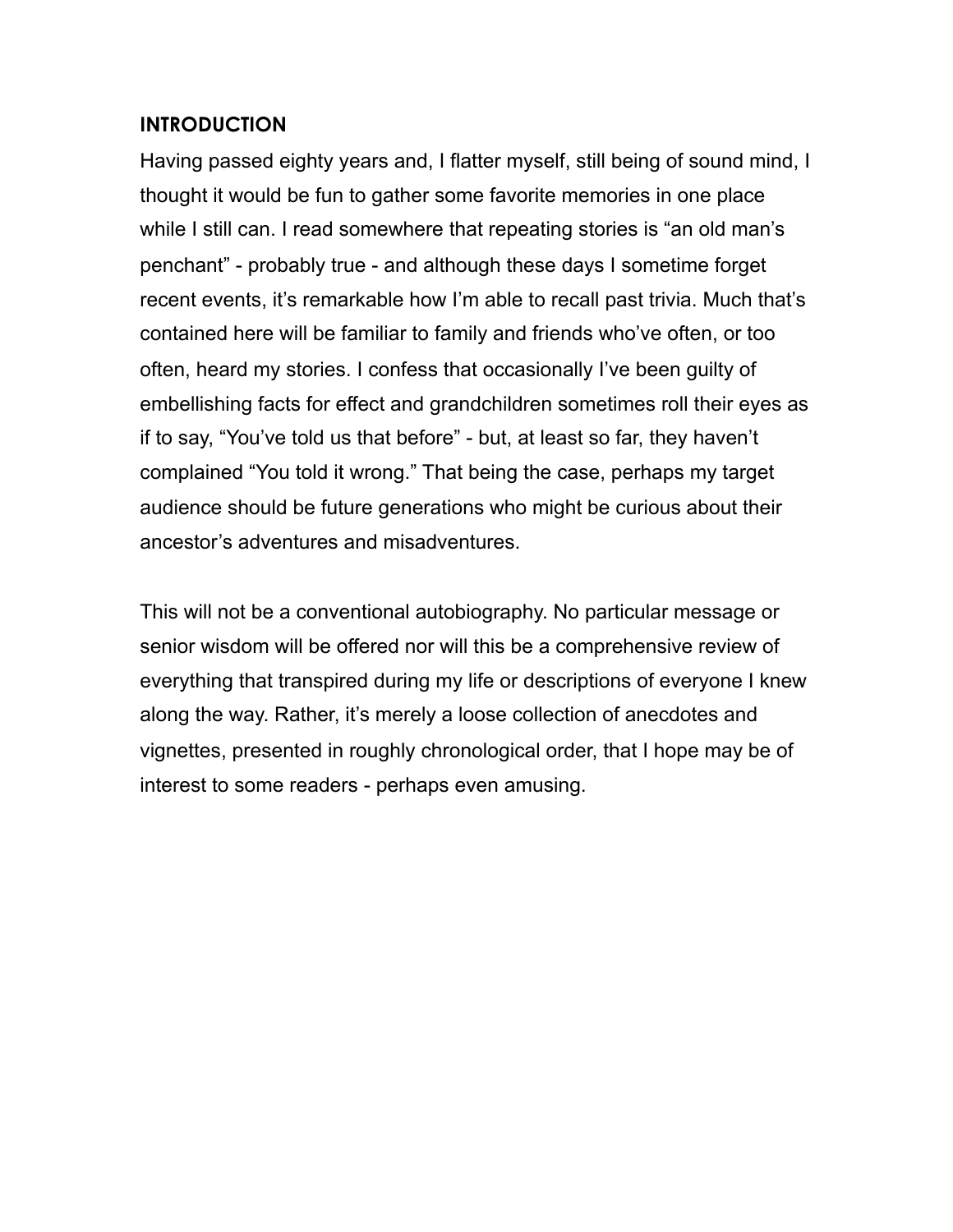## INTRODUCTION

Having passed eighty years and, I flatter myself, still being of sound mind, I thought it would be fun to gather some favorite memories in one place while I still can. I read somewhere that repeating stories is "an old man's penchant" - probably true - and although these days I sometime forget recent events, it's remarkable how I'm able to recall past trivia. Much that's contained here will be familiar to family and friends who've often, or too often, heard my stories. I confess that occasionally I've been guilty of embellishing facts for effect and grandchildren sometimes roll their eyes as if to say, "You've told us that before" - but, at least so far, they haven't complained "You told it wrong." That being the case, perhaps my target audience should be future generations who might be curious about their ancestor's adventures and misadventures.

This will not be a conventional autobiography. No particular message or senior wisdom will be offered nor will this be a comprehensive review of everything that transpired during my life or descriptions of everyone I knew along the way. Rather, it's merely a loose collection of anecdotes and vignettes, presented in roughly chronological order, that I hope may be of interest to some readers - perhaps even amusing.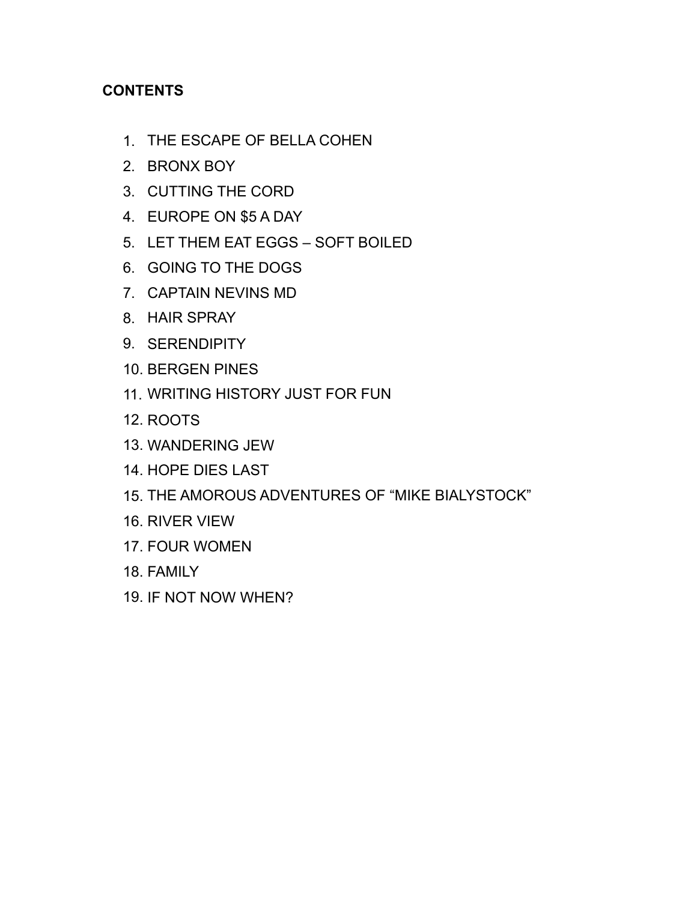**CONTENTS**

1. THE ESCAPE OF BELLA COHEN
2. BRONX BOY
3. CUTTING THE CORD
4. EUROPE ON $5 A DAY
5. LET THEM EAT EGGS – SOFT BOILED
6. GOING TO THE DOGS
7. CAPTAIN NEVINS MD
8. HAIR SPRAY
9. SERENDIPITY
10. BERGEN PINES
11. WRITING HISTORY JUST FOR FUN
12. ROOTS
13. WANDERING JEW
14. HOPE DIES LAST
15. THE AMOROUS ADVENTURES OF "MIKE BIALYSTOCK"
16. RIVER VIEW
17. FOUR WOMEN
18. FAMILY
19. IF NOT NOW WHEN?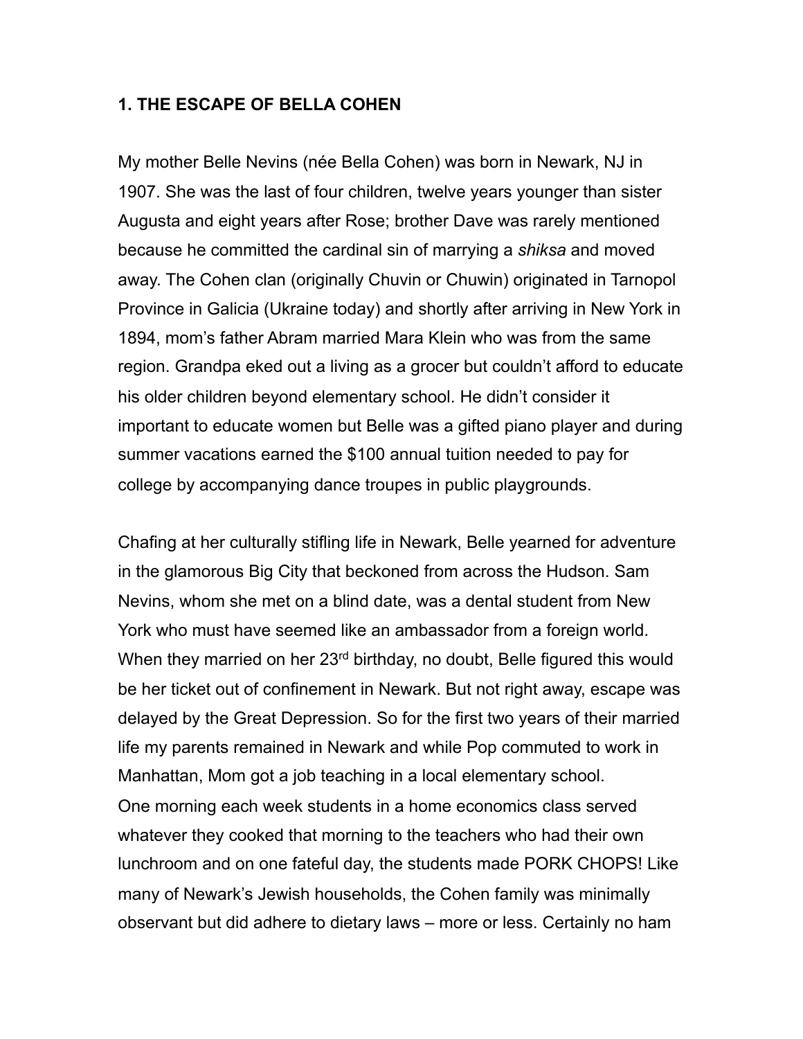## 1. THE ESCAPE OF BELLA COHEN

My mother Belle Nevins (née Bella Cohen) was born in Newark, NJ in 1907. She was the last of four children, twelve years younger than sister Augusta and eight years after Rose; brother Dave was rarely mentioned because he committed the cardinal sin of marrying a *shiksa* and moved away. The Cohen clan (originally Chuvin or Chuwin) originated in Tarnopol Province in Galicia (Ukraine today) and shortly after arriving in New York in 1894, mom's father Abram married Mara Klein who was from the same region. Grandpa eked out a living as a grocer but couldn't afford to educate his older children beyond elementary school. He didn't consider it important to educate women but Belle was a gifted piano player and during summer vacations earned the $100 annual tuition needed to pay for college by accompanying dance troupes in public playgrounds.

Chafing at her culturally stifling life in Newark, Belle yearned for adventure in the glamorous Big City that beckoned from across the Hudson. Sam Nevins, whom she met on a blind date, was a dental student from New York who must have seemed like an ambassador from a foreign world. When they married on her 23rd birthday, no doubt, Belle figured this would be her ticket out of confinement in Newark. But not right away, escape was delayed by the Great Depression. So for the first two years of their married life my parents remained in Newark and while Pop commuted to work in Manhattan, Mom got a job teaching in a local elementary school.
One morning each week students in a home economics class served whatever they cooked that morning to the teachers who had their own lunchroom and on one fateful day, the students made PORK CHOPS! Like many of Newark's Jewish households, the Cohen family was minimally observant but did adhere to dietary laws – more or less. Certainly no ham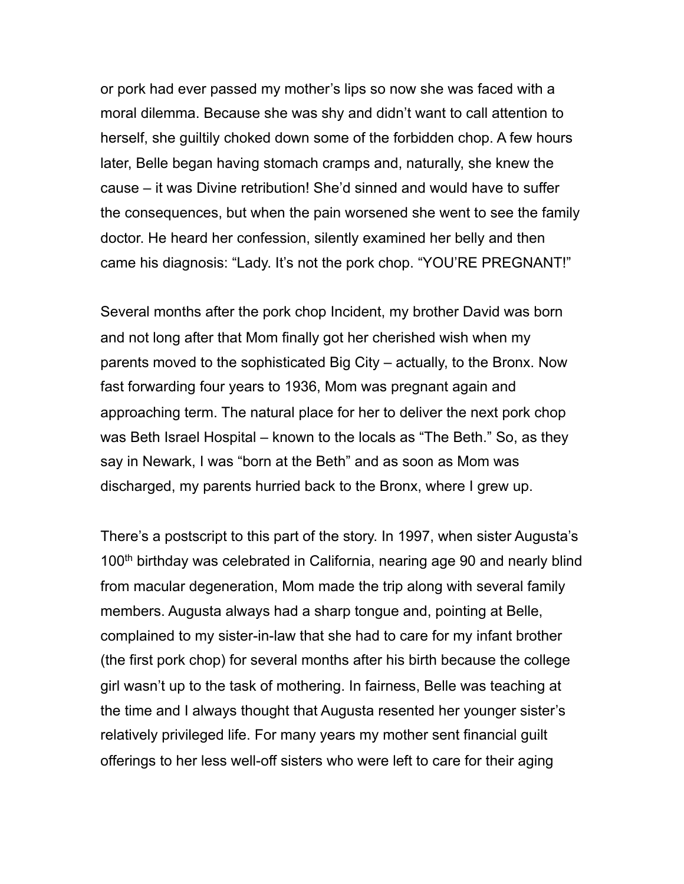or pork had ever passed my mother's lips so now she was faced with a moral dilemma. Because she was shy and didn't want to call attention to herself, she guiltily choked down some of the forbidden chop. A few hours later, Belle began having stomach cramps and, naturally, she knew the cause – it was Divine retribution! She'd sinned and would have to suffer the consequences, but when the pain worsened she went to see the family doctor. He heard her confession, silently examined her belly and then came his diagnosis: "Lady. It's not the pork chop. "YOU'RE PREGNANT!"

Several months after the pork chop Incident, my brother David was born and not long after that Mom finally got her cherished wish when my parents moved to the sophisticated Big City – actually, to the Bronx. Now fast forwarding four years to 1936, Mom was pregnant again and approaching term. The natural place for her to deliver the next pork chop was Beth Israel Hospital – known to the locals as "The Beth." So, as they say in Newark, I was "born at the Beth" and as soon as Mom was discharged, my parents hurried back to the Bronx, where I grew up.

There's a postscript to this part of the story. In 1997, when sister Augusta's 100th birthday was celebrated in California, nearing age 90 and nearly blind from macular degeneration, Mom made the trip along with several family members. Augusta always had a sharp tongue and, pointing at Belle, complained to my sister-in-law that she had to care for my infant brother (the first pork chop) for several months after his birth because the college girl wasn't up to the task of mothering. In fairness, Belle was teaching at the time and I always thought that Augusta resented her younger sister's relatively privileged life. For many years my mother sent financial guilt offerings to her less well-off sisters who were left to care for their aging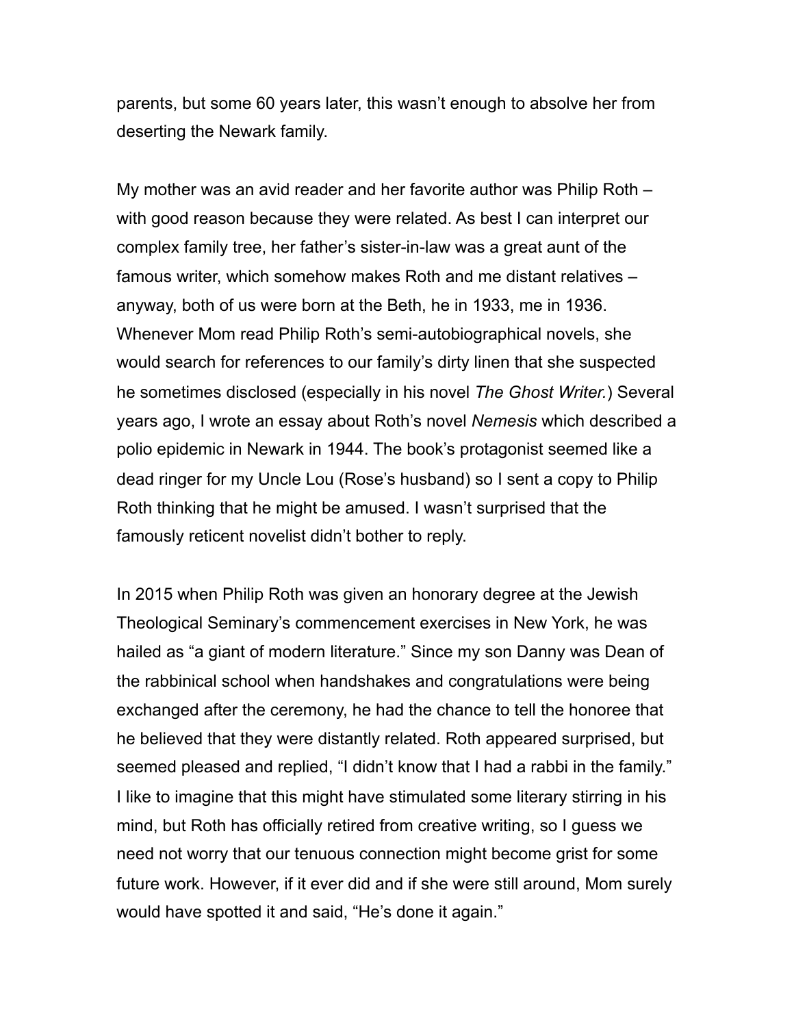parents, but some 60 years later, this wasn't enough to absolve her from deserting the Newark family.

My mother was an avid reader and her favorite author was Philip Roth – with good reason because they were related. As best I can interpret our complex family tree, her father's sister-in-law was a great aunt of the famous writer, which somehow makes Roth and me distant relatives – anyway, both of us were born at the Beth, he in 1933, me in 1936. Whenever Mom read Philip Roth's semi-autobiographical novels, she would search for references to our family's dirty linen that she suspected he sometimes disclosed (especially in his novel *The Ghost Writer.*) Several years ago, I wrote an essay about Roth's novel *Nemesis* which described a polio epidemic in Newark in 1944. The book's protagonist seemed like a dead ringer for my Uncle Lou (Rose's husband) so I sent a copy to Philip Roth thinking that he might be amused. I wasn't surprised that the famously reticent novelist didn't bother to reply.

In 2015 when Philip Roth was given an honorary degree at the Jewish Theological Seminary's commencement exercises in New York, he was hailed as "a giant of modern literature." Since my son Danny was Dean of the rabbinical school when handshakes and congratulations were being exchanged after the ceremony, he had the chance to tell the honoree that he believed that they were distantly related. Roth appeared surprised, but seemed pleased and replied, "I didn't know that I had a rabbi in the family." I like to imagine that this might have stimulated some literary stirring in his mind, but Roth has officially retired from creative writing, so I guess we need not worry that our tenuous connection might become grist for some future work. However, if it ever did and if she were still around, Mom surely would have spotted it and said, "He's done it again."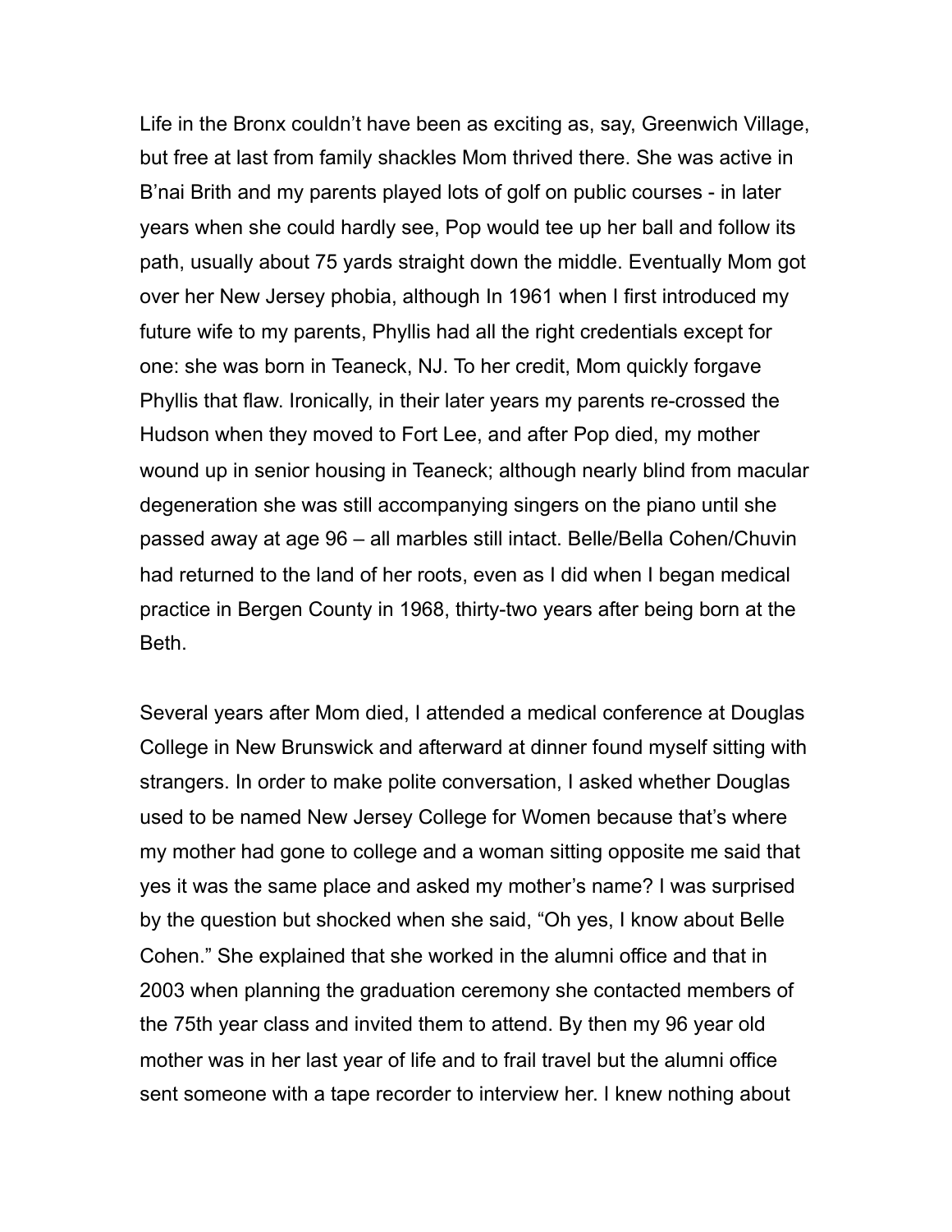Life in the Bronx couldn't have been as exciting as, say, Greenwich Village, but free at last from family shackles Mom thrived there. She was active in B'nai Brith and my parents played lots of golf on public courses - in later years when she could hardly see, Pop would tee up her ball and follow its path, usually about 75 yards straight down the middle. Eventually Mom got over her New Jersey phobia, although In 1961 when I first introduced my future wife to my parents, Phyllis had all the right credentials except for one: she was born in Teaneck, NJ. To her credit, Mom quickly forgave Phyllis that flaw. Ironically, in their later years my parents re-crossed the Hudson when they moved to Fort Lee, and after Pop died, my mother wound up in senior housing in Teaneck; although nearly blind from macular degeneration she was still accompanying singers on the piano until she passed away at age 96 – all marbles still intact. Belle/Bella Cohen/Chuvin had returned to the land of her roots, even as I did when I began medical practice in Bergen County in 1968, thirty-two years after being born at the Beth.

Several years after Mom died, I attended a medical conference at Douglas College in New Brunswick and afterward at dinner found myself sitting with strangers. In order to make polite conversation, I asked whether Douglas used to be named New Jersey College for Women because that's where my mother had gone to college and a woman sitting opposite me said that yes it was the same place and asked my mother's name? I was surprised by the question but shocked when she said, "Oh yes, I know about Belle Cohen." She explained that she worked in the alumni office and that in 2003 when planning the graduation ceremony she contacted members of the 75th year class and invited them to attend. By then my 96 year old mother was in her last year of life and to frail travel but the alumni office sent someone with a tape recorder to interview her. I knew nothing about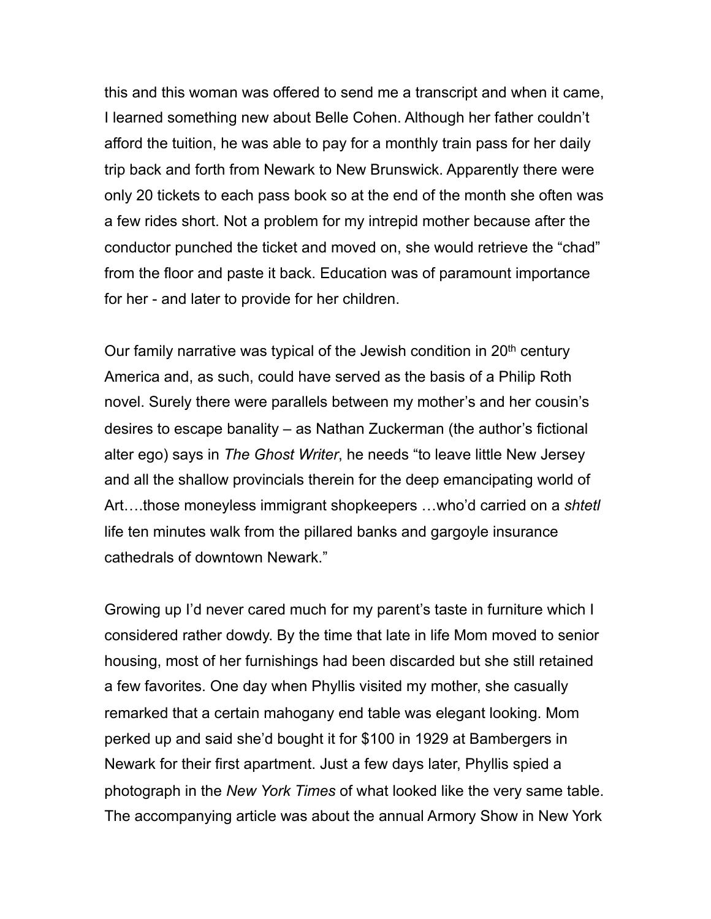this and this woman was offered to send me a transcript and when it came, I learned something new about Belle Cohen. Although her father couldn't afford the tuition, he was able to pay for a monthly train pass for her daily trip back and forth from Newark to New Brunswick. Apparently there were only 20 tickets to each pass book so at the end of the month she often was a few rides short. Not a problem for my intrepid mother because after the conductor punched the ticket and moved on, she would retrieve the "chad" from the floor and paste it back. Education was of paramount importance for her - and later to provide for her children.

Our family narrative was typical of the Jewish condition in 20th century America and, as such, could have served as the basis of a Philip Roth novel. Surely there were parallels between my mother's and her cousin's desires to escape banality – as Nathan Zuckerman (the author's fictional alter ego) says in *The Ghost Writer*, he needs "to leave little New Jersey and all the shallow provincials therein for the deep emancipating world of Art….those moneyless immigrant shopkeepers …who'd carried on a *shtetl* life ten minutes walk from the pillared banks and gargoyle insurance cathedrals of downtown Newark."

Growing up I'd never cared much for my parent's taste in furniture which I considered rather dowdy. By the time that late in life Mom moved to senior housing, most of her furnishings had been discarded but she still retained a few favorites. One day when Phyllis visited my mother, she casually remarked that a certain mahogany end table was elegant looking. Mom perked up and said she'd bought it for $100 in 1929 at Bambergers in Newark for their first apartment. Just a few days later, Phyllis spied a photograph in the *New York Times* of what looked like the very same table. The accompanying article was about the annual Armory Show in New York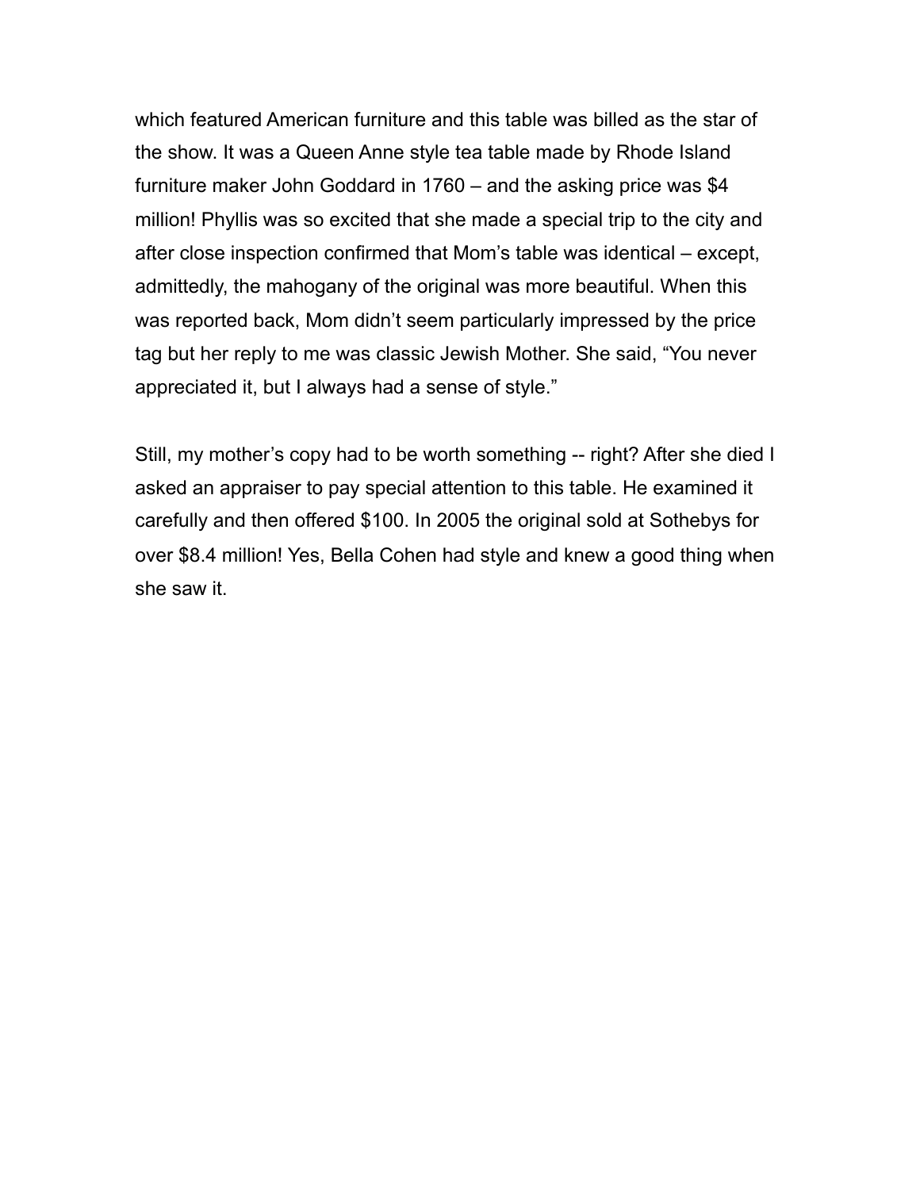which featured American furniture and this table was billed as the star of the show. It was a Queen Anne style tea table made by Rhode Island furniture maker John Goddard in 1760 – and the asking price was $4 million! Phyllis was so excited that she made a special trip to the city and after close inspection confirmed that Mom's table was identical – except, admittedly, the mahogany of the original was more beautiful. When this was reported back, Mom didn't seem particularly impressed by the price tag but her reply to me was classic Jewish Mother. She said, "You never appreciated it, but I always had a sense of style."

Still, my mother's copy had to be worth something -- right? After she died I asked an appraiser to pay special attention to this table. He examined it carefully and then offered $100. In 2005 the original sold at Sothebys for over $8.4 million! Yes, Bella Cohen had style and knew a good thing when she saw it.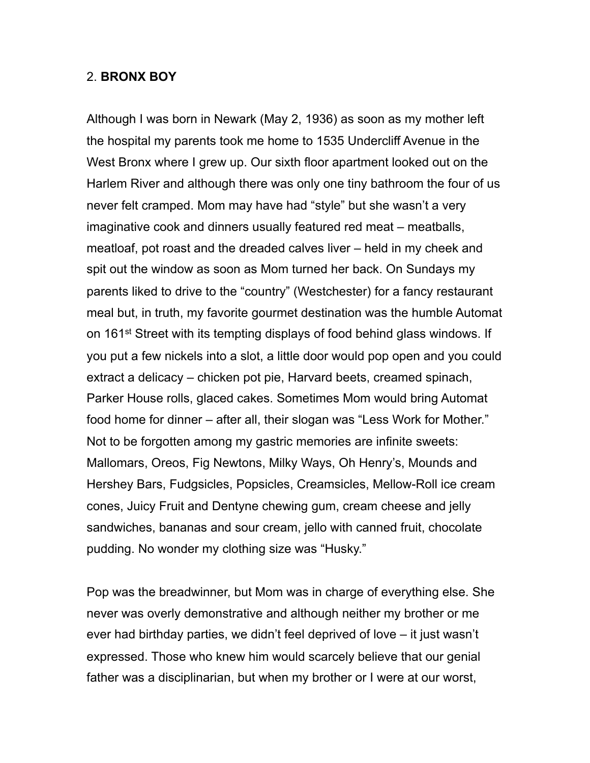## 2. **BRONX BOY**

Although I was born in Newark (May 2, 1936) as soon as my mother left the hospital my parents took me home to 1535 Undercliff Avenue in the West Bronx where I grew up. Our sixth floor apartment looked out on the Harlem River and although there was only one tiny bathroom the four of us never felt cramped. Mom may have had "style" but she wasn't a very imaginative cook and dinners usually featured red meat – meatballs, meatloaf, pot roast and the dreaded calves liver – held in my cheek and spit out the window as soon as Mom turned her back. On Sundays my parents liked to drive to the "country" (Westchester) for a fancy restaurant meal but, in truth, my favorite gourmet destination was the humble Automat on 161st Street with its tempting displays of food behind glass windows. If you put a few nickels into a slot, a little door would pop open and you could extract a delicacy – chicken pot pie, Harvard beets, creamed spinach, Parker House rolls, glaced cakes. Sometimes Mom would bring Automat food home for dinner – after all, their slogan was "Less Work for Mother." Not to be forgotten among my gastric memories are infinite sweets: Mallomars, Oreos, Fig Newtons, Milky Ways, Oh Henry's, Mounds and Hershey Bars, Fudgsicles, Popsicles, Creamsicles, Mellow-Roll ice cream cones, Juicy Fruit and Dentyne chewing gum, cream cheese and jelly sandwiches, bananas and sour cream, jello with canned fruit, chocolate pudding. No wonder my clothing size was "Husky."

Pop was the breadwinner, but Mom was in charge of everything else. She never was overly demonstrative and although neither my brother or me ever had birthday parties, we didn't feel deprived of love – it just wasn't expressed. Those who knew him would scarcely believe that our genial father was a disciplinarian, but when my brother or I were at our worst,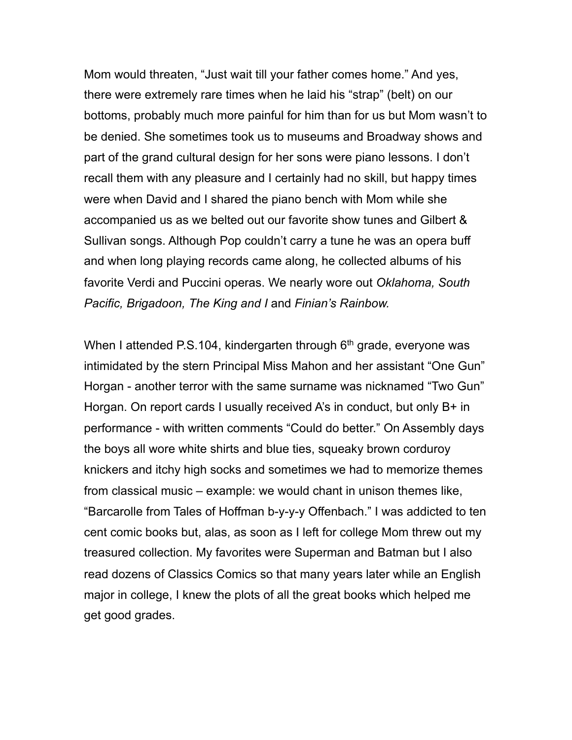Mom would threaten, "Just wait till your father comes home." And yes, there were extremely rare times when he laid his "strap" (belt) on our bottoms, probably much more painful for him than for us but Mom wasn't to be denied. She sometimes took us to museums and Broadway shows and part of the grand cultural design for her sons were piano lessons. I don't recall them with any pleasure and I certainly had no skill, but happy times were when David and I shared the piano bench with Mom while she accompanied us as we belted out our favorite show tunes and Gilbert & Sullivan songs. Although Pop couldn't carry a tune he was an opera buff and when long playing records came along, he collected albums of his favorite Verdi and Puccini operas. We nearly wore out *Oklahoma, South Pacific, Brigadoon, The King and I* and *Finian's Rainbow.*

When I attended P.S.104, kindergarten through 6th grade, everyone was intimidated by the stern Principal Miss Mahon and her assistant "One Gun" Horgan - another terror with the same surname was nicknamed "Two Gun" Horgan. On report cards I usually received A's in conduct, but only B+ in performance - with written comments "Could do better." On Assembly days the boys all wore white shirts and blue ties, squeaky brown corduroy knickers and itchy high socks and sometimes we had to memorize themes from classical music – example: we would chant in unison themes like, "Barcarolle from Tales of Hoffman b-y-y-y Offenbach." I was addicted to ten cent comic books but, alas, as soon as I left for college Mom threw out my treasured collection. My favorites were Superman and Batman but I also read dozens of Classics Comics so that many years later while an English major in college, I knew the plots of all the great books which helped me get good grades.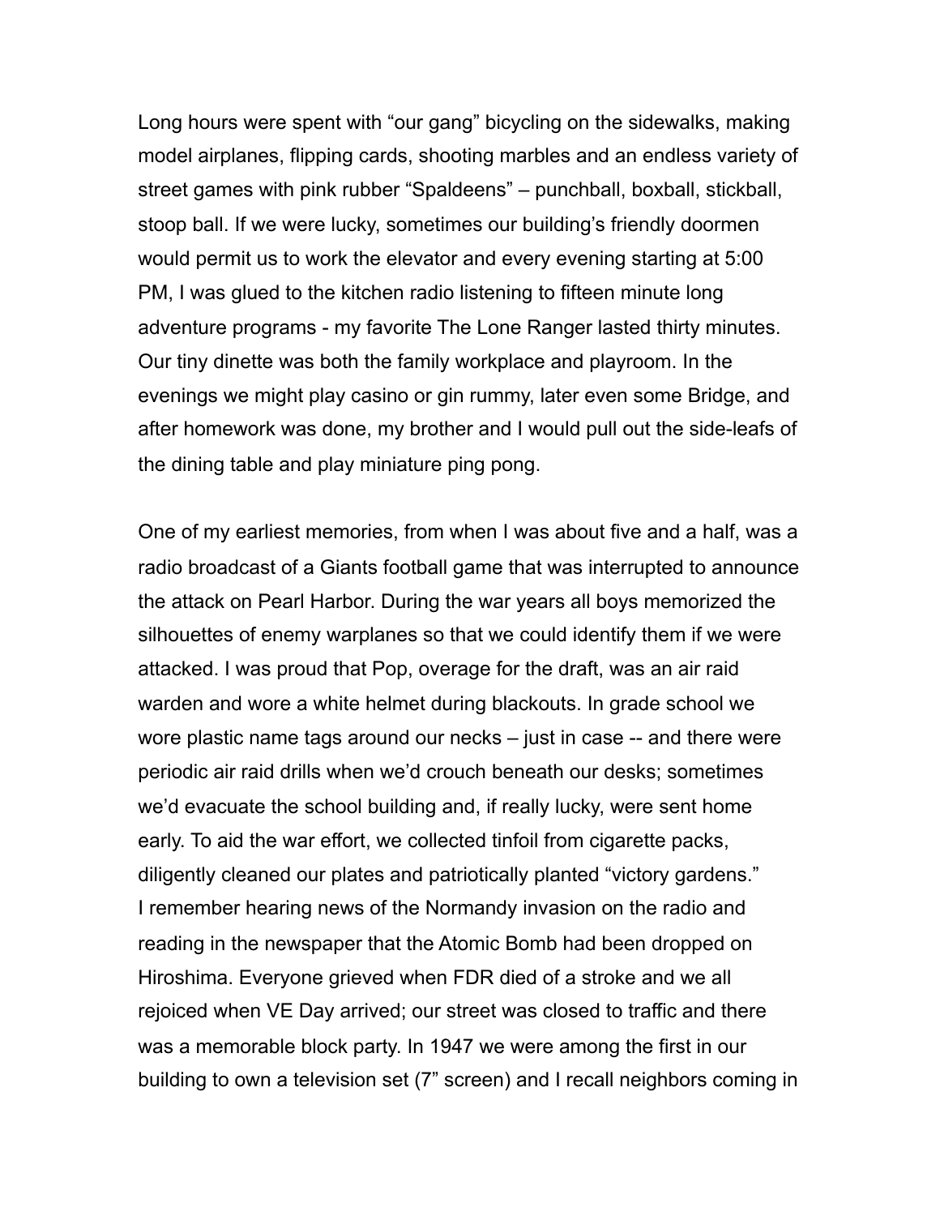Long hours were spent with "our gang" bicycling on the sidewalks, making model airplanes, flipping cards, shooting marbles and an endless variety of street games with pink rubber "Spaldeens" – punchball, boxball, stickball, stoop ball. If we were lucky, sometimes our building's friendly doormen would permit us to work the elevator and every evening starting at 5:00 PM, I was glued to the kitchen radio listening to fifteen minute long adventure programs - my favorite The Lone Ranger lasted thirty minutes. Our tiny dinette was both the family workplace and playroom. In the evenings we might play casino or gin rummy, later even some Bridge, and after homework was done, my brother and I would pull out the side-leafs of the dining table and play miniature ping pong.

One of my earliest memories, from when I was about five and a half, was a radio broadcast of a Giants football game that was interrupted to announce the attack on Pearl Harbor. During the war years all boys memorized the silhouettes of enemy warplanes so that we could identify them if we were attacked. I was proud that Pop, overage for the draft, was an air raid warden and wore a white helmet during blackouts. In grade school we wore plastic name tags around our necks – just in case -- and there were periodic air raid drills when we'd crouch beneath our desks; sometimes we'd evacuate the school building and, if really lucky, were sent home early. To aid the war effort, we collected tinfoil from cigarette packs, diligently cleaned our plates and patriotically planted "victory gardens." I remember hearing news of the Normandy invasion on the radio and reading in the newspaper that the Atomic Bomb had been dropped on Hiroshima. Everyone grieved when FDR died of a stroke and we all rejoiced when VE Day arrived; our street was closed to traffic and there was a memorable block party. In 1947 we were among the first in our building to own a television set (7" screen) and I recall neighbors coming in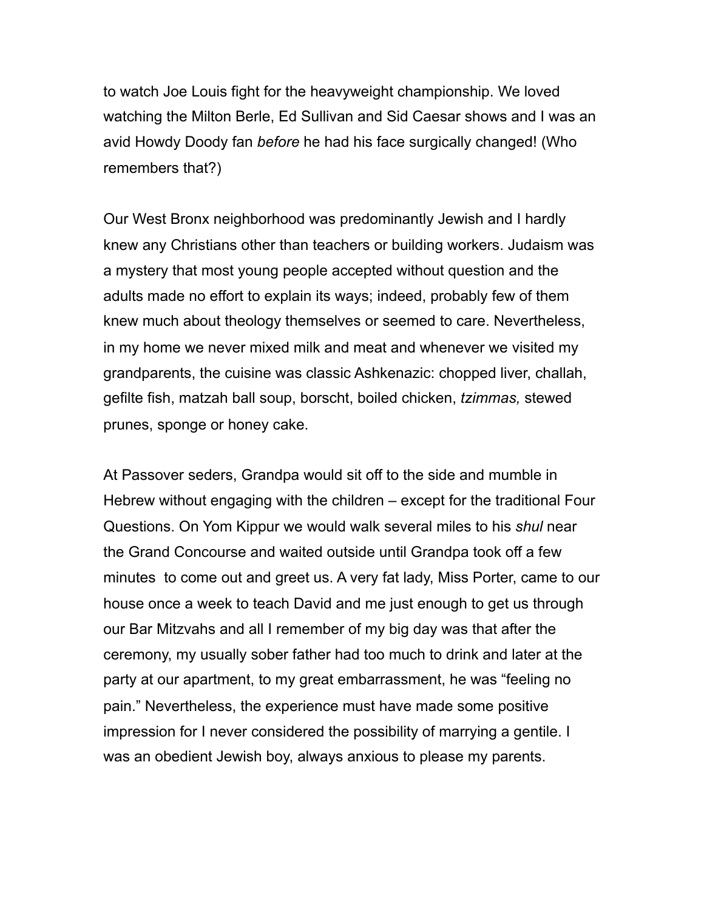to watch Joe Louis fight for the heavyweight championship. We loved watching the Milton Berle, Ed Sullivan and Sid Caesar shows and I was an avid Howdy Doody fan *before* he had his face surgically changed! (Who remembers that?)

Our West Bronx neighborhood was predominantly Jewish and I hardly knew any Christians other than teachers or building workers. Judaism was a mystery that most young people accepted without question and the adults made no effort to explain its ways; indeed, probably few of them knew much about theology themselves or seemed to care. Nevertheless, in my home we never mixed milk and meat and whenever we visited my grandparents, the cuisine was classic Ashkenazic: chopped liver, challah, gefilte fish, matzah ball soup, borscht, boiled chicken, *tzimmas,* stewed prunes, sponge or honey cake.

At Passover seders, Grandpa would sit off to the side and mumble in Hebrew without engaging with the children – except for the traditional Four Questions. On Yom Kippur we would walk several miles to his *shul* near the Grand Concourse and waited outside until Grandpa took off a few minutes to come out and greet us. A very fat lady, Miss Porter, came to our house once a week to teach David and me just enough to get us through our Bar Mitzvahs and all I remember of my big day was that after the ceremony, my usually sober father had too much to drink and later at the party at our apartment, to my great embarrassment, he was "feeling no pain." Nevertheless, the experience must have made some positive impression for I never considered the possibility of marrying a gentile. I was an obedient Jewish boy, always anxious to please my parents.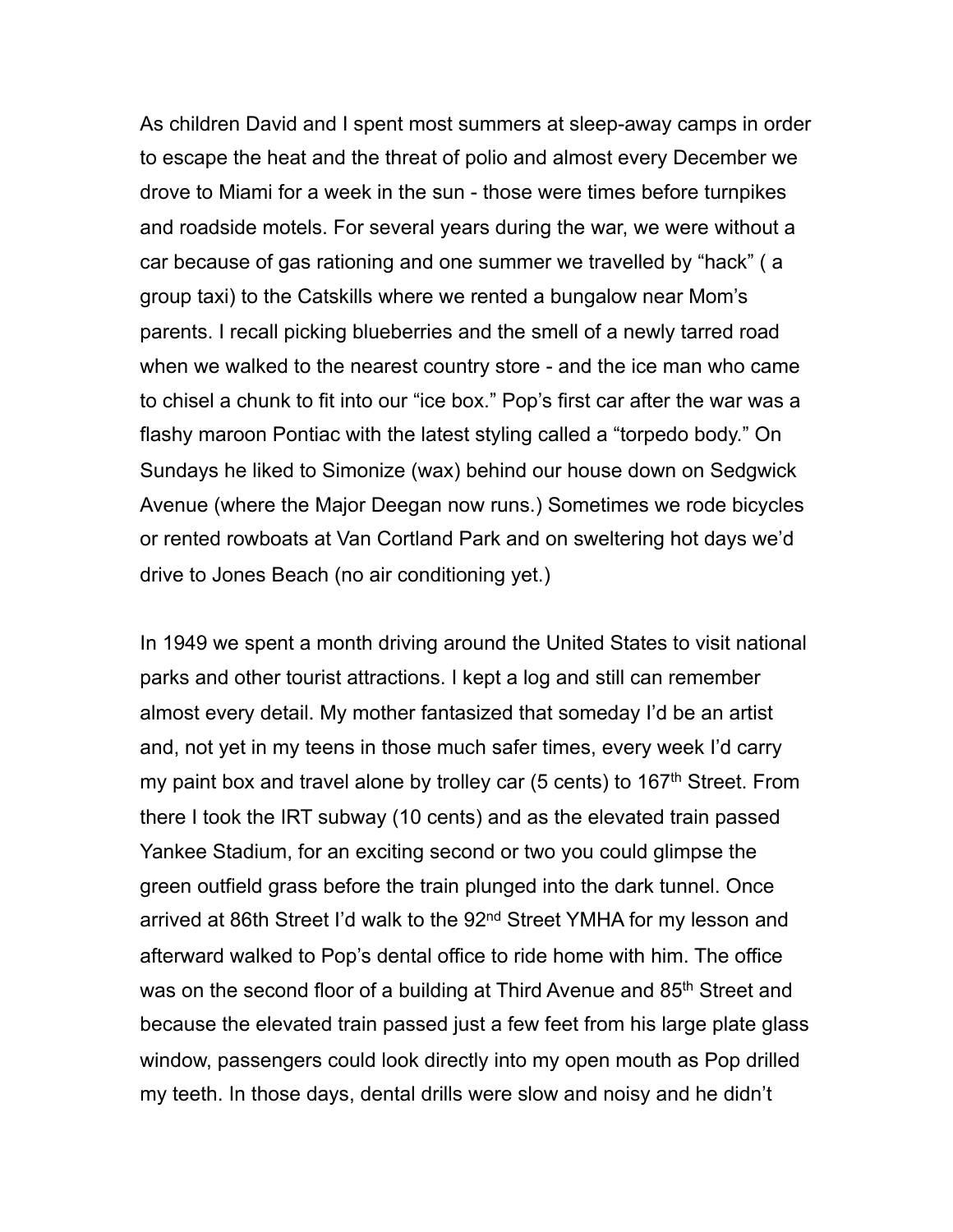As children David and I spent most summers at sleep-away camps in order to escape the heat and the threat of polio and almost every December we drove to Miami for a week in the sun - those were times before turnpikes and roadside motels. For several years during the war, we were without a car because of gas rationing and one summer we travelled by "hack" ( a group taxi) to the Catskills where we rented a bungalow near Mom's parents. I recall picking blueberries and the smell of a newly tarred road when we walked to the nearest country store - and the ice man who came to chisel a chunk to fit into our "ice box." Pop's first car after the war was a flashy maroon Pontiac with the latest styling called a "torpedo body." On Sundays he liked to Simonize (wax) behind our house down on Sedgwick Avenue (where the Major Deegan now runs.) Sometimes we rode bicycles or rented rowboats at Van Cortland Park and on sweltering hot days we'd drive to Jones Beach (no air conditioning yet.)

In 1949 we spent a month driving around the United States to visit national parks and other tourist attractions. I kept a log and still can remember almost every detail. My mother fantasized that someday I'd be an artist and, not yet in my teens in those much safer times, every week I'd carry my paint box and travel alone by trolley car (5 cents) to 167th Street. From there I took the IRT subway (10 cents) and as the elevated train passed Yankee Stadium, for an exciting second or two you could glimpse the green outfield grass before the train plunged into the dark tunnel. Once arrived at 86th Street I'd walk to the 92nd Street YMHA for my lesson and afterward walked to Pop's dental office to ride home with him. The office was on the second floor of a building at Third Avenue and 85th Street and because the elevated train passed just a few feet from his large plate glass window, passengers could look directly into my open mouth as Pop drilled my teeth. In those days, dental drills were slow and noisy and he didn't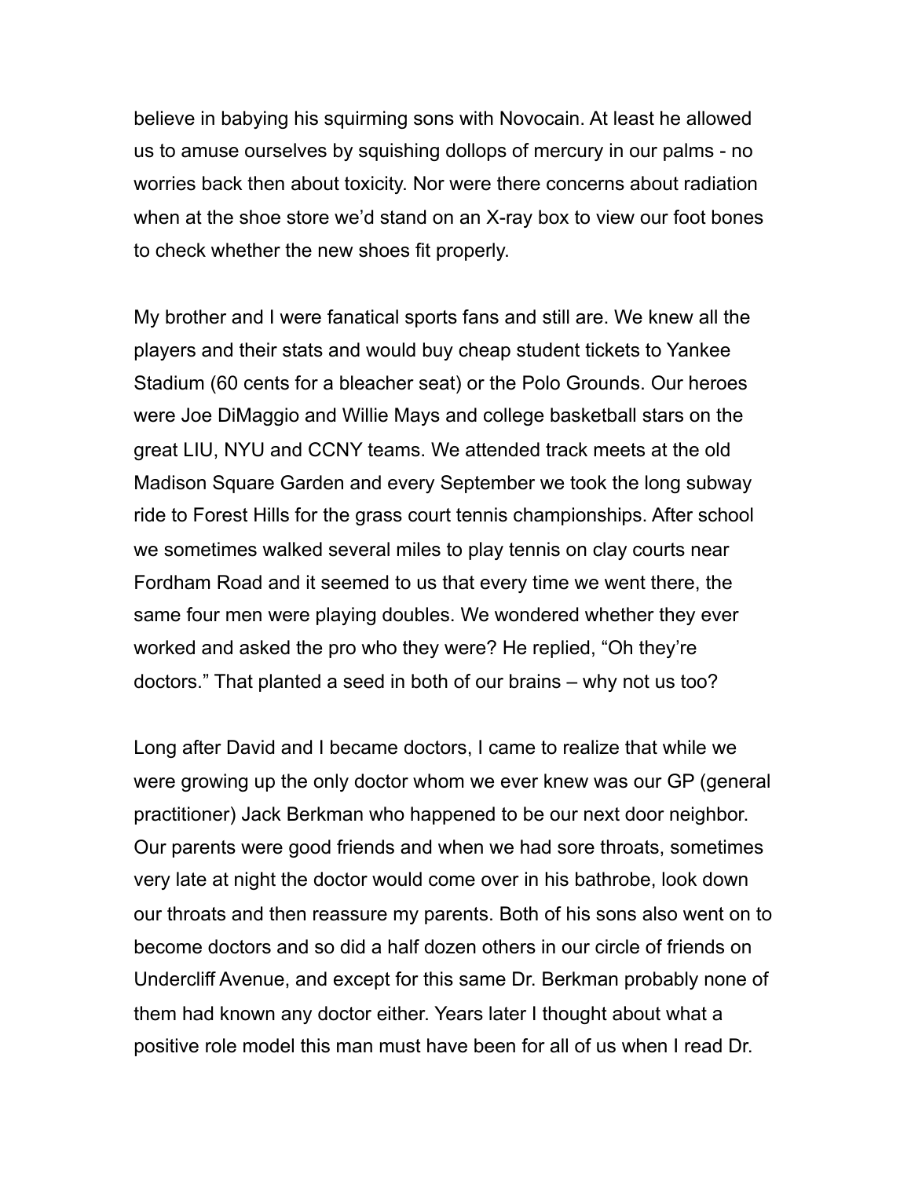believe in babying his squirming sons with Novocain. At least he allowed us to amuse ourselves by squishing dollops of mercury in our palms - no worries back then about toxicity. Nor were there concerns about radiation when at the shoe store we'd stand on an X-ray box to view our foot bones to check whether the new shoes fit properly.

My brother and I were fanatical sports fans and still are. We knew all the players and their stats and would buy cheap student tickets to Yankee Stadium (60 cents for a bleacher seat) or the Polo Grounds. Our heroes were Joe DiMaggio and Willie Mays and college basketball stars on the great LIU, NYU and CCNY teams. We attended track meets at the old Madison Square Garden and every September we took the long subway ride to Forest Hills for the grass court tennis championships. After school we sometimes walked several miles to play tennis on clay courts near Fordham Road and it seemed to us that every time we went there, the same four men were playing doubles. We wondered whether they ever worked and asked the pro who they were? He replied, "Oh they're doctors." That planted a seed in both of our brains – why not us too?

Long after David and I became doctors, I came to realize that while we were growing up the only doctor whom we ever knew was our GP (general practitioner) Jack Berkman who happened to be our next door neighbor. Our parents were good friends and when we had sore throats, sometimes very late at night the doctor would come over in his bathrobe, look down our throats and then reassure my parents. Both of his sons also went on to become doctors and so did a half dozen others in our circle of friends on Undercliff Avenue, and except for this same Dr. Berkman probably none of them had known any doctor either. Years later I thought about what a positive role model this man must have been for all of us when I read Dr.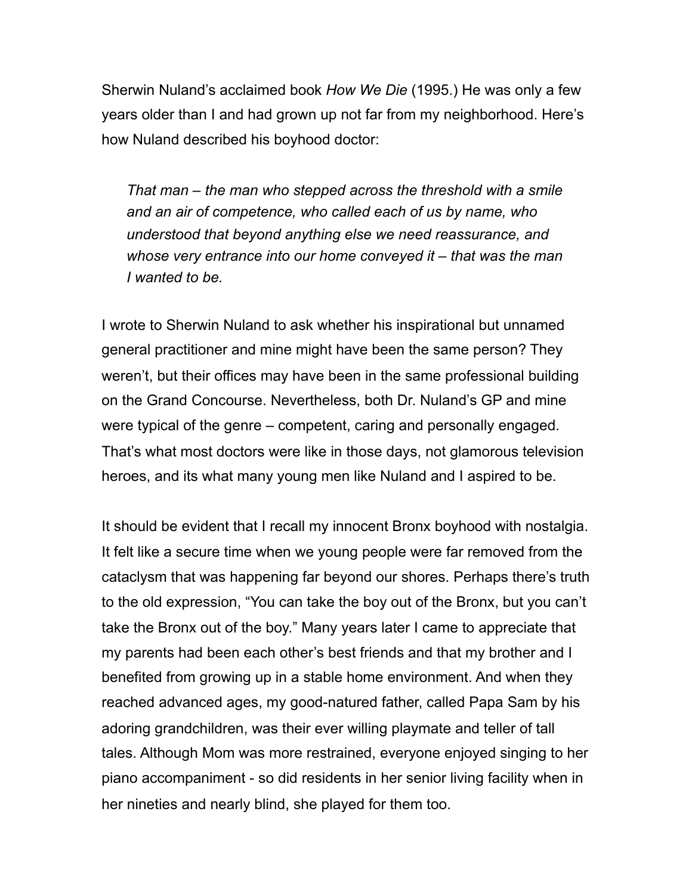Sherwin Nuland's acclaimed book *How We Die* (1995.) He was only a few years older than I and had grown up not far from my neighborhood. Here's how Nuland described his boyhood doctor:

> *That man – the man who stepped across the threshold with a smile and an air of competence, who called each of us by name, who understood that beyond anything else we need reassurance, and whose very entrance into our home conveyed it – that was the man I wanted to be.*

I wrote to Sherwin Nuland to ask whether his inspirational but unnamed general practitioner and mine might have been the same person? They weren't, but their offices may have been in the same professional building on the Grand Concourse. Nevertheless, both Dr. Nuland's GP and mine were typical of the genre – competent, caring and personally engaged. That's what most doctors were like in those days, not glamorous television heroes, and its what many young men like Nuland and I aspired to be.

It should be evident that I recall my innocent Bronx boyhood with nostalgia. It felt like a secure time when we young people were far removed from the cataclysm that was happening far beyond our shores. Perhaps there's truth to the old expression, "You can take the boy out of the Bronx, but you can't take the Bronx out of the boy." Many years later I came to appreciate that my parents had been each other's best friends and that my brother and I benefited from growing up in a stable home environment. And when they reached advanced ages, my good-natured father, called Papa Sam by his adoring grandchildren, was their ever willing playmate and teller of tall tales. Although Mom was more restrained, everyone enjoyed singing to her piano accompaniment - so did residents in her senior living facility when in her nineties and nearly blind, she played for them too.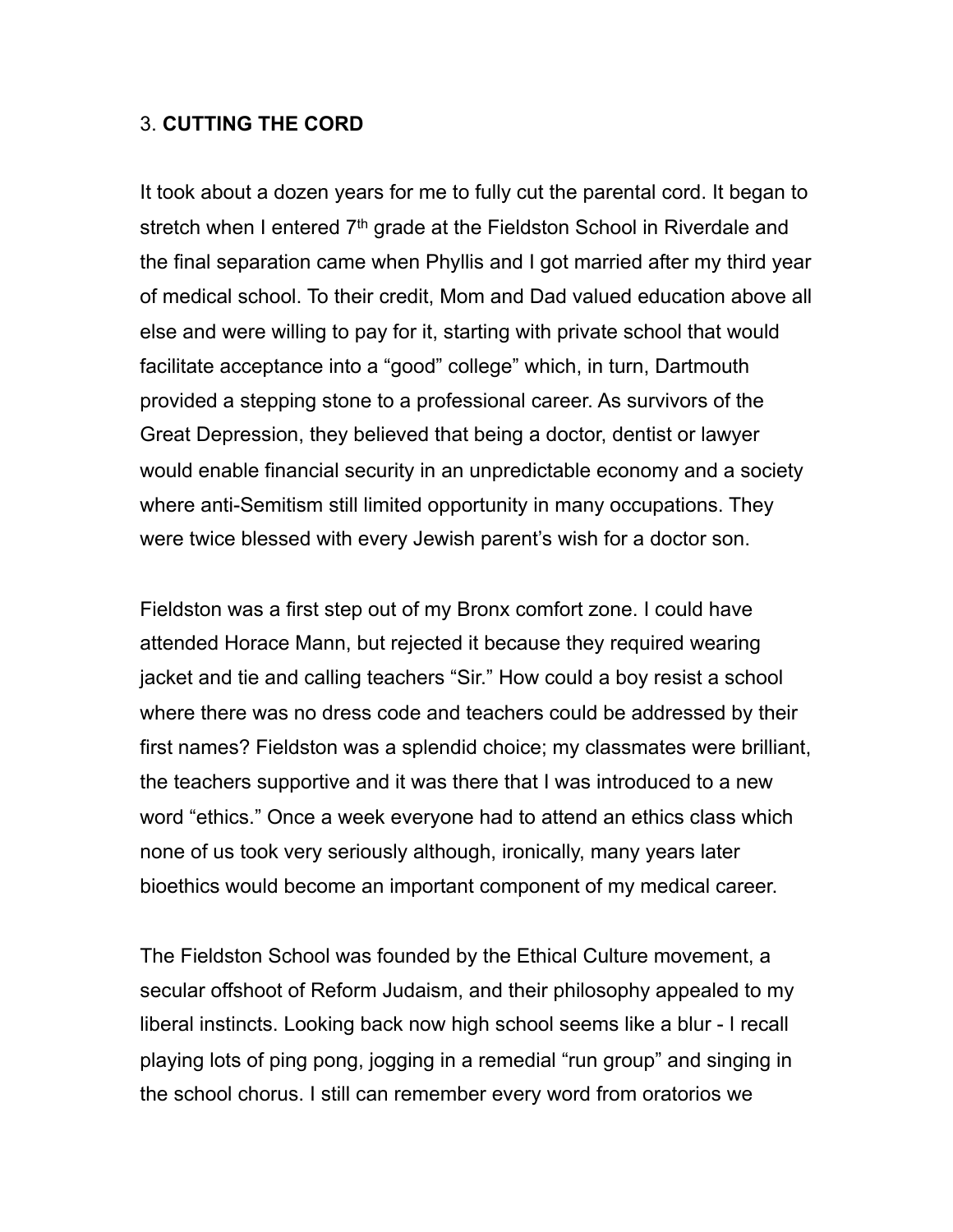## 3. **CUTTING THE CORD**

It took about a dozen years for me to fully cut the parental cord. It began to stretch when I entered 7th grade at the Fieldston School in Riverdale and the final separation came when Phyllis and I got married after my third year of medical school. To their credit, Mom and Dad valued education above all else and were willing to pay for it, starting with private school that would facilitate acceptance into a "good" college" which, in turn, Dartmouth provided a stepping stone to a professional career. As survivors of the Great Depression, they believed that being a doctor, dentist or lawyer would enable financial security in an unpredictable economy and a society where anti-Semitism still limited opportunity in many occupations. They were twice blessed with every Jewish parent's wish for a doctor son.

Fieldston was a first step out of my Bronx comfort zone. I could have attended Horace Mann, but rejected it because they required wearing jacket and tie and calling teachers "Sir." How could a boy resist a school where there was no dress code and teachers could be addressed by their first names? Fieldston was a splendid choice; my classmates were brilliant, the teachers supportive and it was there that I was introduced to a new word "ethics." Once a week everyone had to attend an ethics class which none of us took very seriously although, ironically, many years later bioethics would become an important component of my medical career.

The Fieldston School was founded by the Ethical Culture movement, a secular offshoot of Reform Judaism, and their philosophy appealed to my liberal instincts. Looking back now high school seems like a blur - I recall playing lots of ping pong, jogging in a remedial "run group" and singing in the school chorus. I still can remember every word from oratorios we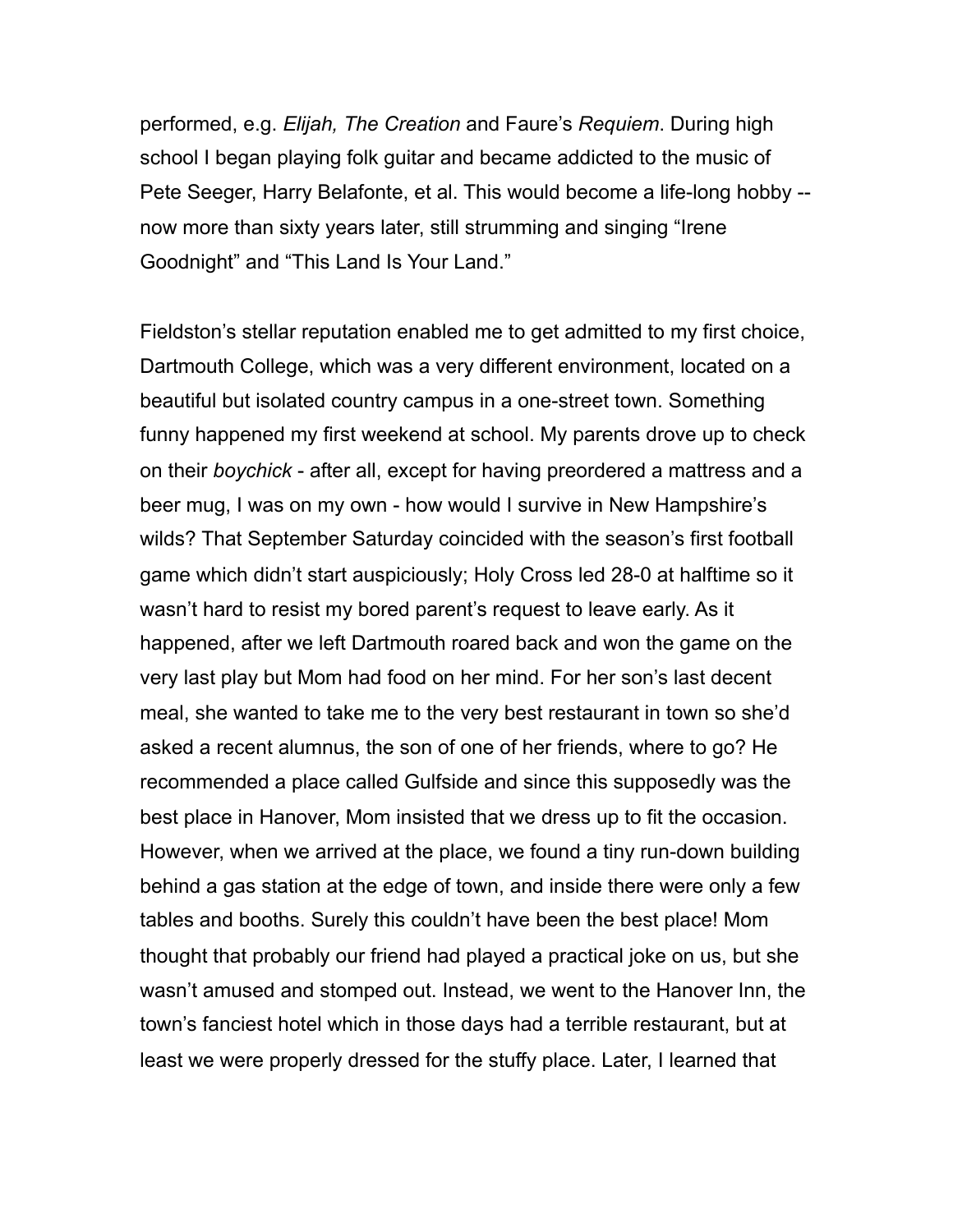performed, e.g. *Elijah, The Creation* and Faure's *Requiem*. During high school I began playing folk guitar and became addicted to the music of Pete Seeger, Harry Belafonte, et al. This would become a life-long hobby -- now more than sixty years later, still strumming and singing "Irene Goodnight" and "This Land Is Your Land."

Fieldston's stellar reputation enabled me to get admitted to my first choice, Dartmouth College, which was a very different environment, located on a beautiful but isolated country campus in a one-street town. Something funny happened my first weekend at school. My parents drove up to check on their *boychick* - after all, except for having preordered a mattress and a beer mug, I was on my own - how would I survive in New Hampshire's wilds? That September Saturday coincided with the season's first football game which didn't start auspiciously; Holy Cross led 28-0 at halftime so it wasn't hard to resist my bored parent's request to leave early. As it happened, after we left Dartmouth roared back and won the game on the very last play but Mom had food on her mind. For her son's last decent meal, she wanted to take me to the very best restaurant in town so she'd asked a recent alumnus, the son of one of her friends, where to go? He recommended a place called Gulfside and since this supposedly was the best place in Hanover, Mom insisted that we dress up to fit the occasion. However, when we arrived at the place, we found a tiny run-down building behind a gas station at the edge of town, and inside there were only a few tables and booths. Surely this couldn't have been the best place! Mom thought that probably our friend had played a practical joke on us, but she wasn't amused and stomped out. Instead, we went to the Hanover Inn, the town's fanciest hotel which in those days had a terrible restaurant, but at least we were properly dressed for the stuffy place. Later, I learned that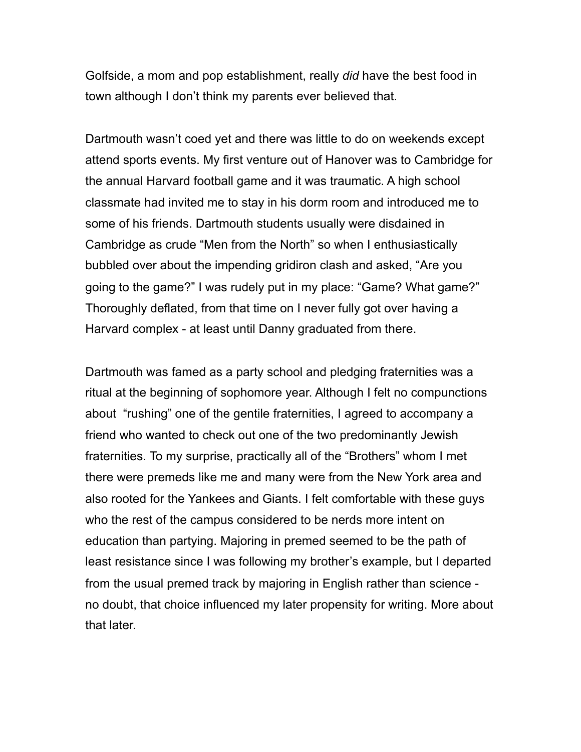Golfside, a mom and pop establishment, really *did* have the best food in town although I don't think my parents ever believed that.

Dartmouth wasn't coed yet and there was little to do on weekends except attend sports events. My first venture out of Hanover was to Cambridge for the annual Harvard football game and it was traumatic. A high school classmate had invited me to stay in his dorm room and introduced me to some of his friends. Dartmouth students usually were disdained in Cambridge as crude "Men from the North" so when I enthusiastically bubbled over about the impending gridiron clash and asked, "Are you going to the game?" I was rudely put in my place: "Game? What game?" Thoroughly deflated, from that time on I never fully got over having a Harvard complex - at least until Danny graduated from there.

Dartmouth was famed as a party school and pledging fraternities was a ritual at the beginning of sophomore year. Although I felt no compunctions about "rushing" one of the gentile fraternities, I agreed to accompany a friend who wanted to check out one of the two predominantly Jewish fraternities. To my surprise, practically all of the "Brothers" whom I met there were premeds like me and many were from the New York area and also rooted for the Yankees and Giants. I felt comfortable with these guys who the rest of the campus considered to be nerds more intent on education than partying. Majoring in premed seemed to be the path of least resistance since I was following my brother's example, but I departed from the usual premed track by majoring in English rather than science - no doubt, that choice influenced my later propensity for writing. More about that later.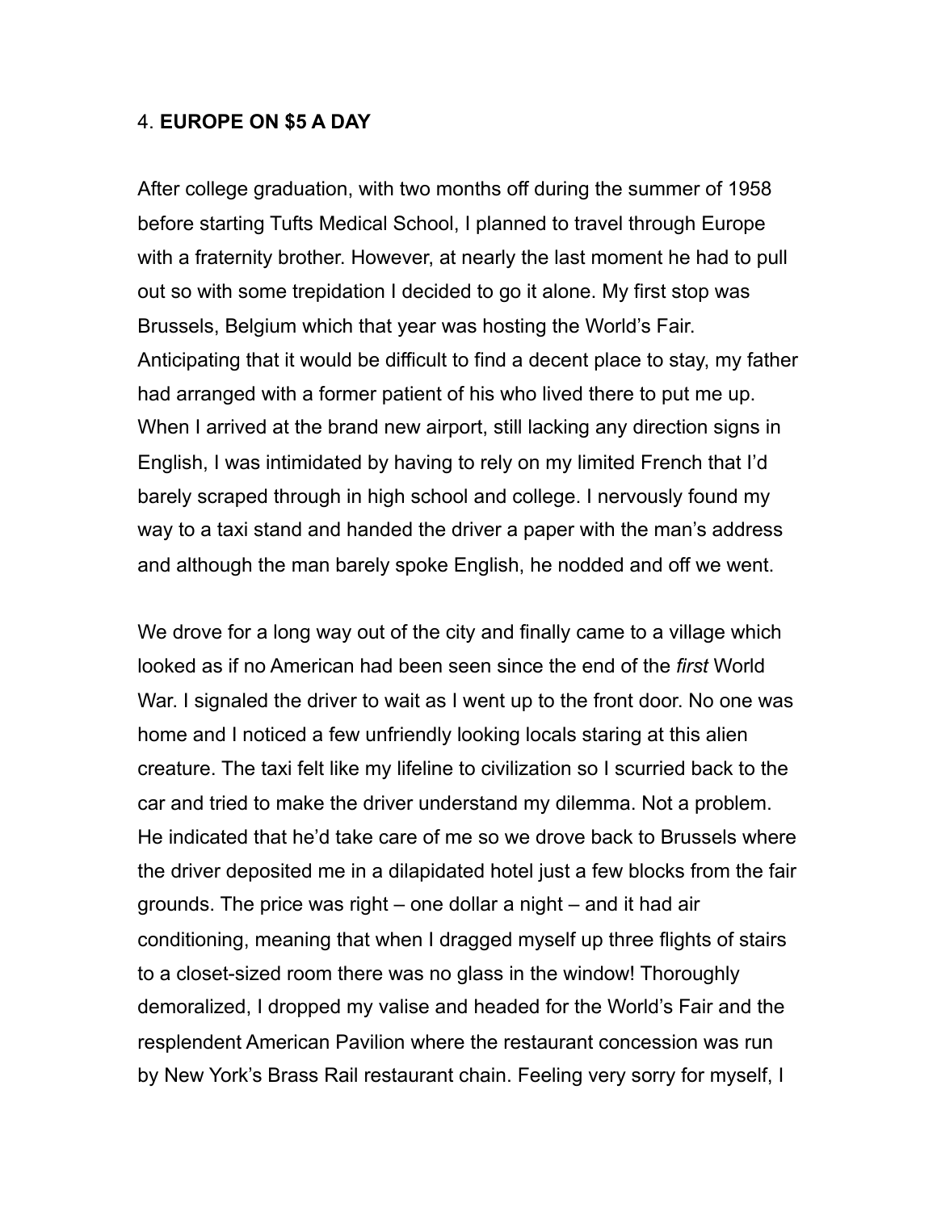## 4. **EUROPE ON $5 A DAY**

After college graduation, with two months off during the summer of 1958 before starting Tufts Medical School, I planned to travel through Europe with a fraternity brother. However, at nearly the last moment he had to pull out so with some trepidation I decided to go it alone. My first stop was Brussels, Belgium which that year was hosting the World's Fair. Anticipating that it would be difficult to find a decent place to stay, my father had arranged with a former patient of his who lived there to put me up. When I arrived at the brand new airport, still lacking any direction signs in English, I was intimidated by having to rely on my limited French that I'd barely scraped through in high school and college. I nervously found my way to a taxi stand and handed the driver a paper with the man's address and although the man barely spoke English, he nodded and off we went.

We drove for a long way out of the city and finally came to a village which looked as if no American had been seen since the end of the *first* World War. I signaled the driver to wait as I went up to the front door. No one was home and I noticed a few unfriendly looking locals staring at this alien creature. The taxi felt like my lifeline to civilization so I scurried back to the car and tried to make the driver understand my dilemma. Not a problem. He indicated that he'd take care of me so we drove back to Brussels where the driver deposited me in a dilapidated hotel just a few blocks from the fair grounds. The price was right – one dollar a night – and it had air conditioning, meaning that when I dragged myself up three flights of stairs to a closet-sized room there was no glass in the window! Thoroughly demoralized, I dropped my valise and headed for the World's Fair and the resplendent American Pavilion where the restaurant concession was run by New York's Brass Rail restaurant chain. Feeling very sorry for myself, I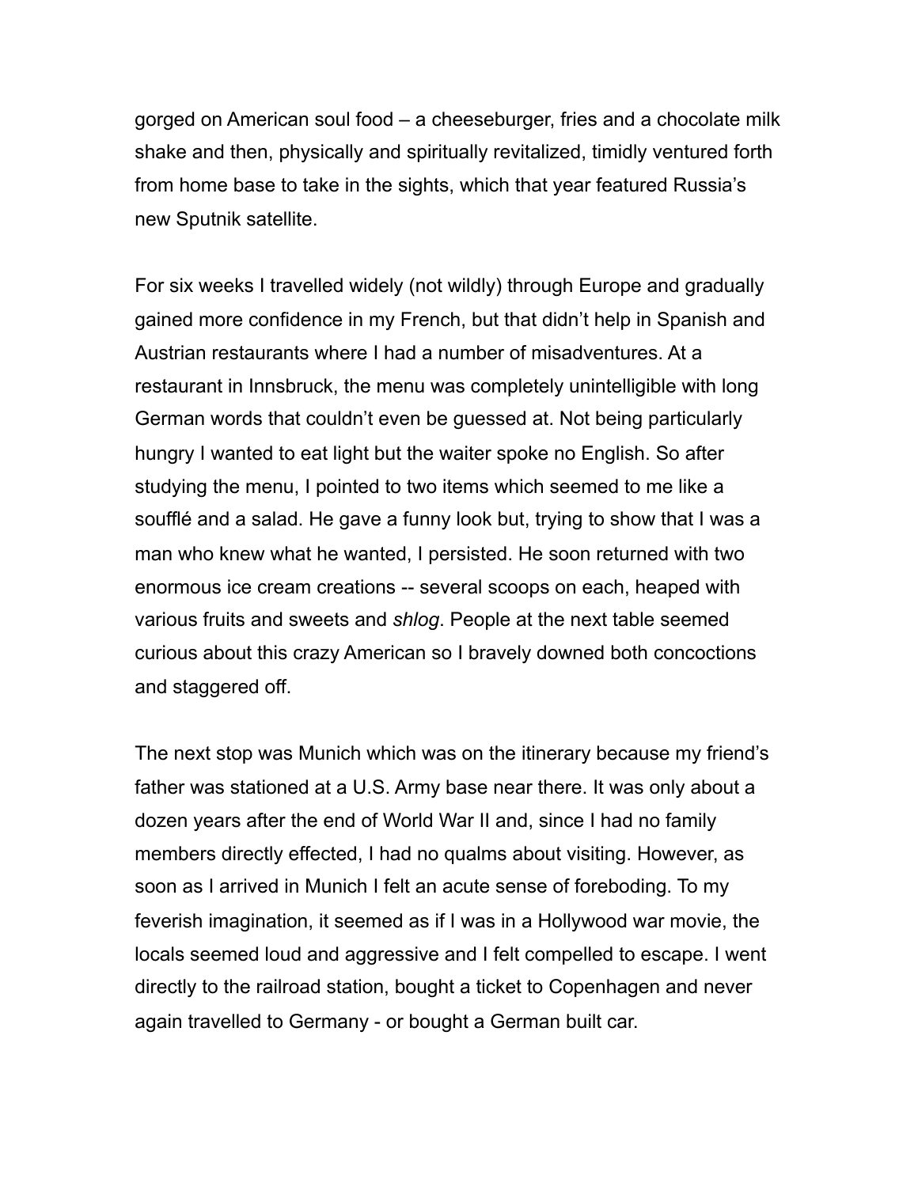gorged on American soul food – a cheeseburger, fries and a chocolate milk shake and then, physically and spiritually revitalized, timidly ventured forth from home base to take in the sights, which that year featured Russia's new Sputnik satellite.

For six weeks I travelled widely (not wildly) through Europe and gradually gained more confidence in my French, but that didn't help in Spanish and Austrian restaurants where I had a number of misadventures. At a restaurant in Innsbruck, the menu was completely unintelligible with long German words that couldn't even be guessed at. Not being particularly hungry I wanted to eat light but the waiter spoke no English. So after studying the menu, I pointed to two items which seemed to me like a soufflé and a salad. He gave a funny look but, trying to show that I was a man who knew what he wanted, I persisted. He soon returned with two enormous ice cream creations -- several scoops on each, heaped with various fruits and sweets and *shlog*. People at the next table seemed curious about this crazy American so I bravely downed both concoctions and staggered off.

The next stop was Munich which was on the itinerary because my friend's father was stationed at a U.S. Army base near there. It was only about a dozen years after the end of World War II and, since I had no family members directly effected, I had no qualms about visiting. However, as soon as I arrived in Munich I felt an acute sense of foreboding. To my feverish imagination, it seemed as if I was in a Hollywood war movie, the locals seemed loud and aggressive and I felt compelled to escape. I went directly to the railroad station, bought a ticket to Copenhagen and never again travelled to Germany - or bought a German built car.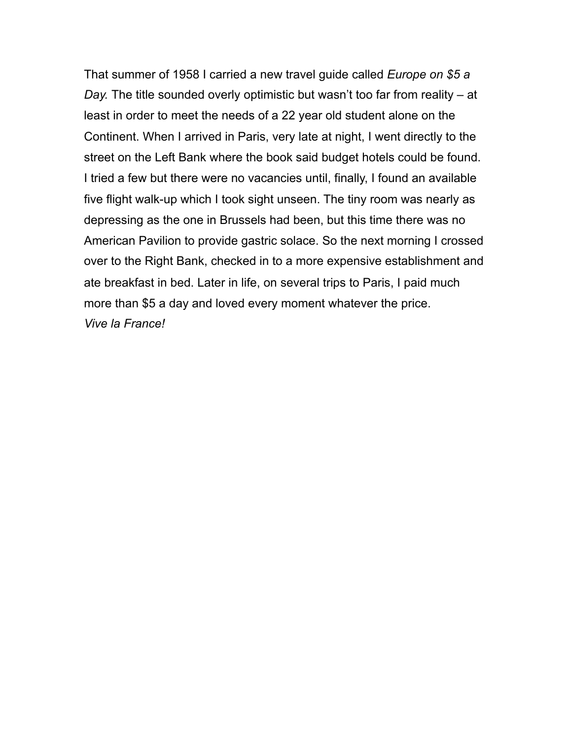That summer of 1958 I carried a new travel guide called *Europe on $5 a Day.* The title sounded overly optimistic but wasn't too far from reality – at least in order to meet the needs of a 22 year old student alone on the Continent. When I arrived in Paris, very late at night, I went directly to the street on the Left Bank where the book said budget hotels could be found. I tried a few but there were no vacancies until, finally, I found an available five flight walk-up which I took sight unseen. The tiny room was nearly as depressing as the one in Brussels had been, but this time there was no American Pavilion to provide gastric solace. So the next morning I crossed over to the Right Bank, checked in to a more expensive establishment and ate breakfast in bed. Later in life, on several trips to Paris, I paid much more than $5 a day and loved every moment whatever the price.
*Vive la France!*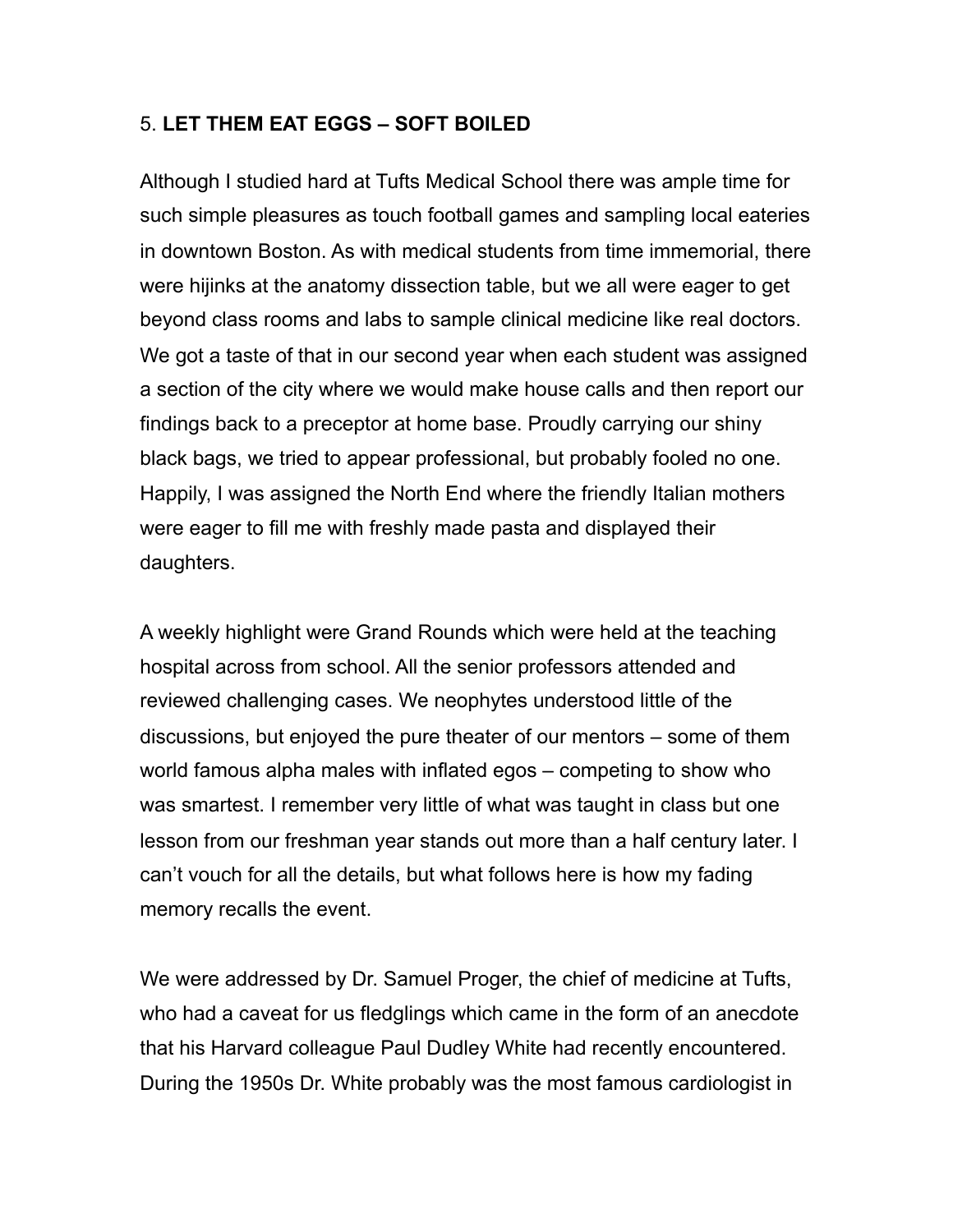## 5. **LET THEM EAT EGGS – SOFT BOILED**

Although I studied hard at Tufts Medical School there was ample time for such simple pleasures as touch football games and sampling local eateries in downtown Boston. As with medical students from time immemorial, there were hijinks at the anatomy dissection table, but we all were eager to get beyond class rooms and labs to sample clinical medicine like real doctors. We got a taste of that in our second year when each student was assigned a section of the city where we would make house calls and then report our findings back to a preceptor at home base. Proudly carrying our shiny black bags, we tried to appear professional, but probably fooled no one. Happily, I was assigned the North End where the friendly Italian mothers were eager to fill me with freshly made pasta and displayed their daughters.

A weekly highlight were Grand Rounds which were held at the teaching hospital across from school. All the senior professors attended and reviewed challenging cases. We neophytes understood little of the discussions, but enjoyed the pure theater of our mentors – some of them world famous alpha males with inflated egos – competing to show who was smartest. I remember very little of what was taught in class but one lesson from our freshman year stands out more than a half century later. I can't vouch for all the details, but what follows here is how my fading memory recalls the event.

We were addressed by Dr. Samuel Proger, the chief of medicine at Tufts, who had a caveat for us fledglings which came in the form of an anecdote that his Harvard colleague Paul Dudley White had recently encountered. During the 1950s Dr. White probably was the most famous cardiologist in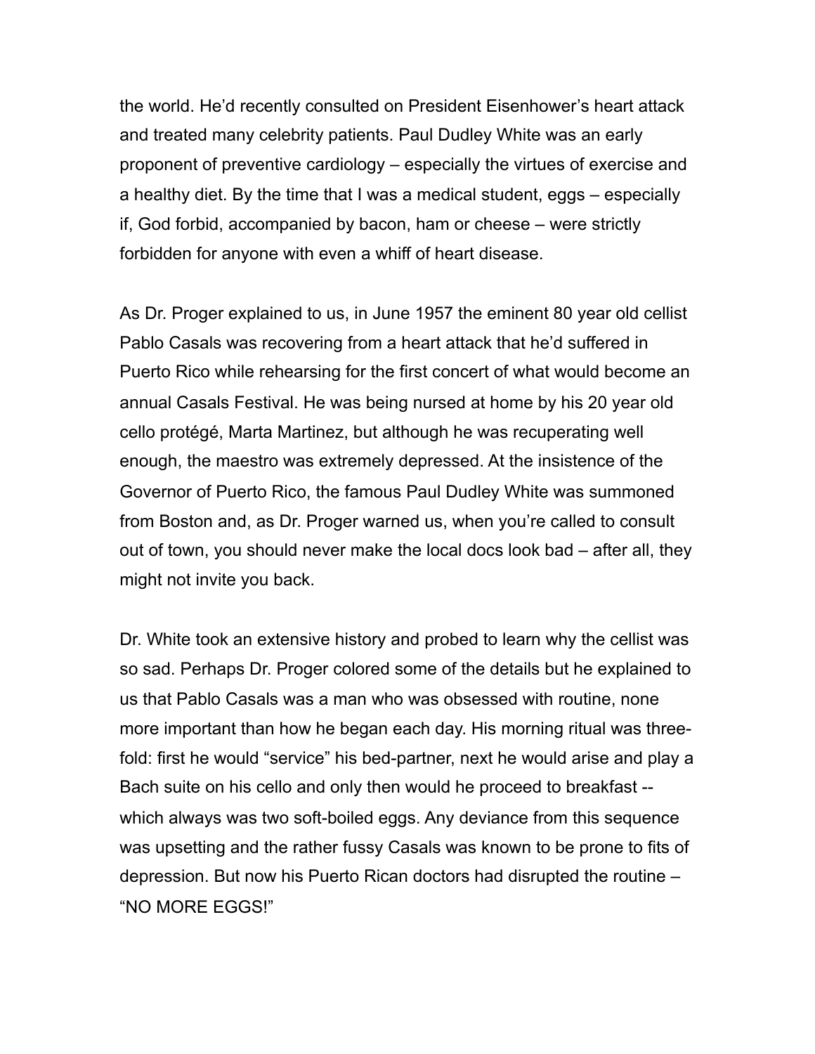the world. He'd recently consulted on President Eisenhower's heart attack and treated many celebrity patients. Paul Dudley White was an early proponent of preventive cardiology – especially the virtues of exercise and a healthy diet. By the time that I was a medical student, eggs – especially if, God forbid, accompanied by bacon, ham or cheese – were strictly forbidden for anyone with even a whiff of heart disease.

As Dr. Proger explained to us, in June 1957 the eminent 80 year old cellist Pablo Casals was recovering from a heart attack that he'd suffered in Puerto Rico while rehearsing for the first concert of what would become an annual Casals Festival. He was being nursed at home by his 20 year old cello protégé, Marta Martinez, but although he was recuperating well enough, the maestro was extremely depressed. At the insistence of the Governor of Puerto Rico, the famous Paul Dudley White was summoned from Boston and, as Dr. Proger warned us, when you're called to consult out of town, you should never make the local docs look bad – after all, they might not invite you back.

Dr. White took an extensive history and probed to learn why the cellist was so sad. Perhaps Dr. Proger colored some of the details but he explained to us that Pablo Casals was a man who was obsessed with routine, none more important than how he began each day. His morning ritual was three-fold: first he would "service" his bed-partner, next he would arise and play a Bach suite on his cello and only then would he proceed to breakfast -- which always was two soft-boiled eggs. Any deviance from this sequence was upsetting and the rather fussy Casals was known to be prone to fits of depression. But now his Puerto Rican doctors had disrupted the routine – "NO MORE EGGS!"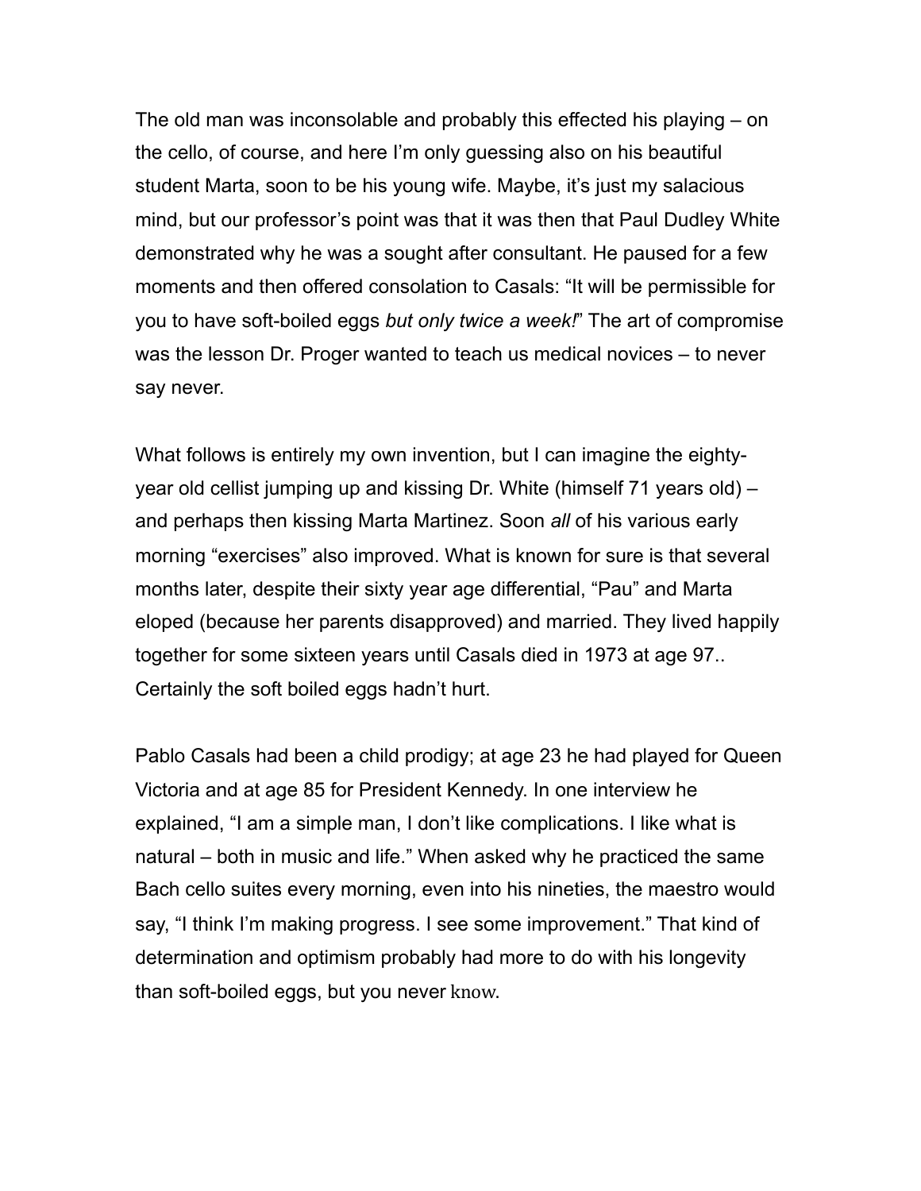The old man was inconsolable and probably this effected his playing – on the cello, of course, and here I'm only guessing also on his beautiful student Marta, soon to be his young wife. Maybe, it's just my salacious mind, but our professor's point was that it was then that Paul Dudley White demonstrated why he was a sought after consultant. He paused for a few moments and then offered consolation to Casals: "It will be permissible for you to have soft-boiled eggs *but only twice a week!*" The art of compromise was the lesson Dr. Proger wanted to teach us medical novices – to never say never.

What follows is entirely my own invention, but I can imagine the eighty-year old cellist jumping up and kissing Dr. White (himself 71 years old) – and perhaps then kissing Marta Martinez. Soon *all* of his various early morning "exercises" also improved. What is known for sure is that several months later, despite their sixty year age differential, "Pau" and Marta eloped (because her parents disapproved) and married. They lived happily together for some sixteen years until Casals died in 1973 at age 97.. Certainly the soft boiled eggs hadn't hurt.

Pablo Casals had been a child prodigy; at age 23 he had played for Queen Victoria and at age 85 for President Kennedy. In one interview he explained, "I am a simple man, I don't like complications. I like what is natural – both in music and life." When asked why he practiced the same Bach cello suites every morning, even into his nineties, the maestro would say, "I think I'm making progress. I see some improvement." That kind of determination and optimism probably had more to do with his longevity than soft-boiled eggs, but you never know.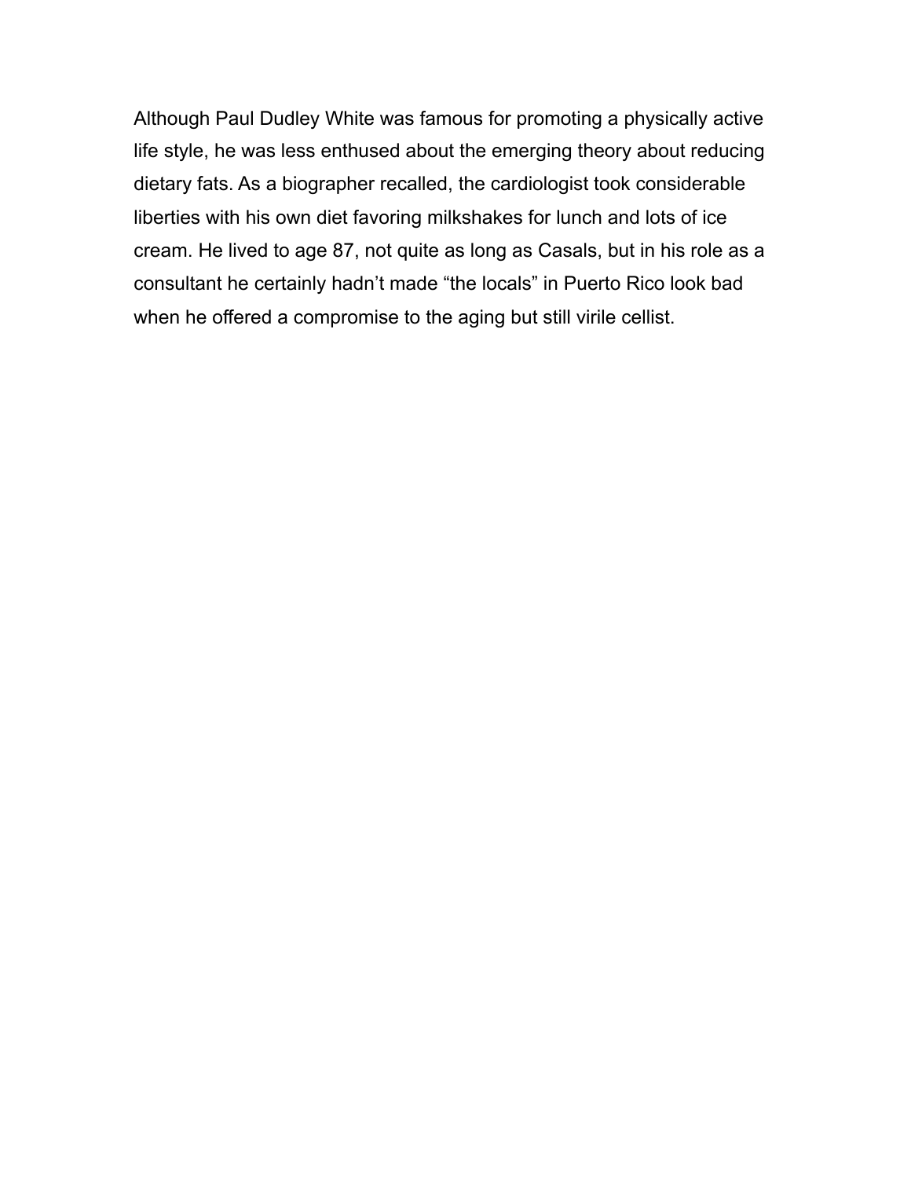Although Paul Dudley White was famous for promoting a physically active life style, he was less enthused about the emerging theory about reducing dietary fats. As a biographer recalled, the cardiologist took considerable liberties with his own diet favoring milkshakes for lunch and lots of ice cream. He lived to age 87, not quite as long as Casals, but in his role as a consultant he certainly hadn't made "the locals" in Puerto Rico look bad when he offered a compromise to the aging but still virile cellist.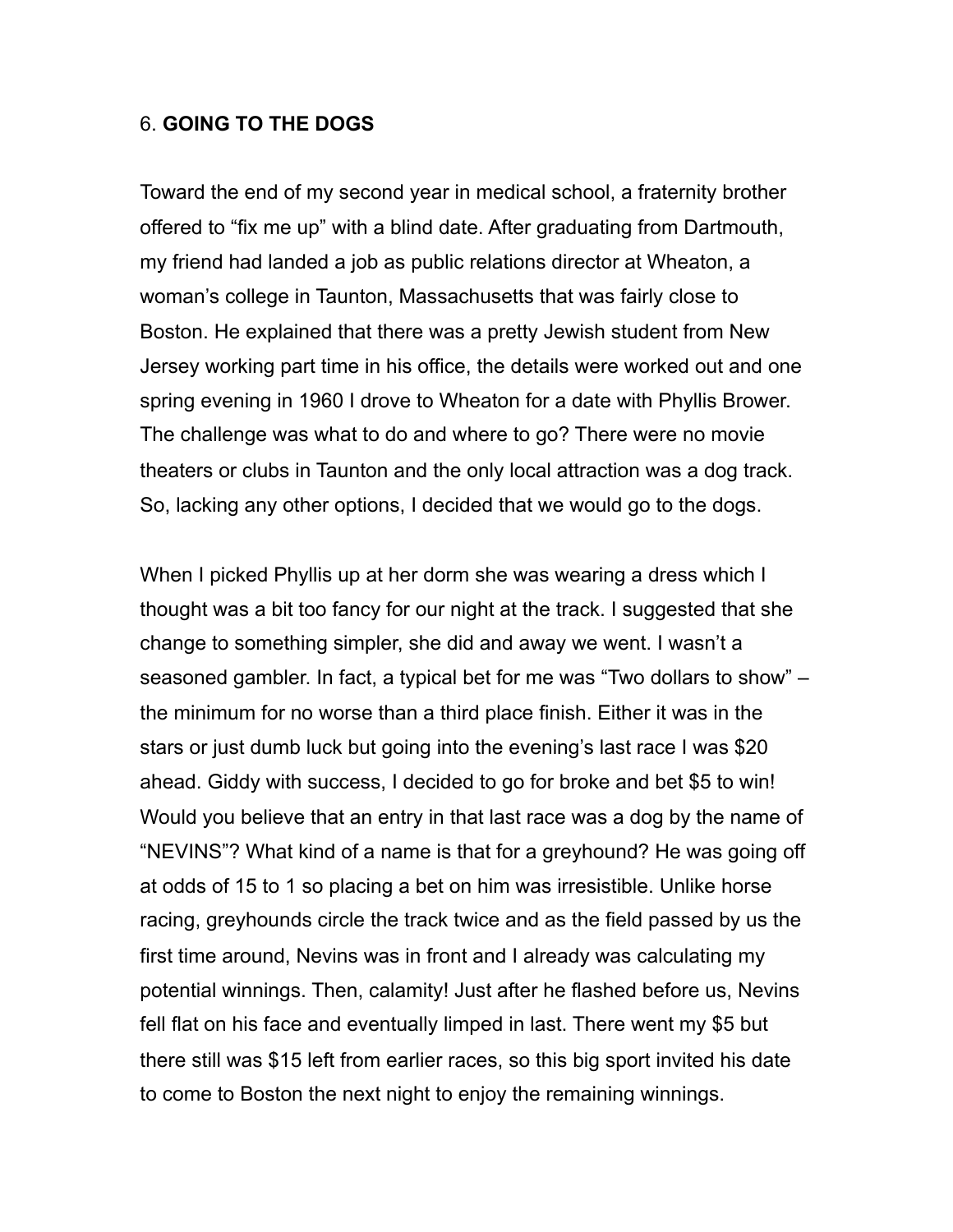## 6. **GOING TO THE DOGS**

Toward the end of my second year in medical school, a fraternity brother offered to "fix me up" with a blind date. After graduating from Dartmouth, my friend had landed a job as public relations director at Wheaton, a woman's college in Taunton, Massachusetts that was fairly close to Boston. He explained that there was a pretty Jewish student from New Jersey working part time in his office, the details were worked out and one spring evening in 1960 I drove to Wheaton for a date with Phyllis Brower. The challenge was what to do and where to go? There were no movie theaters or clubs in Taunton and the only local attraction was a dog track. So, lacking any other options, I decided that we would go to the dogs.

When I picked Phyllis up at her dorm she was wearing a dress which I thought was a bit too fancy for our night at the track. I suggested that she change to something simpler, she did and away we went. I wasn't a seasoned gambler. In fact, a typical bet for me was "Two dollars to show" – the minimum for no worse than a third place finish. Either it was in the stars or just dumb luck but going into the evening's last race I was $20 ahead. Giddy with success, I decided to go for broke and bet $5 to win! Would you believe that an entry in that last race was a dog by the name of "NEVINS"? What kind of a name is that for a greyhound? He was going off at odds of 15 to 1 so placing a bet on him was irresistible. Unlike horse racing, greyhounds circle the track twice and as the field passed by us the first time around, Nevins was in front and I already was calculating my potential winnings. Then, calamity! Just after he flashed before us, Nevins fell flat on his face and eventually limped in last. There went my $5 but there still was $15 left from earlier races, so this big sport invited his date to come to Boston the next night to enjoy the remaining winnings.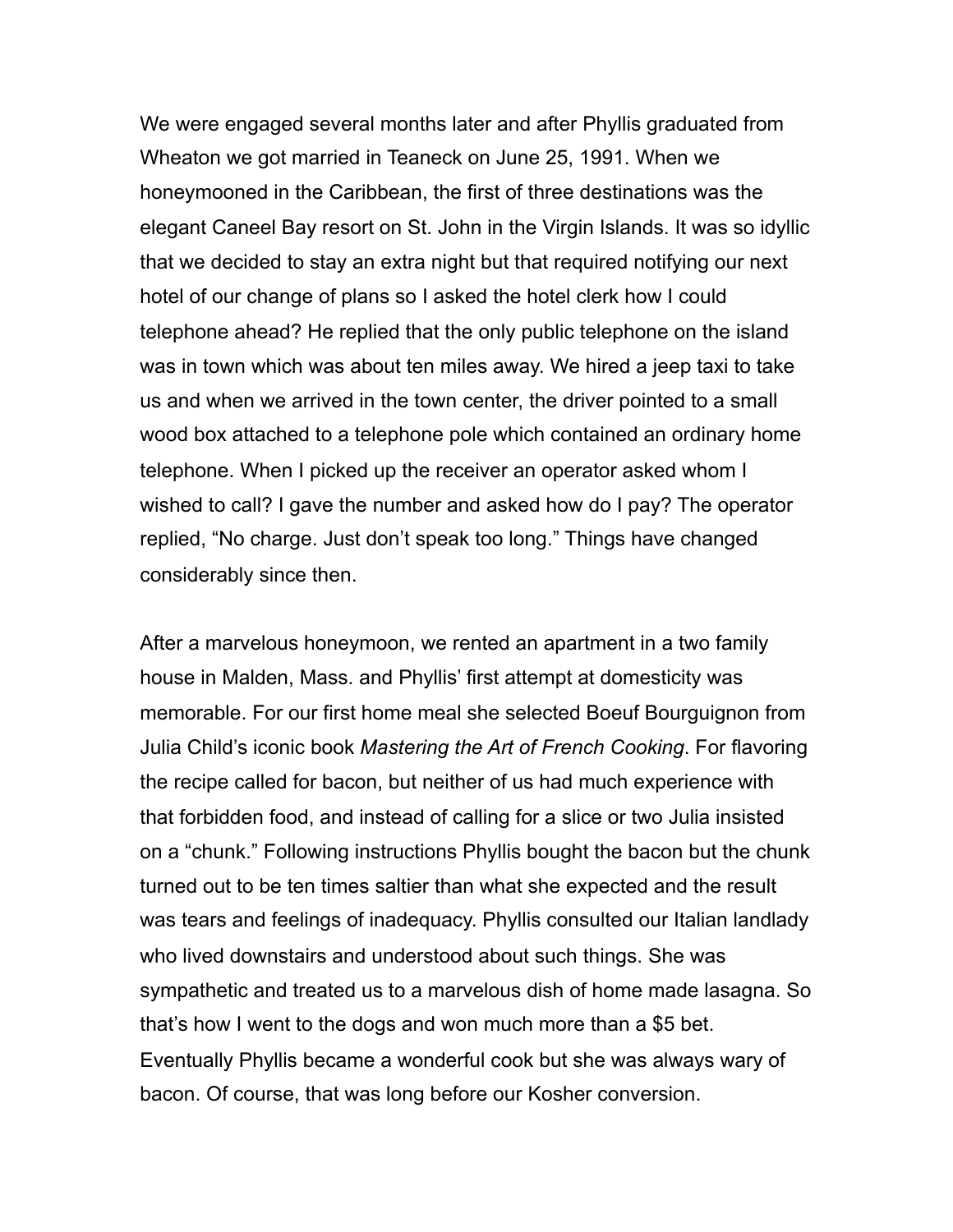We were engaged several months later and after Phyllis graduated from Wheaton we got married in Teaneck on June 25, 1991. When we honeymooned in the Caribbean, the first of three destinations was the elegant Caneel Bay resort on St. John in the Virgin Islands. It was so idyllic that we decided to stay an extra night but that required notifying our next hotel of our change of plans so I asked the hotel clerk how I could telephone ahead? He replied that the only public telephone on the island was in town which was about ten miles away. We hired a jeep taxi to take us and when we arrived in the town center, the driver pointed to a small wood box attached to a telephone pole which contained an ordinary home telephone. When I picked up the receiver an operator asked whom I wished to call? I gave the number and asked how do I pay? The operator replied, "No charge. Just don't speak too long." Things have changed considerably since then.

After a marvelous honeymoon, we rented an apartment in a two family house in Malden, Mass. and Phyllis' first attempt at domesticity was memorable. For our first home meal she selected Boeuf Bourguignon from Julia Child's iconic book *Mastering the Art of French Cooking*. For flavoring the recipe called for bacon, but neither of us had much experience with that forbidden food, and instead of calling for a slice or two Julia insisted on a "chunk." Following instructions Phyllis bought the bacon but the chunk turned out to be ten times saltier than what she expected and the result was tears and feelings of inadequacy. Phyllis consulted our Italian landlady who lived downstairs and understood about such things. She was sympathetic and treated us to a marvelous dish of home made lasagna. So that's how I went to the dogs and won much more than a $5 bet. Eventually Phyllis became a wonderful cook but she was always wary of bacon. Of course, that was long before our Kosher conversion.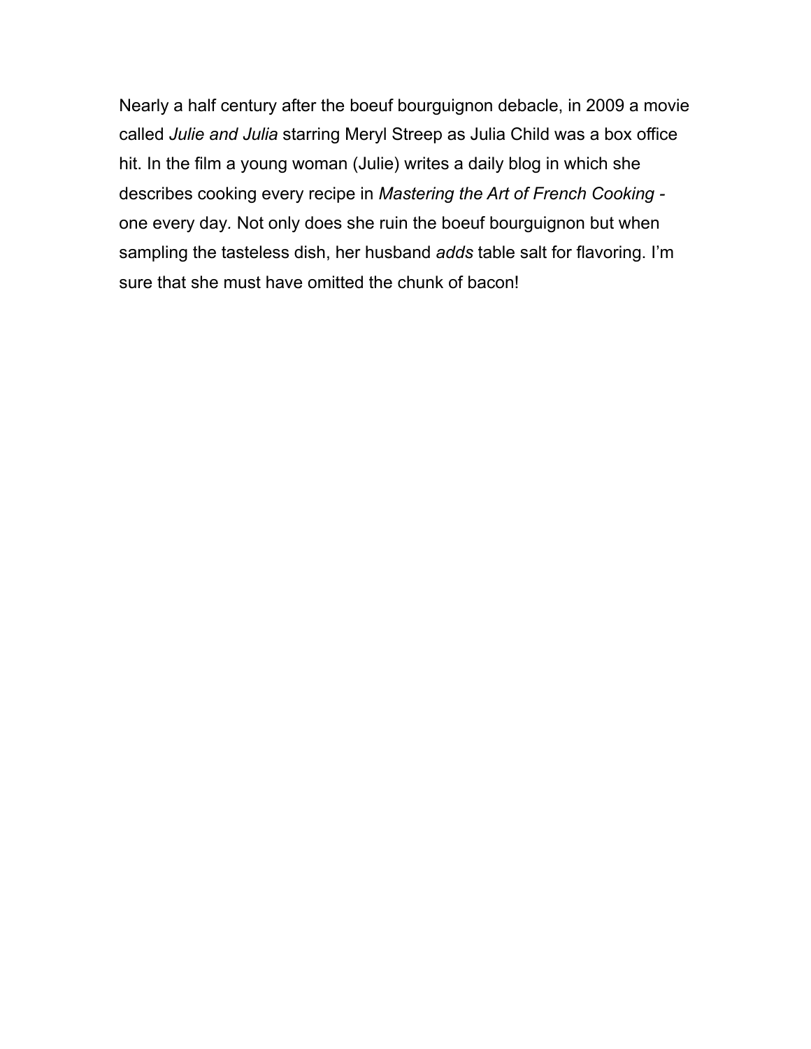Nearly a half century after the boeuf bourguignon debacle, in 2009 a movie called *Julie and Julia* starring Meryl Streep as Julia Child was a box office hit. In the film a young woman (Julie) writes a daily blog in which she describes cooking every recipe in *Mastering the Art of French Cooking* - one every day. Not only does she ruin the boeuf bourguignon but when sampling the tasteless dish, her husband *adds* table salt for flavoring. I'm sure that she must have omitted the chunk of bacon!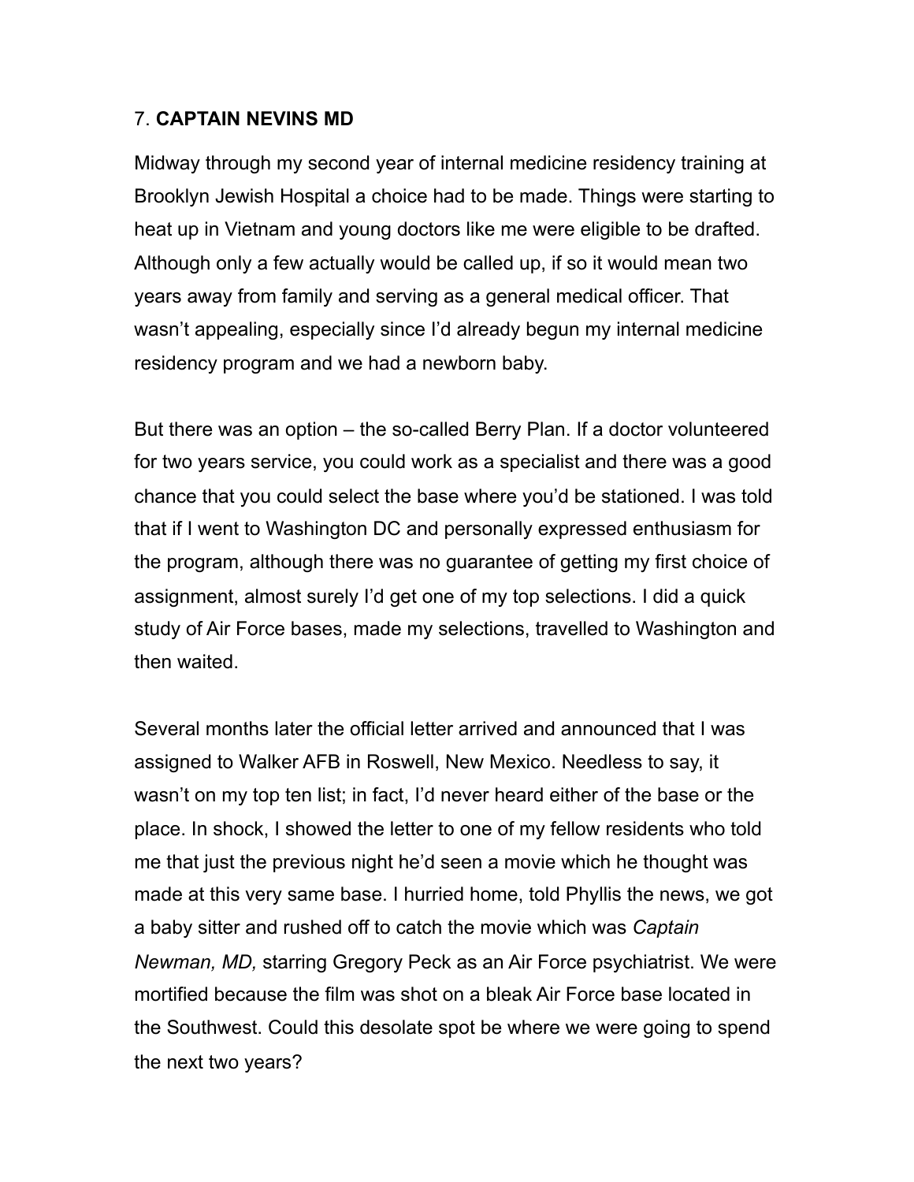## 7. **CAPTAIN NEVINS MD**

Midway through my second year of internal medicine residency training at Brooklyn Jewish Hospital a choice had to be made. Things were starting to heat up in Vietnam and young doctors like me were eligible to be drafted. Although only a few actually would be called up, if so it would mean two years away from family and serving as a general medical officer. That wasn't appealing, especially since I'd already begun my internal medicine residency program and we had a newborn baby.

But there was an option – the so-called Berry Plan. If a doctor volunteered for two years service, you could work as a specialist and there was a good chance that you could select the base where you'd be stationed. I was told that if I went to Washington DC and personally expressed enthusiasm for the program, although there was no guarantee of getting my first choice of assignment, almost surely I'd get one of my top selections. I did a quick study of Air Force bases, made my selections, travelled to Washington and then waited.

Several months later the official letter arrived and announced that I was assigned to Walker AFB in Roswell, New Mexico. Needless to say, it wasn't on my top ten list; in fact, I'd never heard either of the base or the place. In shock, I showed the letter to one of my fellow residents who told me that just the previous night he'd seen a movie which he thought was made at this very same base. I hurried home, told Phyllis the news, we got a baby sitter and rushed off to catch the movie which was *Captain Newman, MD,* starring Gregory Peck as an Air Force psychiatrist. We were mortified because the film was shot on a bleak Air Force base located in the Southwest. Could this desolate spot be where we were going to spend the next two years?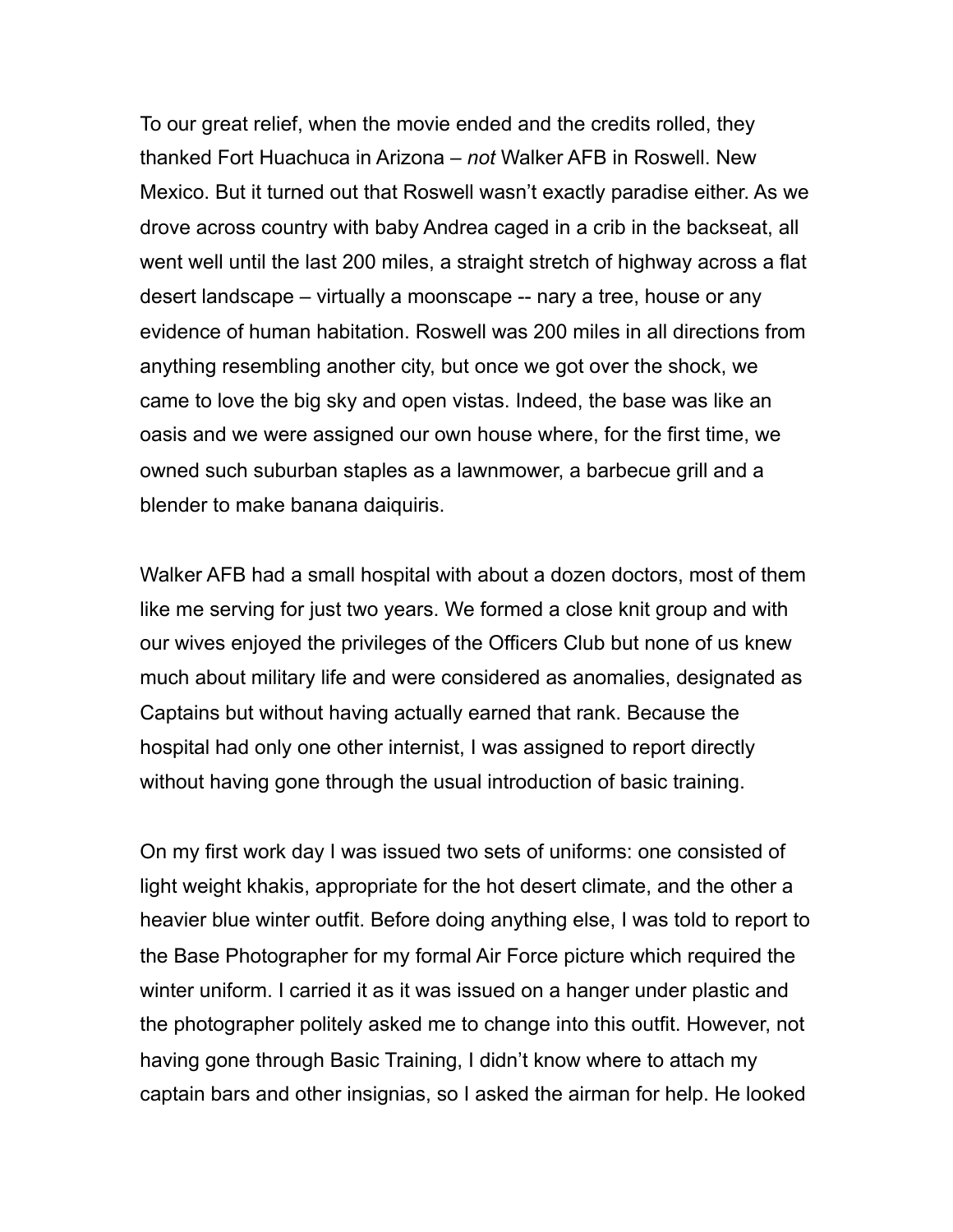To our great relief, when the movie ended and the credits rolled, they thanked Fort Huachuca in Arizona – *not* Walker AFB in Roswell. New Mexico. But it turned out that Roswell wasn't exactly paradise either. As we drove across country with baby Andrea caged in a crib in the backseat, all went well until the last 200 miles, a straight stretch of highway across a flat desert landscape – virtually a moonscape -- nary a tree, house or any evidence of human habitation. Roswell was 200 miles in all directions from anything resembling another city, but once we got over the shock, we came to love the big sky and open vistas. Indeed, the base was like an oasis and we were assigned our own house where, for the first time, we owned such suburban staples as a lawnmower, a barbecue grill and a blender to make banana daiquiris.

Walker AFB had a small hospital with about a dozen doctors, most of them like me serving for just two years. We formed a close knit group and with our wives enjoyed the privileges of the Officers Club but none of us knew much about military life and were considered as anomalies, designated as Captains but without having actually earned that rank. Because the hospital had only one other internist, I was assigned to report directly without having gone through the usual introduction of basic training.

On my first work day I was issued two sets of uniforms: one consisted of light weight khakis, appropriate for the hot desert climate, and the other a heavier blue winter outfit. Before doing anything else, I was told to report to the Base Photographer for my formal Air Force picture which required the winter uniform. I carried it as it was issued on a hanger under plastic and the photographer politely asked me to change into this outfit. However, not having gone through Basic Training, I didn't know where to attach my captain bars and other insignias, so I asked the airman for help. He looked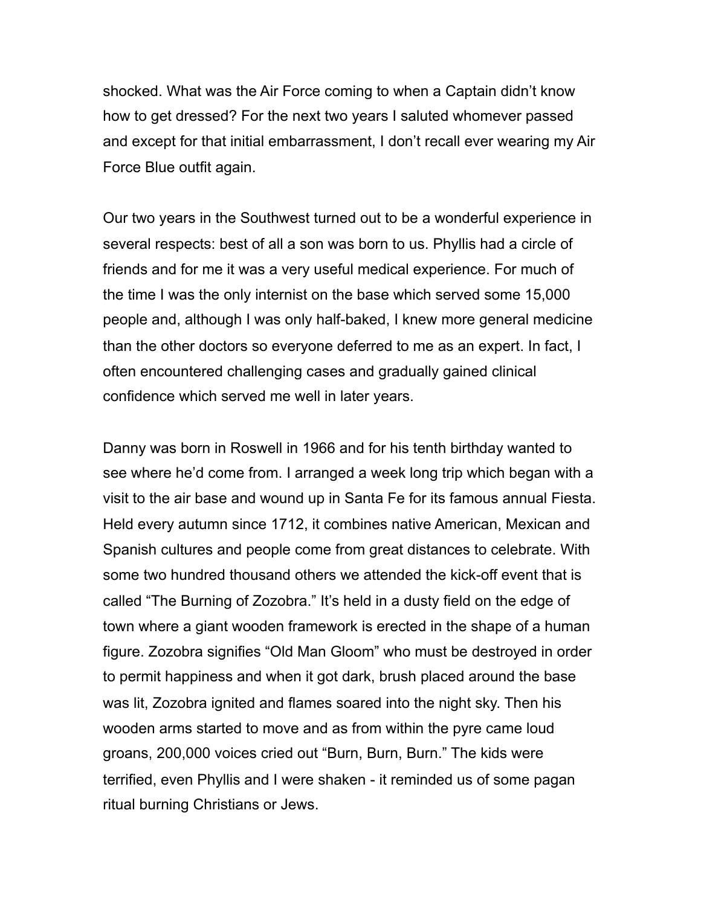shocked. What was the Air Force coming to when a Captain didn't know how to get dressed? For the next two years I saluted whomever passed and except for that initial embarrassment, I don't recall ever wearing my Air Force Blue outfit again.

Our two years in the Southwest turned out to be a wonderful experience in several respects: best of all a son was born to us. Phyllis had a circle of friends and for me it was a very useful medical experience. For much of the time I was the only internist on the base which served some 15,000 people and, although I was only half-baked, I knew more general medicine than the other doctors so everyone deferred to me as an expert. In fact, I often encountered challenging cases and gradually gained clinical confidence which served me well in later years.

Danny was born in Roswell in 1966 and for his tenth birthday wanted to see where he'd come from. I arranged a week long trip which began with a visit to the air base and wound up in Santa Fe for its famous annual Fiesta. Held every autumn since 1712, it combines native American, Mexican and Spanish cultures and people come from great distances to celebrate. With some two hundred thousand others we attended the kick-off event that is called "The Burning of Zozobra." It's held in a dusty field on the edge of town where a giant wooden framework is erected in the shape of a human figure. Zozobra signifies "Old Man Gloom" who must be destroyed in order to permit happiness and when it got dark, brush placed around the base was lit, Zozobra ignited and flames soared into the night sky. Then his wooden arms started to move and as from within the pyre came loud groans, 200,000 voices cried out "Burn, Burn, Burn." The kids were terrified, even Phyllis and I were shaken - it reminded us of some pagan ritual burning Christians or Jews.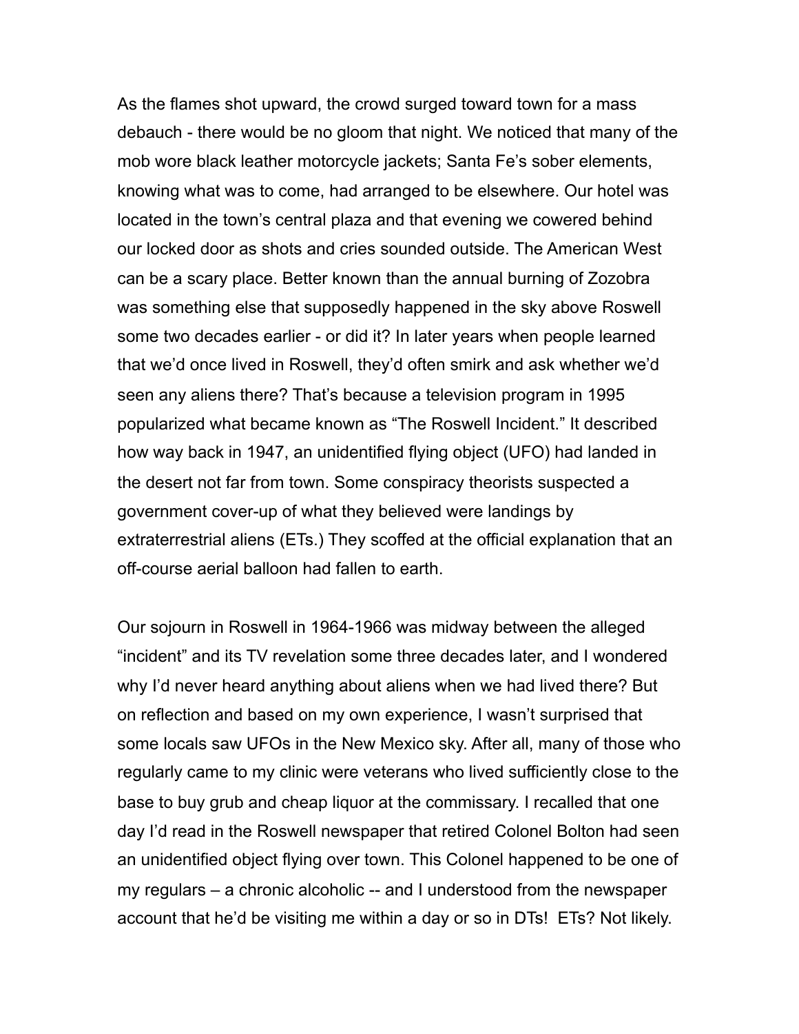As the flames shot upward, the crowd surged toward town for a mass debauch - there would be no gloom that night. We noticed that many of the mob wore black leather motorcycle jackets; Santa Fe's sober elements, knowing what was to come, had arranged to be elsewhere. Our hotel was located in the town's central plaza and that evening we cowered behind our locked door as shots and cries sounded outside. The American West can be a scary place. Better known than the annual burning of Zozobra was something else that supposedly happened in the sky above Roswell some two decades earlier - or did it? In later years when people learned that we'd once lived in Roswell, they'd often smirk and ask whether we'd seen any aliens there? That's because a television program in 1995 popularized what became known as "The Roswell Incident." It described how way back in 1947, an unidentified flying object (UFO) had landed in the desert not far from town. Some conspiracy theorists suspected a government cover-up of what they believed were landings by extraterrestrial aliens (ETs.) They scoffed at the official explanation that an off-course aerial balloon had fallen to earth.

Our sojourn in Roswell in 1964-1966 was midway between the alleged "incident" and its TV revelation some three decades later, and I wondered why I'd never heard anything about aliens when we had lived there? But on reflection and based on my own experience, I wasn't surprised that some locals saw UFOs in the New Mexico sky. After all, many of those who regularly came to my clinic were veterans who lived sufficiently close to the base to buy grub and cheap liquor at the commissary. I recalled that one day I'd read in the Roswell newspaper that retired Colonel Bolton had seen an unidentified object flying over town. This Colonel happened to be one of my regulars – a chronic alcoholic -- and I understood from the newspaper account that he'd be visiting me within a day or so in DTs! ETs? Not likely.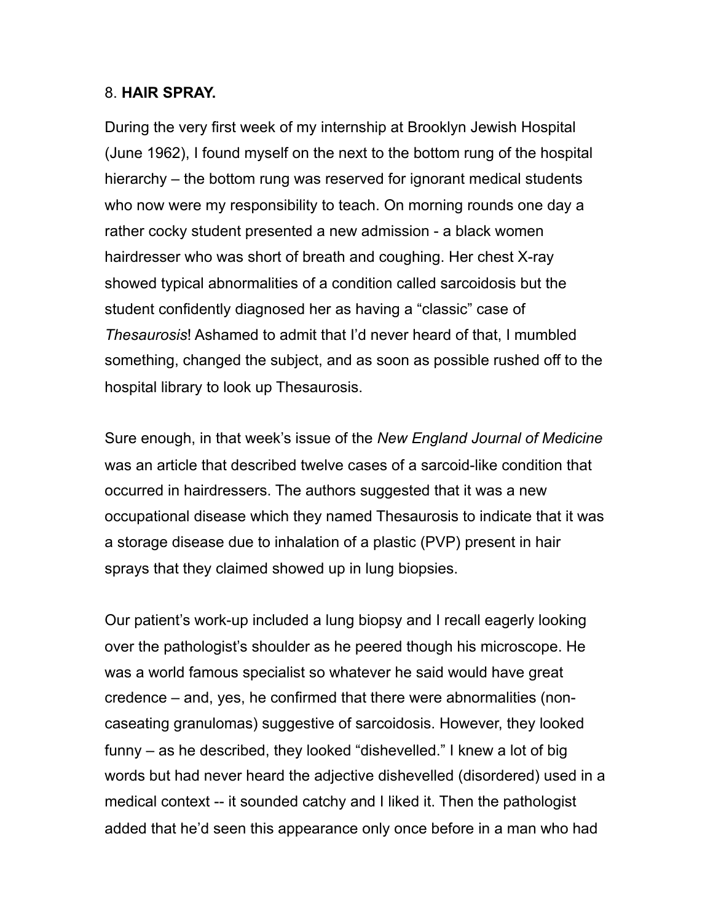8. **HAIR SPRAY.**

During the very first week of my internship at Brooklyn Jewish Hospital (June 1962), I found myself on the next to the bottom rung of the hospital hierarchy – the bottom rung was reserved for ignorant medical students who now were my responsibility to teach. On morning rounds one day a rather cocky student presented a new admission - a black women hairdresser who was short of breath and coughing. Her chest X-ray showed typical abnormalities of a condition called sarcoidosis but the student confidently diagnosed her as having a "classic" case of *Thesaurosis*! Ashamed to admit that I'd never heard of that, I mumbled something, changed the subject, and as soon as possible rushed off to the hospital library to look up Thesaurosis.

Sure enough, in that week's issue of the *New England Journal of Medicine* was an article that described twelve cases of a sarcoid-like condition that occurred in hairdressers. The authors suggested that it was a new occupational disease which they named Thesaurosis to indicate that it was a storage disease due to inhalation of a plastic (PVP) present in hair sprays that they claimed showed up in lung biopsies.

Our patient's work-up included a lung biopsy and I recall eagerly looking over the pathologist's shoulder as he peered though his microscope. He was a world famous specialist so whatever he said would have great credence – and, yes, he confirmed that there were abnormalities (non-caseating granulomas) suggestive of sarcoidosis. However, they looked funny – as he described, they looked "dishevelled." I knew a lot of big words but had never heard the adjective dishevelled (disordered) used in a medical context -- it sounded catchy and I liked it. Then the pathologist added that he'd seen this appearance only once before in a man who had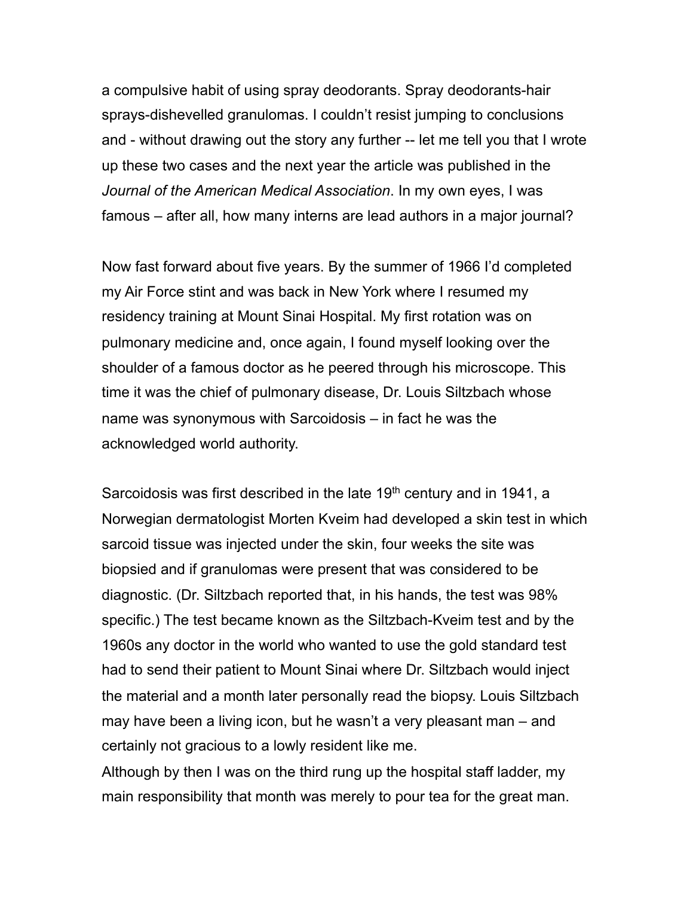a compulsive habit of using spray deodorants. Spray deodorants-hair sprays-dishevelled granulomas. I couldn't resist jumping to conclusions and - without drawing out the story any further -- let me tell you that I wrote up these two cases and the next year the article was published in the *Journal of the American Medical Association*. In my own eyes, I was famous – after all, how many interns are lead authors in a major journal?

Now fast forward about five years. By the summer of 1966 I'd completed my Air Force stint and was back in New York where I resumed my residency training at Mount Sinai Hospital. My first rotation was on pulmonary medicine and, once again, I found myself looking over the shoulder of a famous doctor as he peered through his microscope. This time it was the chief of pulmonary disease, Dr. Louis Siltzbach whose name was synonymous with Sarcoidosis – in fact he was the acknowledged world authority.

Sarcoidosis was first described in the late 19th century and in 1941, a Norwegian dermatologist Morten Kveim had developed a skin test in which sarcoid tissue was injected under the skin, four weeks the site was biopsied and if granulomas were present that was considered to be diagnostic. (Dr. Siltzbach reported that, in his hands, the test was 98% specific.) The test became known as the Siltzbach-Kveim test and by the 1960s any doctor in the world who wanted to use the gold standard test had to send their patient to Mount Sinai where Dr. Siltzbach would inject the material and a month later personally read the biopsy. Louis Siltzbach may have been a living icon, but he wasn't a very pleasant man – and certainly not gracious to a lowly resident like me.

Although by then I was on the third rung up the hospital staff ladder, my main responsibility that month was merely to pour tea for the great man.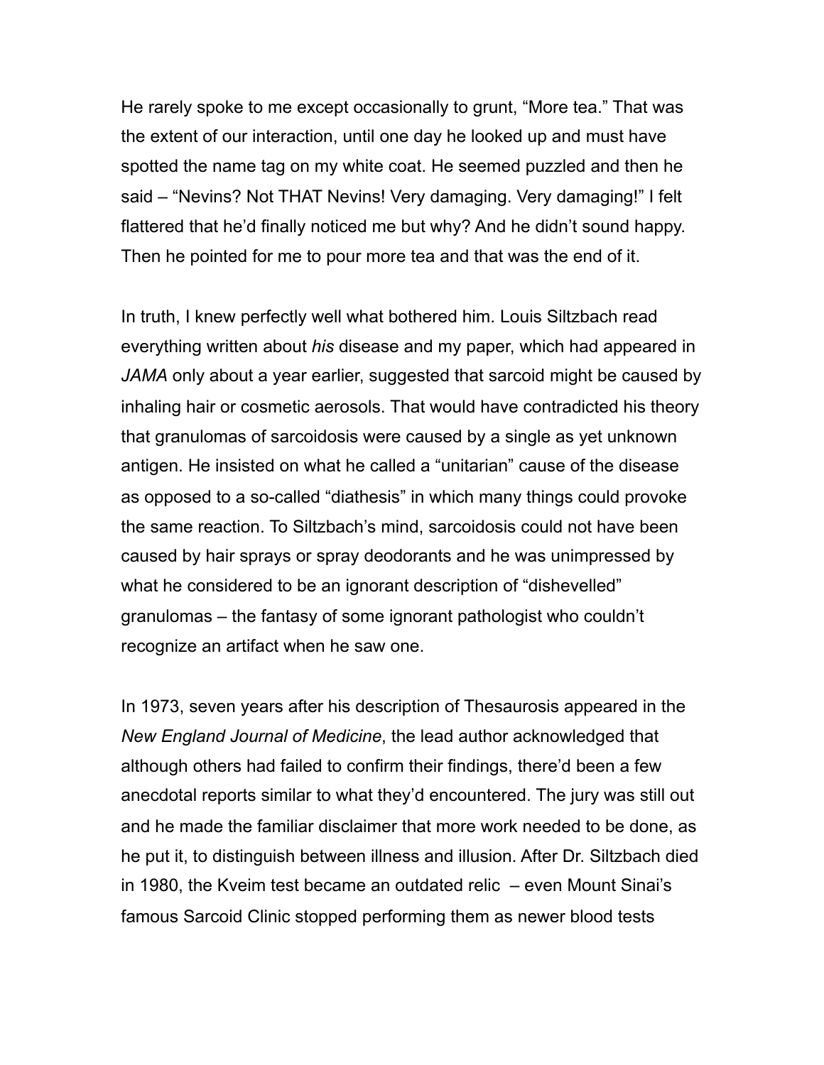He rarely spoke to me except occasionally to grunt, “More tea.” That was the extent of our interaction, until one day he looked up and must have spotted the name tag on my white coat. He seemed puzzled and then he said – “Nevins? Not THAT Nevins! Very damaging. Very damaging!” I felt flattered that he’d finally noticed me but why? And he didn’t sound happy. Then he pointed for me to pour more tea and that was the end of it.

In truth, I knew perfectly well what bothered him. Louis Siltzbach read everything written about *his* disease and my paper, which had appeared in *JAMA* only about a year earlier, suggested that sarcoid might be caused by inhaling hair or cosmetic aerosols. That would have contradicted his theory that granulomas of sarcoidosis were caused by a single as yet unknown antigen. He insisted on what he called a “unitarian” cause of the disease as opposed to a so-called “diathesis” in which many things could provoke the same reaction. To Siltzbach’s mind, sarcoidosis could not have been caused by hair sprays or spray deodorants and he was unimpressed by what he considered to be an ignorant description of “dishevelled” granulomas – the fantasy of some ignorant pathologist who couldn’t recognize an artifact when he saw one.

In 1973, seven years after his description of Thesaurosis appeared in the *New England Journal of Medicine*, the lead author acknowledged that although others had failed to confirm their findings, there’d been a few anecdotal reports similar to what they’d encountered. The jury was still out and he made the familiar disclaimer that more work needed to be done, as he put it, to distinguish between illness and illusion. After Dr. Siltzbach died in 1980, the Kveim test became an outdated relic – even Mount Sinai’s famous Sarcoid Clinic stopped performing them as newer blood tests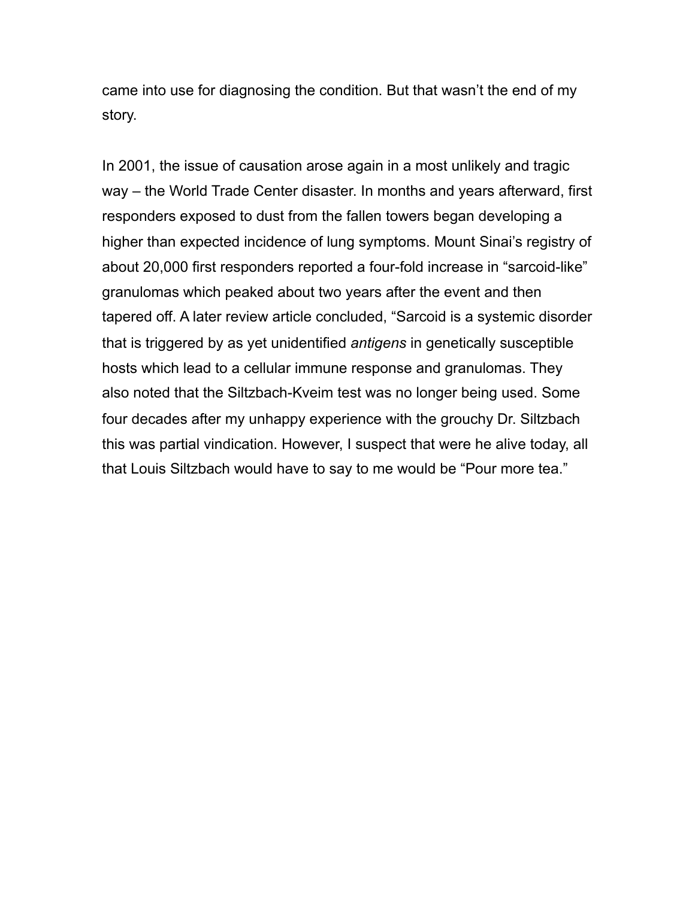came into use for diagnosing the condition. But that wasn't the end of my story.

In 2001, the issue of causation arose again in a most unlikely and tragic way – the World Trade Center disaster. In months and years afterward, first responders exposed to dust from the fallen towers began developing a higher than expected incidence of lung symptoms. Mount Sinai's registry of about 20,000 first responders reported a four-fold increase in "sarcoid-like" granulomas which peaked about two years after the event and then tapered off. A later review article concluded, "Sarcoid is a systemic disorder that is triggered by as yet unidentified *antigens* in genetically susceptible hosts which lead to a cellular immune response and granulomas. They also noted that the Siltzbach-Kveim test was no longer being used. Some four decades after my unhappy experience with the grouchy Dr. Siltzbach this was partial vindication. However, I suspect that were he alive today, all that Louis Siltzbach would have to say to me would be "Pour more tea."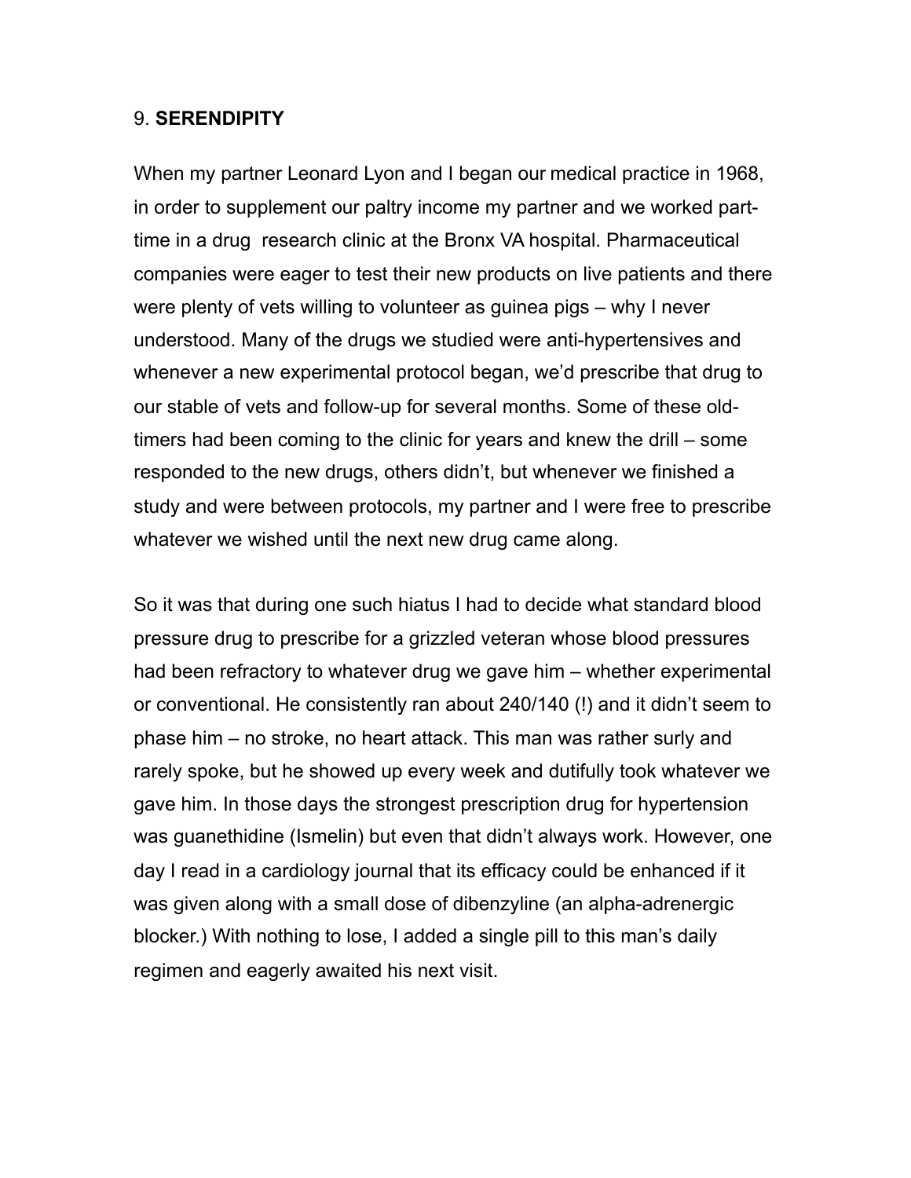## 9. **SERENDIPITY**

When my partner Leonard Lyon and I began our medical practice in 1968, in order to supplement our paltry income my partner and we worked part-time in a drug research clinic at the Bronx VA hospital. Pharmaceutical companies were eager to test their new products on live patients and there were plenty of vets willing to volunteer as guinea pigs – why I never understood. Many of the drugs we studied were anti-hypertensives and whenever a new experimental protocol began, we'd prescribe that drug to our stable of vets and follow-up for several months. Some of these old-timers had been coming to the clinic for years and knew the drill – some responded to the new drugs, others didn't, but whenever we finished a study and were between protocols, my partner and I were free to prescribe whatever we wished until the next new drug came along.

So it was that during one such hiatus I had to decide what standard blood pressure drug to prescribe for a grizzled veteran whose blood pressures had been refractory to whatever drug we gave him – whether experimental or conventional. He consistently ran about 240/140 (!) and it didn't seem to phase him – no stroke, no heart attack. This man was rather surly and rarely spoke, but he showed up every week and dutifully took whatever we gave him. In those days the strongest prescription drug for hypertension was guanethidine (Ismelin) but even that didn't always work. However, one day I read in a cardiology journal that its efficacy could be enhanced if it was given along with a small dose of dibenzyline (an alpha-adrenergic blocker.) With nothing to lose, I added a single pill to this man's daily regimen and eagerly awaited his next visit.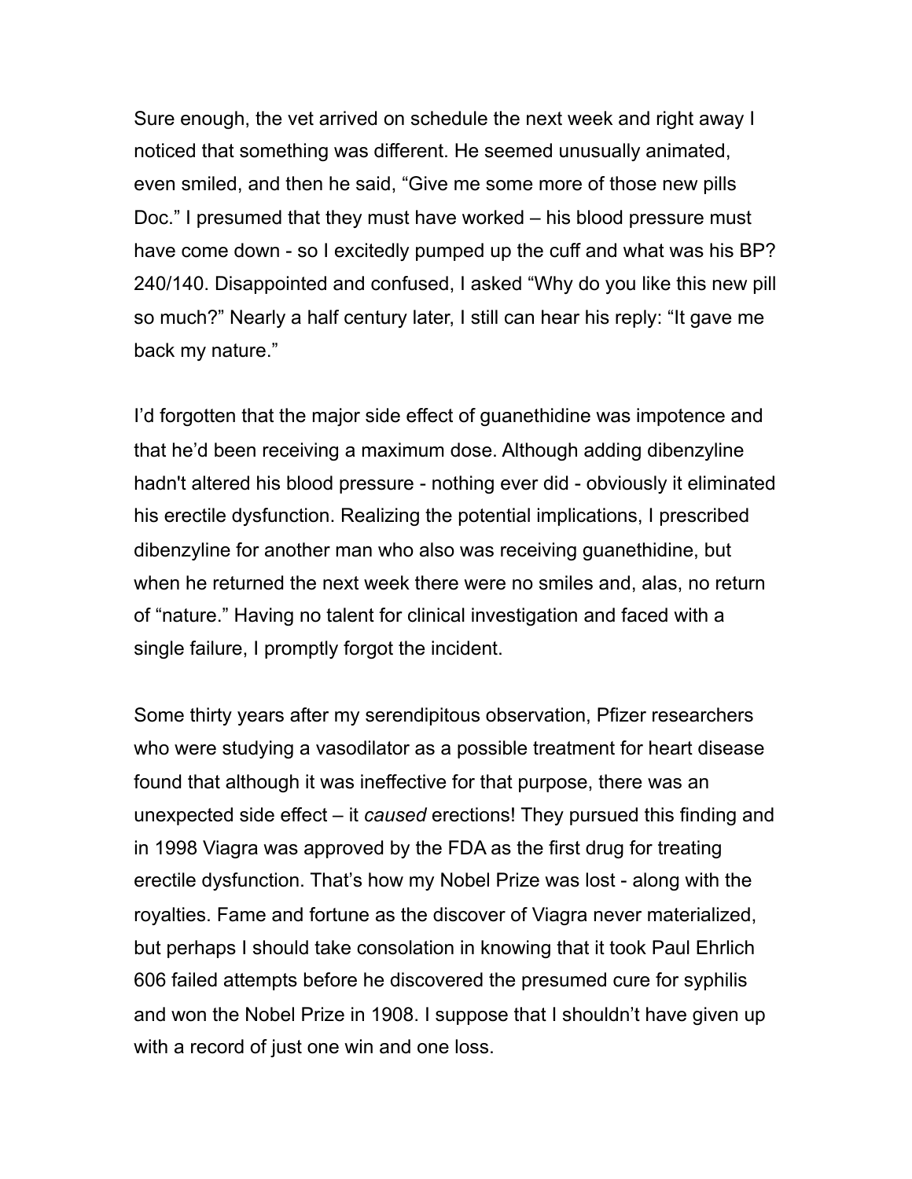Sure enough, the vet arrived on schedule the next week and right away I noticed that something was different. He seemed unusually animated, even smiled, and then he said, "Give me some more of those new pills Doc." I presumed that they must have worked – his blood pressure must have come down - so I excitedly pumped up the cuff and what was his BP? 240/140. Disappointed and confused, I asked "Why do you like this new pill so much?" Nearly a half century later, I still can hear his reply: "It gave me back my nature."

I'd forgotten that the major side effect of guanethidine was impotence and that he'd been receiving a maximum dose. Although adding dibenzyline hadn't altered his blood pressure - nothing ever did - obviously it eliminated his erectile dysfunction. Realizing the potential implications, I prescribed dibenzyline for another man who also was receiving guanethidine, but when he returned the next week there were no smiles and, alas, no return of "nature." Having no talent for clinical investigation and faced with a single failure, I promptly forgot the incident.

Some thirty years after my serendipitous observation, Pfizer researchers who were studying a vasodilator as a possible treatment for heart disease found that although it was ineffective for that purpose, there was an unexpected side effect – it *caused* erections! They pursued this finding and in 1998 Viagra was approved by the FDA as the first drug for treating erectile dysfunction. That's how my Nobel Prize was lost - along with the royalties. Fame and fortune as the discover of Viagra never materialized, but perhaps I should take consolation in knowing that it took Paul Ehrlich 606 failed attempts before he discovered the presumed cure for syphilis and won the Nobel Prize in 1908. I suppose that I shouldn't have given up with a record of just one win and one loss.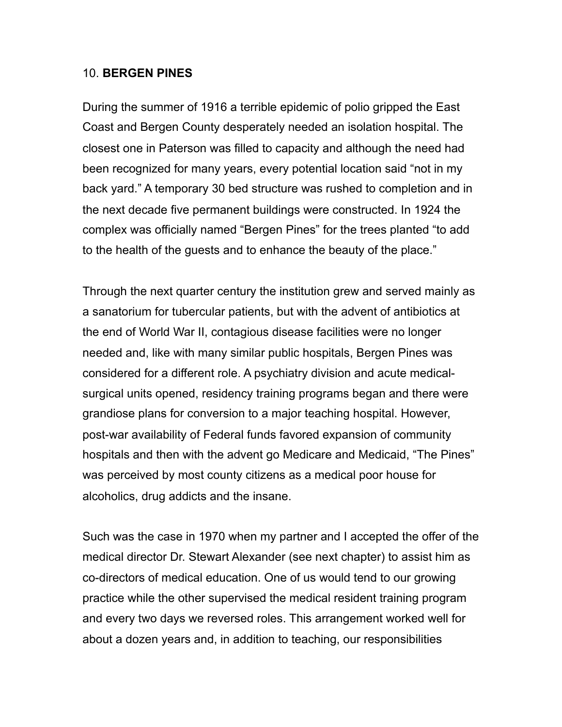## 10. **BERGEN PINES**

During the summer of 1916 a terrible epidemic of polio gripped the East Coast and Bergen County desperately needed an isolation hospital. The closest one in Paterson was filled to capacity and although the need had been recognized for many years, every potential location said "not in my back yard." A temporary 30 bed structure was rushed to completion and in the next decade five permanent buildings were constructed. In 1924 the complex was officially named "Bergen Pines" for the trees planted "to add to the health of the guests and to enhance the beauty of the place."

Through the next quarter century the institution grew and served mainly as a sanatorium for tubercular patients, but with the advent of antibiotics at the end of World War II, contagious disease facilities were no longer needed and, like with many similar public hospitals, Bergen Pines was considered for a different role. A psychiatry division and acute medical-surgical units opened, residency training programs began and there were grandiose plans for conversion to a major teaching hospital. However, post-war availability of Federal funds favored expansion of community hospitals and then with the advent go Medicare and Medicaid, "The Pines" was perceived by most county citizens as a medical poor house for alcoholics, drug addicts and the insane.

Such was the case in 1970 when my partner and I accepted the offer of the medical director Dr. Stewart Alexander (see next chapter) to assist him as co-directors of medical education. One of us would tend to our growing practice while the other supervised the medical resident training program and every two days we reversed roles. This arrangement worked well for about a dozen years and, in addition to teaching, our responsibilities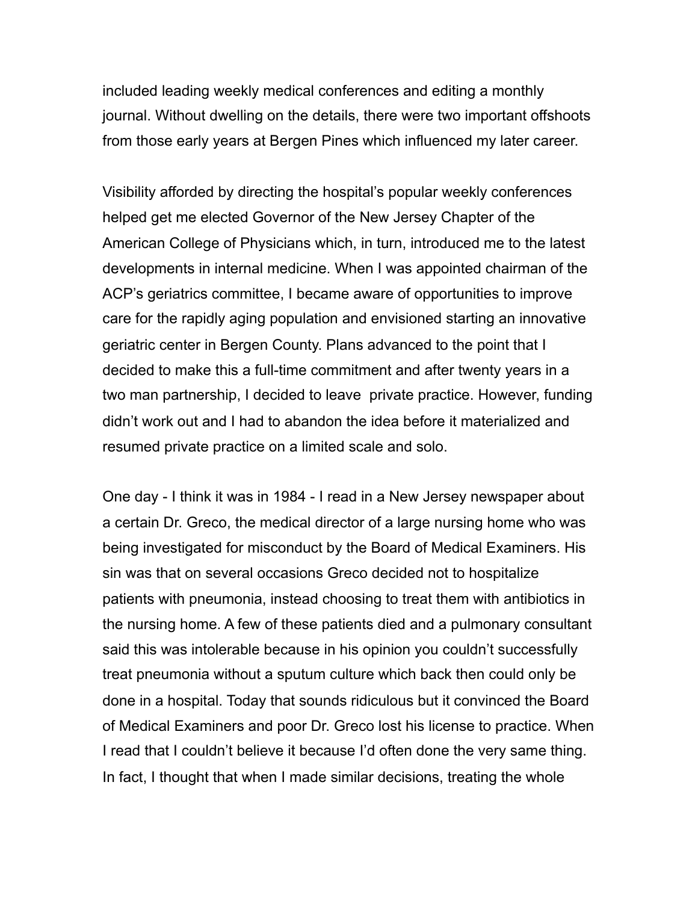included leading weekly medical conferences and editing a monthly journal. Without dwelling on the details, there were two important offshoots from those early years at Bergen Pines which influenced my later career.

Visibility afforded by directing the hospital's popular weekly conferences helped get me elected Governor of the New Jersey Chapter of the American College of Physicians which, in turn, introduced me to the latest developments in internal medicine. When I was appointed chairman of the ACP's geriatrics committee, I became aware of opportunities to improve care for the rapidly aging population and envisioned starting an innovative geriatric center in Bergen County. Plans advanced to the point that I decided to make this a full-time commitment and after twenty years in a two man partnership, I decided to leave  private practice. However, funding didn't work out and I had to abandon the idea before it materialized and resumed private practice on a limited scale and solo.

One day - I think it was in 1984 - I read in a New Jersey newspaper about a certain Dr. Greco, the medical director of a large nursing home who was being investigated for misconduct by the Board of Medical Examiners. His sin was that on several occasions Greco decided not to hospitalize patients with pneumonia, instead choosing to treat them with antibiotics in the nursing home. A few of these patients died and a pulmonary consultant said this was intolerable because in his opinion you couldn't successfully treat pneumonia without a sputum culture which back then could only be done in a hospital. Today that sounds ridiculous but it convinced the Board of Medical Examiners and poor Dr. Greco lost his license to practice. When I read that I couldn't believe it because I'd often done the very same thing. In fact, I thought that when I made similar decisions, treating the whole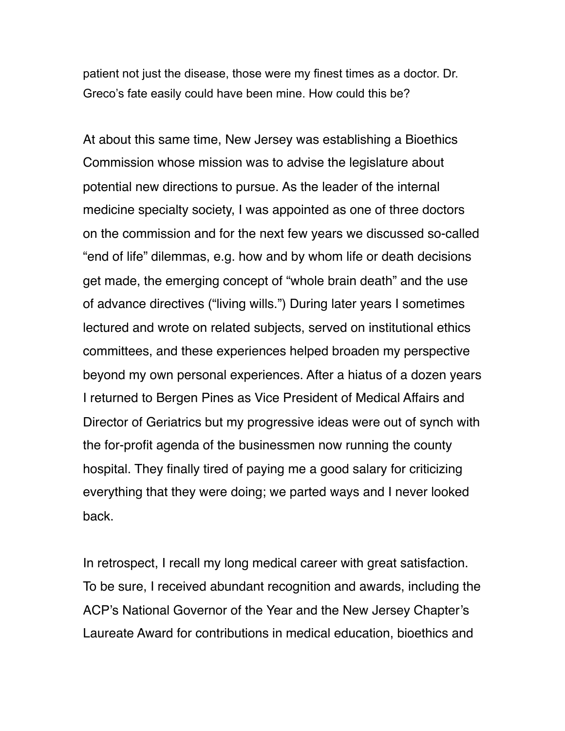patient not just the disease, those were my finest times as a doctor. Dr. Greco's fate easily could have been mine. How could this be?

At about this same time, New Jersey was establishing a Bioethics Commission whose mission was to advise the legislature about potential new directions to pursue. As the leader of the internal medicine specialty society, I was appointed as one of three doctors on the commission and for the next few years we discussed so-called "end of life" dilemmas, e.g. how and by whom life or death decisions get made, the emerging concept of "whole brain death" and the use of advance directives ("living wills.") During later years I sometimes lectured and wrote on related subjects, served on institutional ethics committees, and these experiences helped broaden my perspective beyond my own personal experiences. After a hiatus of a dozen years I returned to Bergen Pines as Vice President of Medical Affairs and Director of Geriatrics but my progressive ideas were out of synch with the for-profit agenda of the businessmen now running the county hospital. They finally tired of paying me a good salary for criticizing everything that they were doing; we parted ways and I never looked back.

In retrospect, I recall my long medical career with great satisfaction. To be sure, I received abundant recognition and awards, including the ACP's National Governor of the Year and the New Jersey Chapter's Laureate Award for contributions in medical education, bioethics and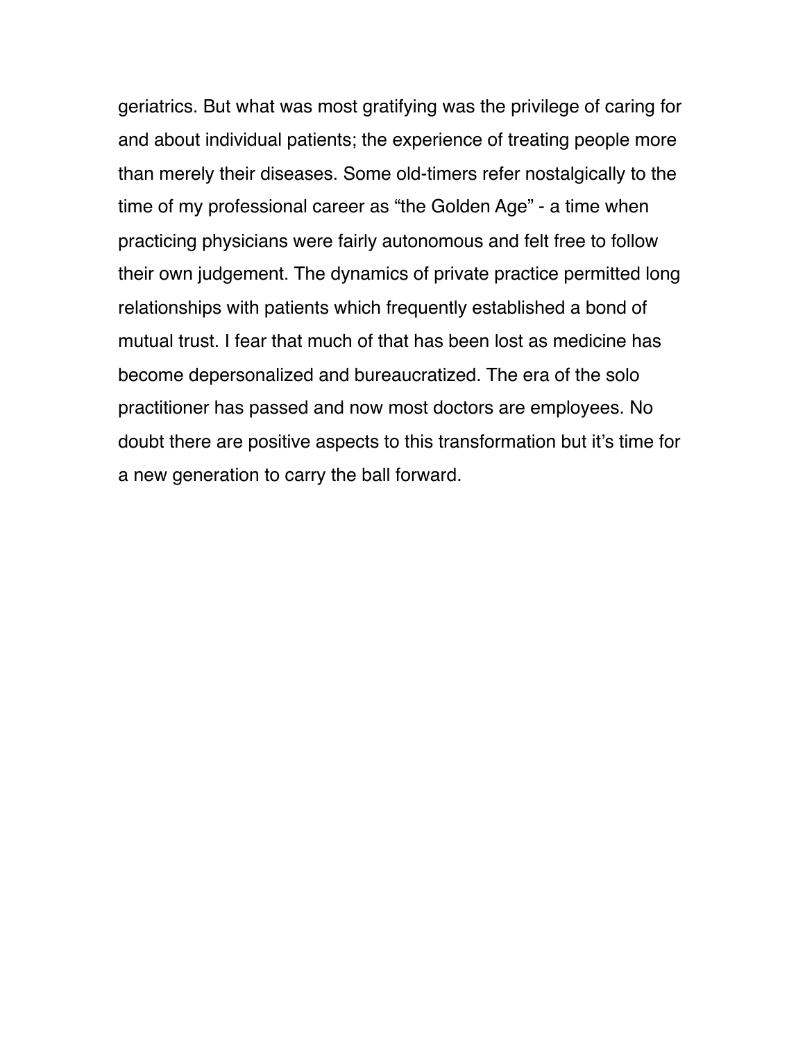geriatrics. But what was most gratifying was the privilege of caring for and about individual patients; the experience of treating people more than merely their diseases. Some old-timers refer nostalgically to the time of my professional career as “the Golden Age” - a time when practicing physicians were fairly autonomous and felt free to follow their own judgement. The dynamics of private practice permitted long relationships with patients which frequently established a bond of mutual trust. I fear that much of that has been lost as medicine has become depersonalized and bureaucratized. The era of the solo practitioner has passed and now most doctors are employees. No doubt there are positive aspects to this transformation but it’s time for a new generation to carry the ball forward.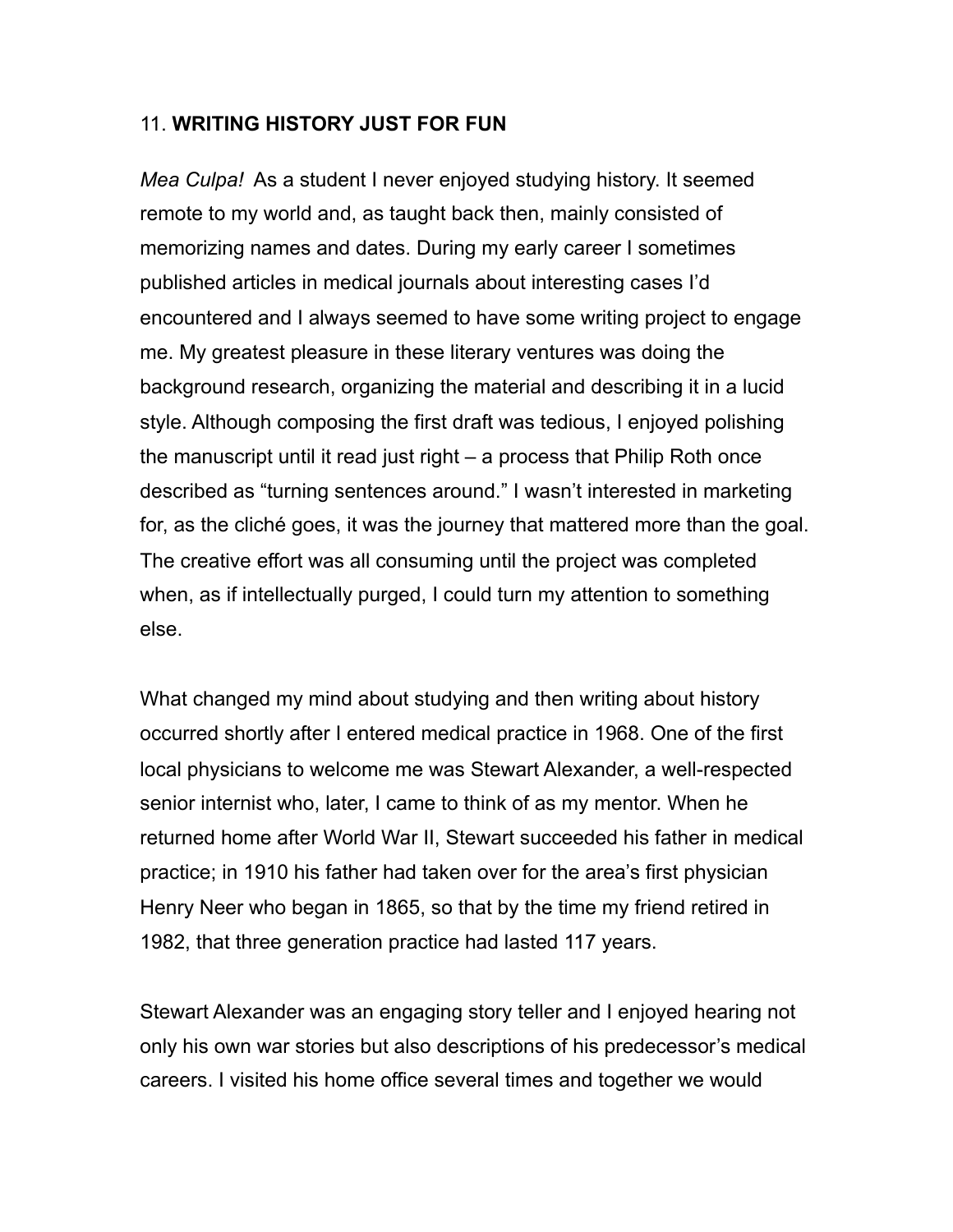## 11. **WRITING HISTORY JUST FOR FUN**

*Mea Culpa!* As a student I never enjoyed studying history. It seemed remote to my world and, as taught back then, mainly consisted of memorizing names and dates. During my early career I sometimes published articles in medical journals about interesting cases I'd encountered and I always seemed to have some writing project to engage me. My greatest pleasure in these literary ventures was doing the background research, organizing the material and describing it in a lucid style. Although composing the first draft was tedious, I enjoyed polishing the manuscript until it read just right – a process that Philip Roth once described as "turning sentences around." I wasn't interested in marketing for, as the cliché goes, it was the journey that mattered more than the goal. The creative effort was all consuming until the project was completed when, as if intellectually purged, I could turn my attention to something else.

What changed my mind about studying and then writing about history occurred shortly after I entered medical practice in 1968. One of the first local physicians to welcome me was Stewart Alexander, a well-respected senior internist who, later, I came to think of as my mentor. When he returned home after World War II, Stewart succeeded his father in medical practice; in 1910 his father had taken over for the area's first physician Henry Neer who began in 1865, so that by the time my friend retired in 1982, that three generation practice had lasted 117 years.

Stewart Alexander was an engaging story teller and I enjoyed hearing not only his own war stories but also descriptions of his predecessor's medical careers. I visited his home office several times and together we would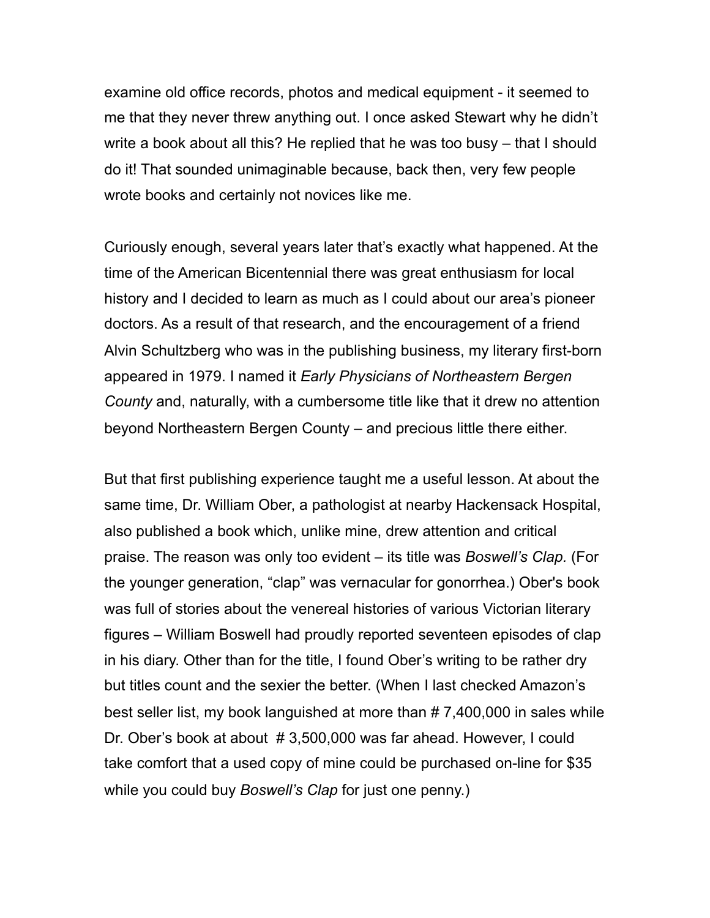examine old office records, photos and medical equipment - it seemed to me that they never threw anything out. I once asked Stewart why he didn't write a book about all this? He replied that he was too busy – that I should do it! That sounded unimaginable because, back then, very few people wrote books and certainly not novices like me.

Curiously enough, several years later that's exactly what happened. At the time of the American Bicentennial there was great enthusiasm for local history and I decided to learn as much as I could about our area's pioneer doctors. As a result of that research, and the encouragement of a friend Alvin Schultzberg who was in the publishing business, my literary first-born appeared in 1979. I named it *Early Physicians of Northeastern Bergen County* and, naturally, with a cumbersome title like that it drew no attention beyond Northeastern Bergen County – and precious little there either.

But that first publishing experience taught me a useful lesson. At about the same time, Dr. William Ober, a pathologist at nearby Hackensack Hospital, also published a book which, unlike mine, drew attention and critical praise. The reason was only too evident – its title was *Boswell's Clap.* (For the younger generation, "clap" was vernacular for gonorrhea.) Ober's book was full of stories about the venereal histories of various Victorian literary figures – William Boswell had proudly reported seventeen episodes of clap in his diary. Other than for the title, I found Ober's writing to be rather dry but titles count and the sexier the better. (When I last checked Amazon's best seller list, my book languished at more than # 7,400,000 in sales while Dr. Ober's book at about # 3,500,000 was far ahead. However, I could take comfort that a used copy of mine could be purchased on-line for $35 while you could buy *Boswell's Clap* for just one penny.)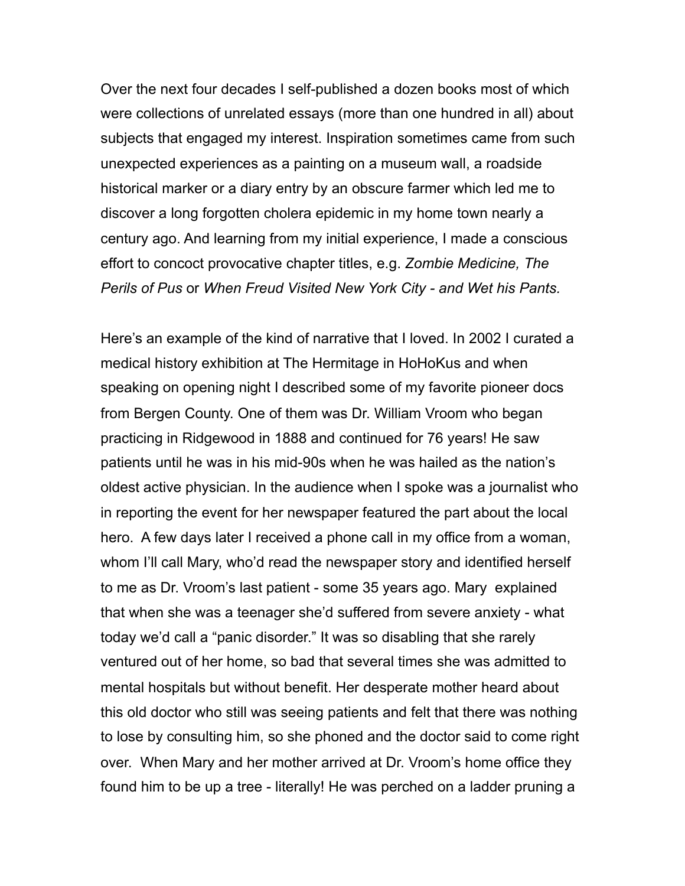Over the next four decades I self-published a dozen books most of which were collections of unrelated essays (more than one hundred in all) about subjects that engaged my interest. Inspiration sometimes came from such unexpected experiences as a painting on a museum wall, a roadside historical marker or a diary entry by an obscure farmer which led me to discover a long forgotten cholera epidemic in my home town nearly a century ago. And learning from my initial experience, I made a conscious effort to concoct provocative chapter titles, e.g. *Zombie Medicine, The Perils of Pus* or *When Freud Visited New York City - and Wet his Pants.*

Here's an example of the kind of narrative that I loved. In 2002 I curated a medical history exhibition at The Hermitage in HoHoKus and when speaking on opening night I described some of my favorite pioneer docs from Bergen County. One of them was Dr. William Vroom who began practicing in Ridgewood in 1888 and continued for 76 years! He saw patients until he was in his mid-90s when he was hailed as the nation's oldest active physician. In the audience when I spoke was a journalist who in reporting the event for her newspaper featured the part about the local hero. A few days later I received a phone call in my office from a woman, whom I'll call Mary, who'd read the newspaper story and identified herself to me as Dr. Vroom's last patient - some 35 years ago. Mary explained that when she was a teenager she'd suffered from severe anxiety - what today we'd call a "panic disorder." It was so disabling that she rarely ventured out of her home, so bad that several times she was admitted to mental hospitals but without benefit. Her desperate mother heard about this old doctor who still was seeing patients and felt that there was nothing to lose by consulting him, so she phoned and the doctor said to come right over. When Mary and her mother arrived at Dr. Vroom's home office they found him to be up a tree - literally! He was perched on a ladder pruning a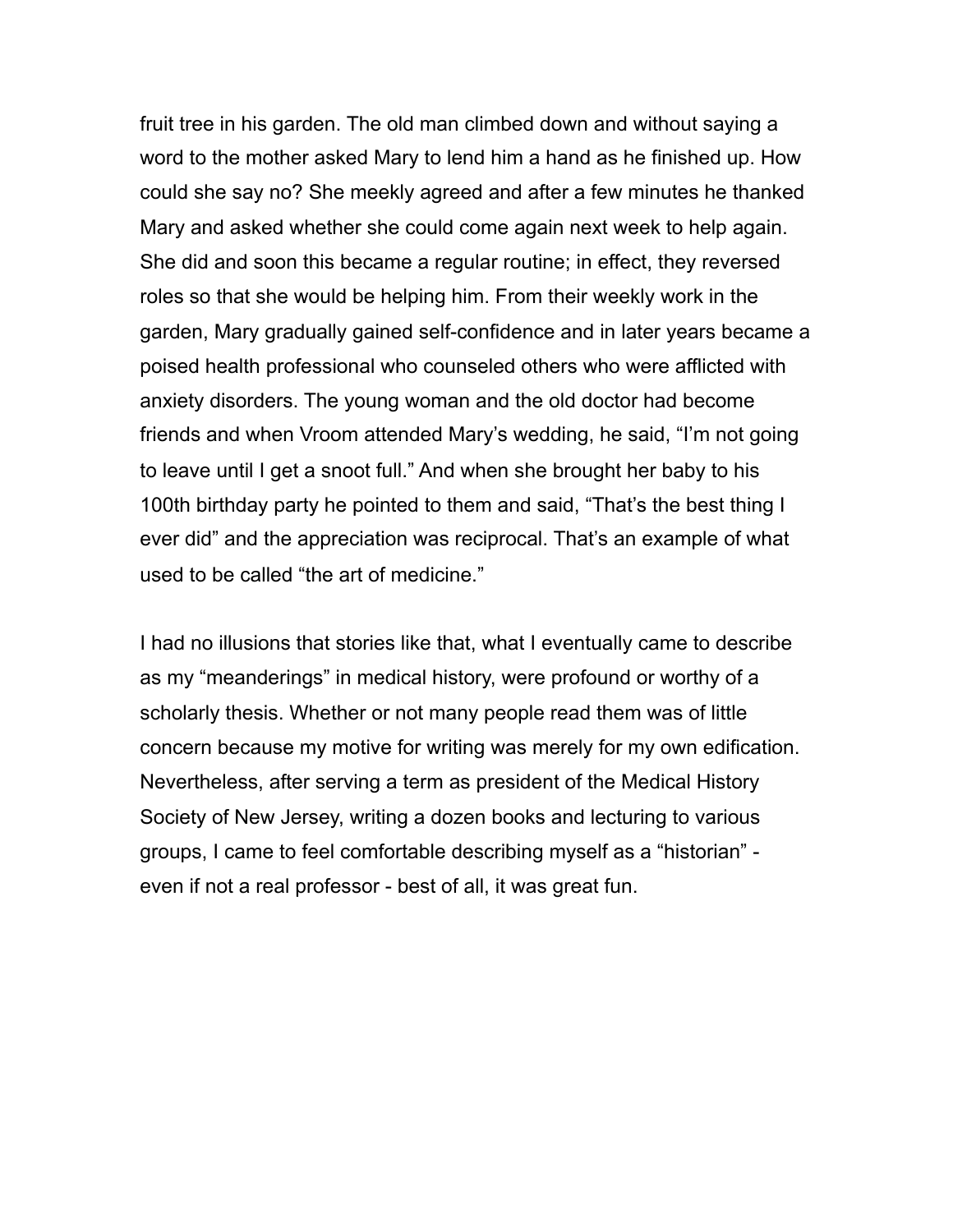fruit tree in his garden. The old man climbed down and without saying a word to the mother asked Mary to lend him a hand as he finished up. How could she say no? She meekly agreed and after a few minutes he thanked Mary and asked whether she could come again next week to help again. She did and soon this became a regular routine; in effect, they reversed roles so that she would be helping him. From their weekly work in the garden, Mary gradually gained self-confidence and in later years became a poised health professional who counseled others who were afflicted with anxiety disorders. The young woman and the old doctor had become friends and when Vroom attended Mary's wedding, he said, "I'm not going to leave until I get a snoot full." And when she brought her baby to his 100th birthday party he pointed to them and said, "That's the best thing I ever did" and the appreciation was reciprocal. That's an example of what used to be called "the art of medicine."

I had no illusions that stories like that, what I eventually came to describe as my "meanderings" in medical history, were profound or worthy of a scholarly thesis. Whether or not many people read them was of little concern because my motive for writing was merely for my own edification. Nevertheless, after serving a term as president of the Medical History Society of New Jersey, writing a dozen books and lecturing to various groups, I came to feel comfortable describing myself as a "historian" - even if not a real professor - best of all, it was great fun.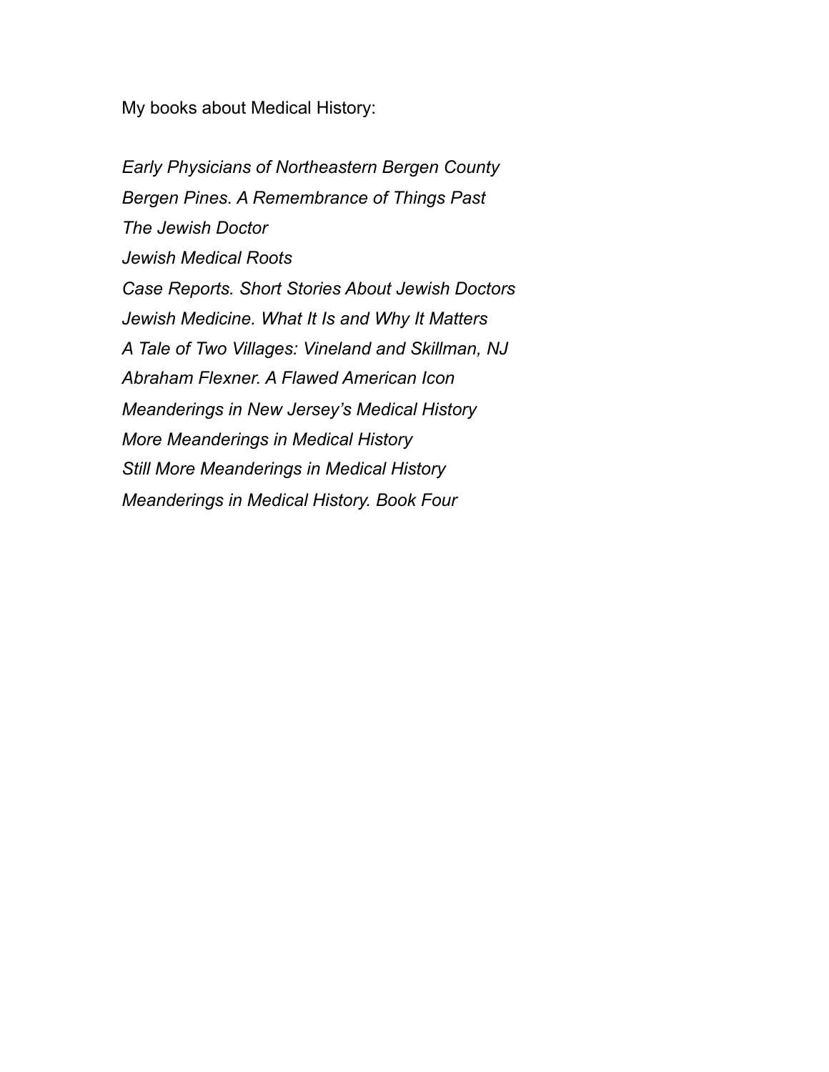My books about Medical History:

*Early Physicians of Northeastern Bergen County*

*Bergen Pines. A Remembrance of Things Past*

*The Jewish Doctor*

*Jewish Medical Roots*

*Case Reports. Short Stories About Jewish Doctors*

*Jewish Medicine. What It Is and Why It Matters*

*A Tale of Two Villages: Vineland and Skillman, NJ*

*Abraham Flexner. A Flawed American Icon*

*Meanderings in New Jersey's Medical History*

*More Meanderings in Medical History*

*Still More Meanderings in Medical History*

*Meanderings in Medical History. Book Four*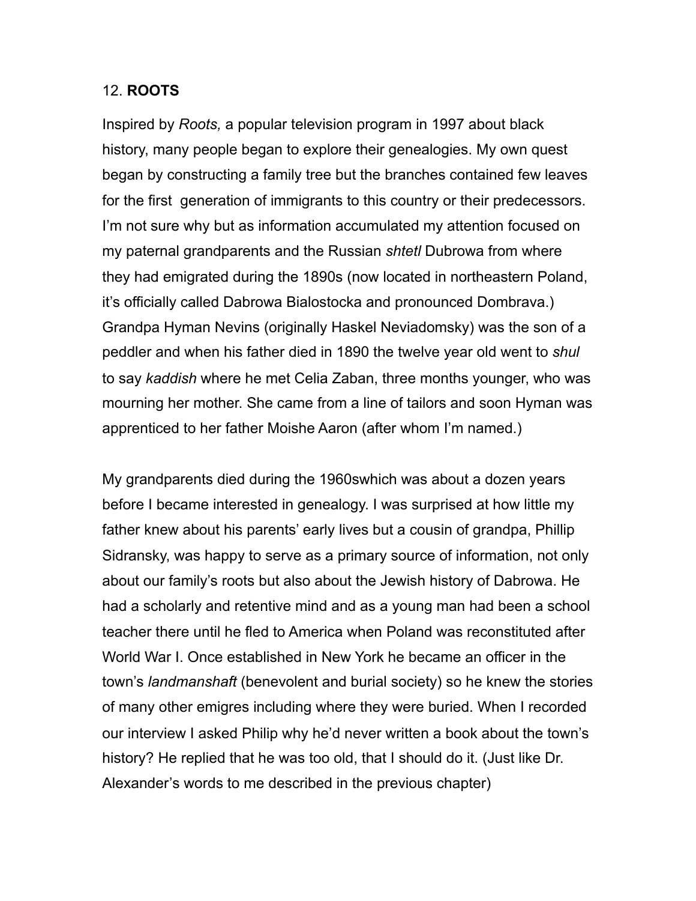## 12. **ROOTS**

Inspired by *Roots,* a popular television program in 1997 about black history, many people began to explore their genealogies. My own quest began by constructing a family tree but the branches contained few leaves for the first generation of immigrants to this country or their predecessors. I'm not sure why but as information accumulated my attention focused on my paternal grandparents and the Russian *shtetl* Dubrowa from where they had emigrated during the 1890s (now located in northeastern Poland, it's officially called Dabrowa Bialostocka and pronounced Dombrava.) Grandpa Hyman Nevins (originally Haskel Neviadomsky) was the son of a peddler and when his father died in 1890 the twelve year old went to *shul* to say *kaddish* where he met Celia Zaban, three months younger, who was mourning her mother. She came from a line of tailors and soon Hyman was apprenticed to her father Moishe Aaron (after whom I'm named.)

My grandparents died during the 1960swhich was about a dozen years before I became interested in genealogy. I was surprised at how little my father knew about his parents' early lives but a cousin of grandpa, Phillip Sidransky, was happy to serve as a primary source of information, not only about our family's roots but also about the Jewish history of Dabrowa. He had a scholarly and retentive mind and as a young man had been a school teacher there until he fled to America when Poland was reconstituted after World War I. Once established in New York he became an officer in the town's *landmanshaft* (benevolent and burial society) so he knew the stories of many other emigres including where they were buried. When I recorded our interview I asked Philip why he'd never written a book about the town's history? He replied that he was too old, that I should do it. (Just like Dr. Alexander's words to me described in the previous chapter)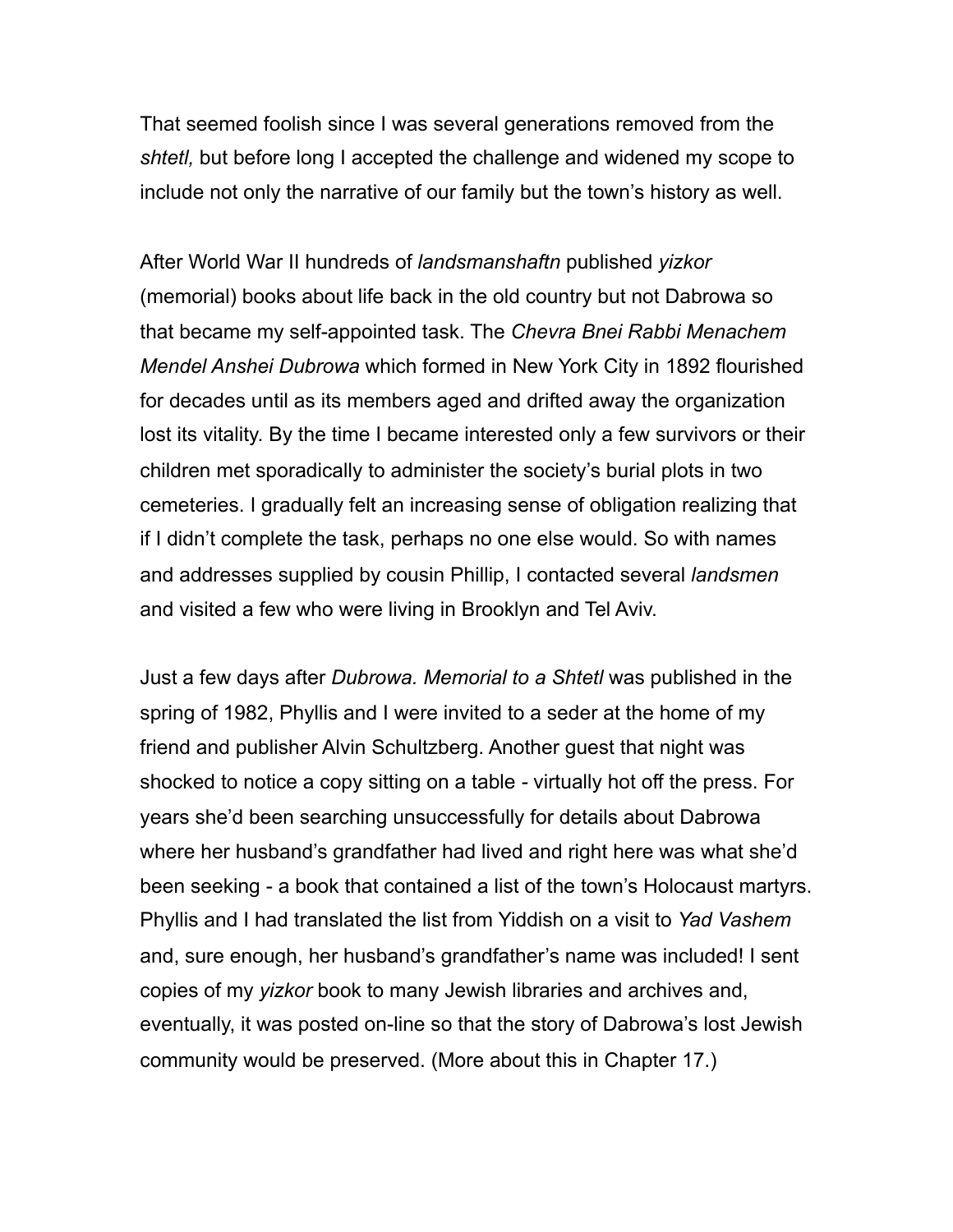That seemed foolish since I was several generations removed from the *shtetl,* but before long I accepted the challenge and widened my scope to include not only the narrative of our family but the town's history as well.

After World War II hundreds of *landsmanshaftn* published *yizkor* (memorial) books about life back in the old country but not Dabrowa so that became my self-appointed task. The *Chevra Bnei Rabbi Menachem Mendel Anshei Dubrowa* which formed in New York City in 1892 flourished for decades until as its members aged and drifted away the organization lost its vitality. By the time I became interested only a few survivors or their children met sporadically to administer the society's burial plots in two cemeteries. I gradually felt an increasing sense of obligation realizing that if I didn't complete the task, perhaps no one else would. So with names and addresses supplied by cousin Phillip, I contacted several *landsmen* and visited a few who were living in Brooklyn and Tel Aviv.

Just a few days after *Dubrowa. Memorial to a Shtetl* was published in the spring of 1982, Phyllis and I were invited to a seder at the home of my friend and publisher Alvin Schultzberg. Another guest that night was shocked to notice a copy sitting on a table - virtually hot off the press. For years she'd been searching unsuccessfully for details about Dabrowa where her husband's grandfather had lived and right here was what she'd been seeking - a book that contained a list of the town's Holocaust martyrs. Phyllis and I had translated the list from Yiddish on a visit to *Yad Vashem* and, sure enough, her husband's grandfather's name was included! I sent copies of my *yizkor* book to many Jewish libraries and archives and, eventually, it was posted on-line so that the story of Dabrowa's lost Jewish community would be preserved. (More about this in Chapter 17.)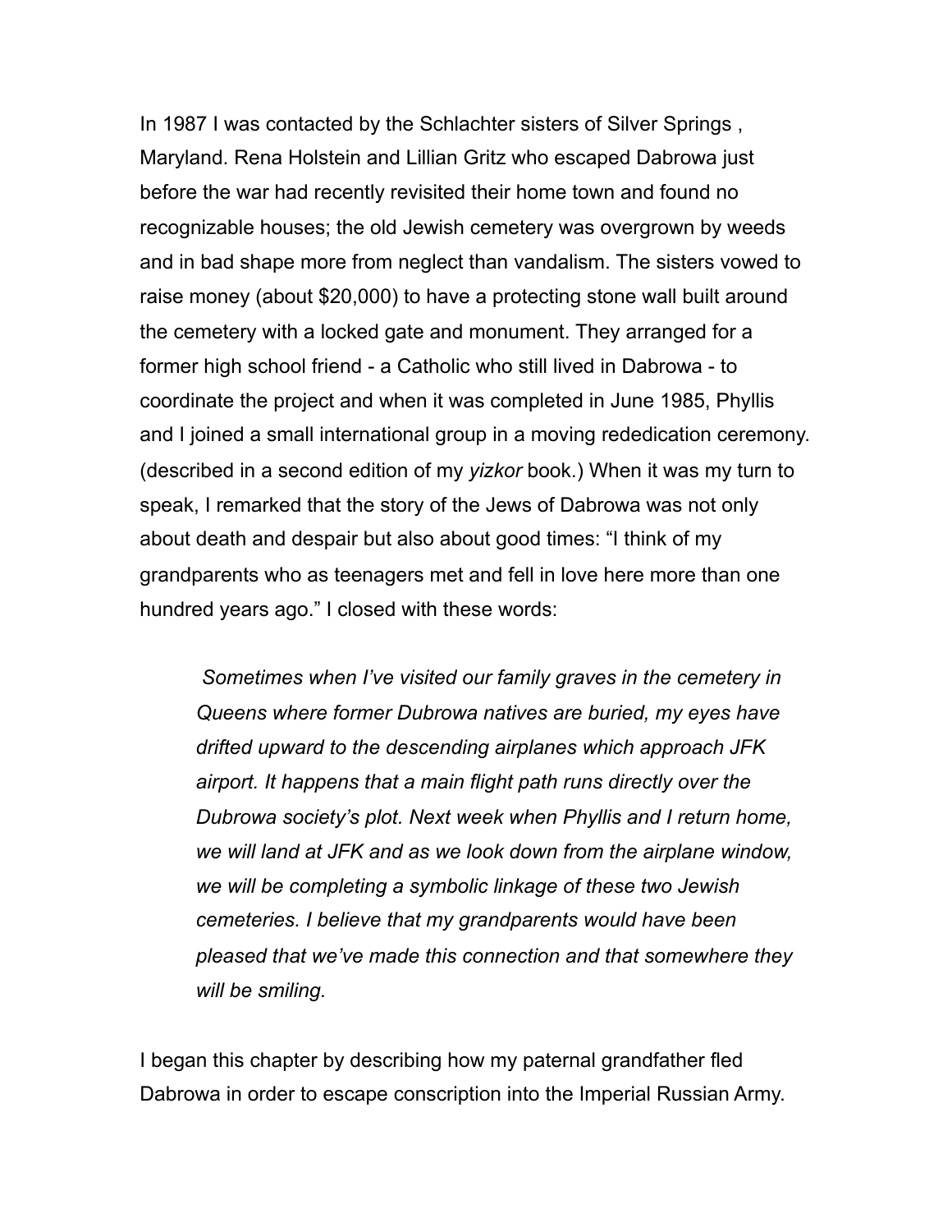In 1987 I was contacted by the Schlachter sisters of Silver Springs , Maryland. Rena Holstein and Lillian Gritz who escaped Dabrowa just before the war had recently revisited their home town and found no recognizable houses; the old Jewish cemetery was overgrown by weeds and in bad shape more from neglect than vandalism. The sisters vowed to raise money (about $20,000) to have a protecting stone wall built around the cemetery with a locked gate and monument. They arranged for a former high school friend - a Catholic who still lived in Dabrowa - to coordinate the project and when it was completed in June 1985, Phyllis and I joined a small international group in a moving rededication ceremony. (described in a second edition of my *yizkor* book.) When it was my turn to speak, I remarked that the story of the Jews of Dabrowa was not only about death and despair but also about good times: “I think of my grandparents who as teenagers met and fell in love here more than one hundred years ago.” I closed with these words:

> *Sometimes when I’ve visited our family graves in the cemetery in Queens where former Dubrowa natives are buried, my eyes have drifted upward to the descending airplanes which approach JFK airport. It happens that a main flight path runs directly over the Dubrowa society’s plot. Next week when Phyllis and I return home, we will land at JFK and as we look down from the airplane window, we will be completing a symbolic linkage of these two Jewish cemeteries. I believe that my grandparents would have been pleased that we’ve made this connection and that somewhere they will be smiling.*

I began this chapter by describing how my paternal grandfather fled Dabrowa in order to escape conscription into the Imperial Russian Army.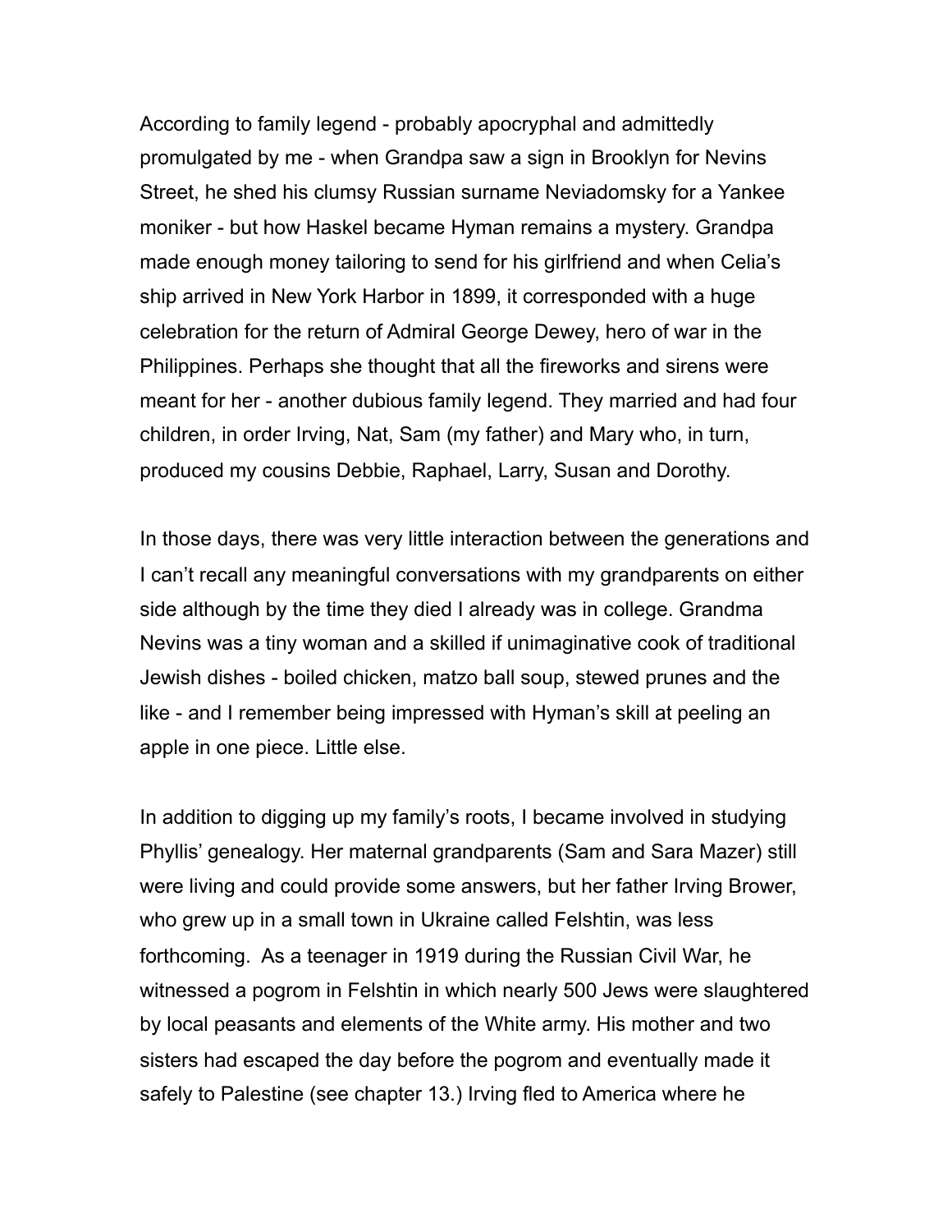According to family legend - probably apocryphal and admittedly promulgated by me - when Grandpa saw a sign in Brooklyn for Nevins Street, he shed his clumsy Russian surname Neviadomsky for a Yankee moniker - but how Haskel became Hyman remains a mystery. Grandpa made enough money tailoring to send for his girlfriend and when Celia's ship arrived in New York Harbor in 1899, it corresponded with a huge celebration for the return of Admiral George Dewey, hero of war in the Philippines. Perhaps she thought that all the fireworks and sirens were meant for her - another dubious family legend. They married and had four children, in order Irving, Nat, Sam (my father) and Mary who, in turn, produced my cousins Debbie, Raphael, Larry, Susan and Dorothy.

In those days, there was very little interaction between the generations and I can't recall any meaningful conversations with my grandparents on either side although by the time they died I already was in college. Grandma Nevins was a tiny woman and a skilled if unimaginative cook of traditional Jewish dishes - boiled chicken, matzo ball soup, stewed prunes and the like - and I remember being impressed with Hyman's skill at peeling an apple in one piece. Little else.

In addition to digging up my family's roots, I became involved in studying Phyllis' genealogy. Her maternal grandparents (Sam and Sara Mazer) still were living and could provide some answers, but her father Irving Brower, who grew up in a small town in Ukraine called Felshtin, was less forthcoming. As a teenager in 1919 during the Russian Civil War, he witnessed a pogrom in Felshtin in which nearly 500 Jews were slaughtered by local peasants and elements of the White army. His mother and two sisters had escaped the day before the pogrom and eventually made it safely to Palestine (see chapter 13.) Irving fled to America where he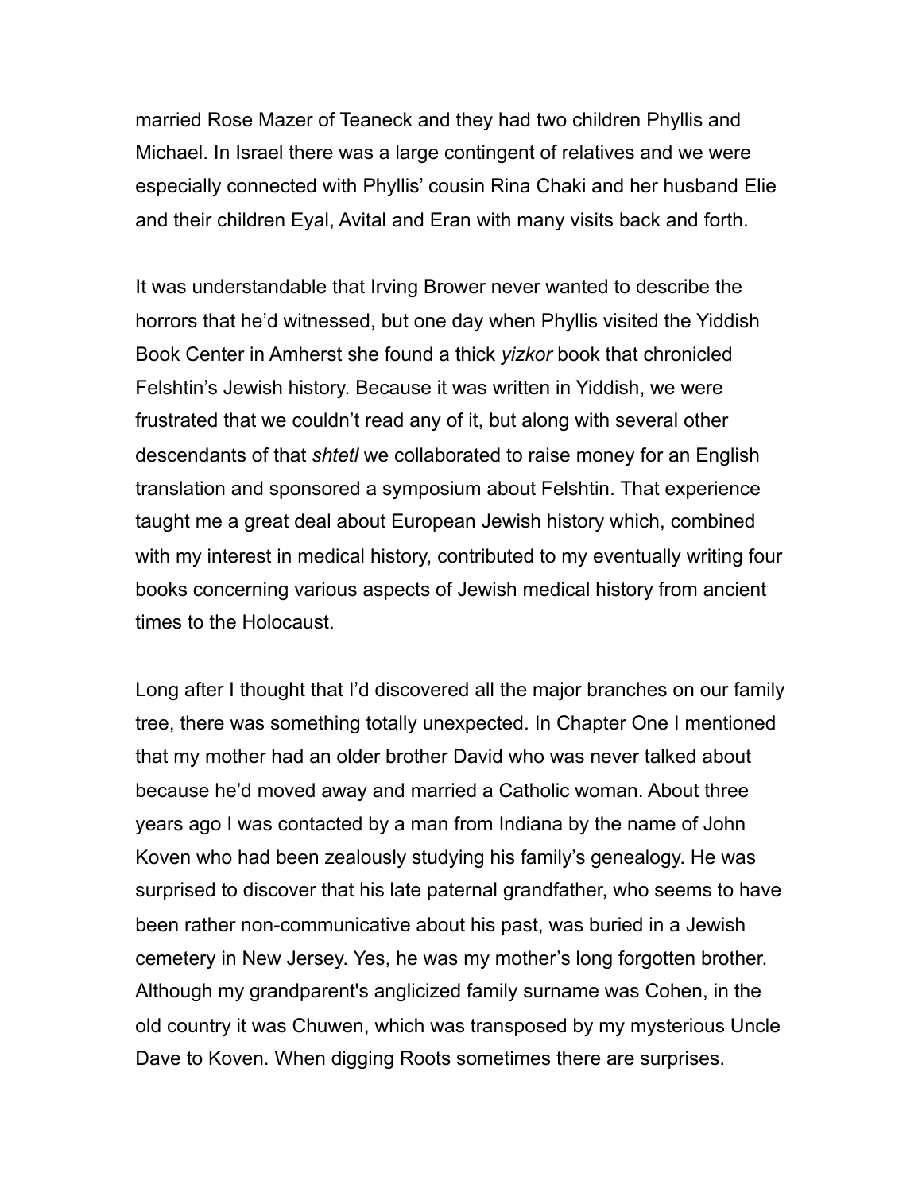married Rose Mazer of Teaneck and they had two children Phyllis and Michael. In Israel there was a large contingent of relatives and we were especially connected with Phyllis' cousin Rina Chaki and her husband Elie and their children Eyal, Avital and Eran with many visits back and forth.

It was understandable that Irving Brower never wanted to describe the horrors that he'd witnessed, but one day when Phyllis visited the Yiddish Book Center in Amherst she found a thick *yizkor* book that chronicled Felshtin's Jewish history. Because it was written in Yiddish, we were frustrated that we couldn't read any of it, but along with several other descendants of that *shtetl* we collaborated to raise money for an English translation and sponsored a symposium about Felshtin. That experience taught me a great deal about European Jewish history which, combined with my interest in medical history, contributed to my eventually writing four books concerning various aspects of Jewish medical history from ancient times to the Holocaust.

Long after I thought that I'd discovered all the major branches on our family tree, there was something totally unexpected. In Chapter One I mentioned that my mother had an older brother David who was never talked about because he'd moved away and married a Catholic woman. About three years ago I was contacted by a man from Indiana by the name of John Koven who had been zealously studying his family's genealogy. He was surprised to discover that his late paternal grandfather, who seems to have been rather non-communicative about his past, was buried in a Jewish cemetery in New Jersey. Yes, he was my mother's long forgotten brother. Although my grandparent's anglicized family surname was Cohen, in the old country it was Chuwen, which was transposed by my mysterious Uncle Dave to Koven. When digging Roots sometimes there are surprises.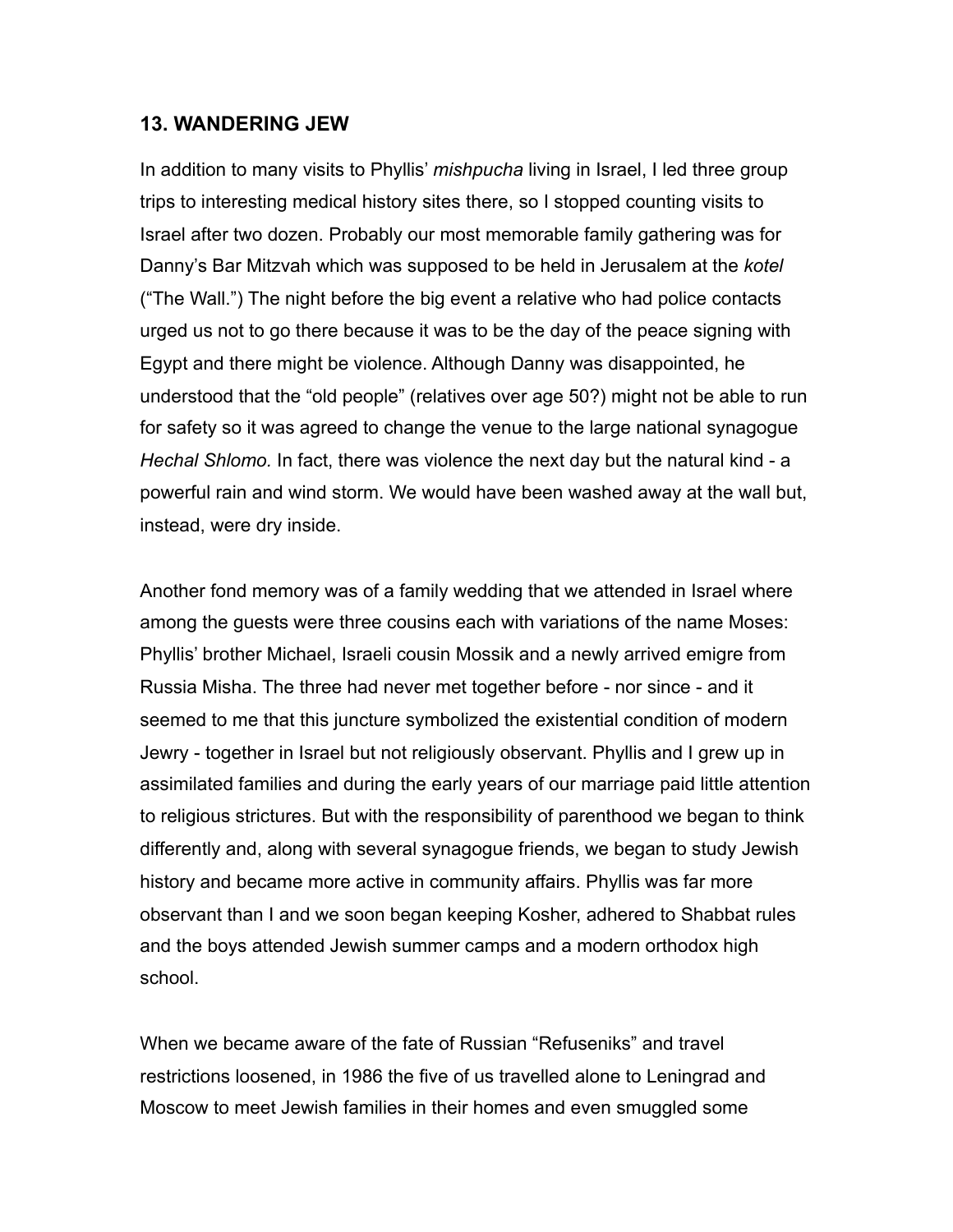## 13. WANDERING JEW

In addition to many visits to Phyllis' *mishpucha* living in Israel, I led three group trips to interesting medical history sites there, so I stopped counting visits to Israel after two dozen. Probably our most memorable family gathering was for Danny's Bar Mitzvah which was supposed to be held in Jerusalem at the *kotel* ("The Wall.") The night before the big event a relative who had police contacts urged us not to go there because it was to be the day of the peace signing with Egypt and there might be violence. Although Danny was disappointed, he understood that the "old people" (relatives over age 50?) might not be able to run for safety so it was agreed to change the venue to the large national synagogue *Hechal Shlomo.* In fact, there was violence the next day but the natural kind - a powerful rain and wind storm. We would have been washed away at the wall but, instead, were dry inside.

Another fond memory was of a family wedding that we attended in Israel where among the guests were three cousins each with variations of the name Moses: Phyllis' brother Michael, Israeli cousin Mossik and a newly arrived emigre from Russia Misha. The three had never met together before - nor since - and it seemed to me that this juncture symbolized the existential condition of modern Jewry - together in Israel but not religiously observant. Phyllis and I grew up in assimilated families and during the early years of our marriage paid little attention to religious strictures. But with the responsibility of parenthood we began to think differently and, along with several synagogue friends, we began to study Jewish history and became more active in community affairs. Phyllis was far more observant than I and we soon began keeping Kosher, adhered to Shabbat rules and the boys attended Jewish summer camps and a modern orthodox high school.

When we became aware of the fate of Russian "Refuseniks" and travel restrictions loosened, in 1986 the five of us travelled alone to Leningrad and Moscow to meet Jewish families in their homes and even smuggled some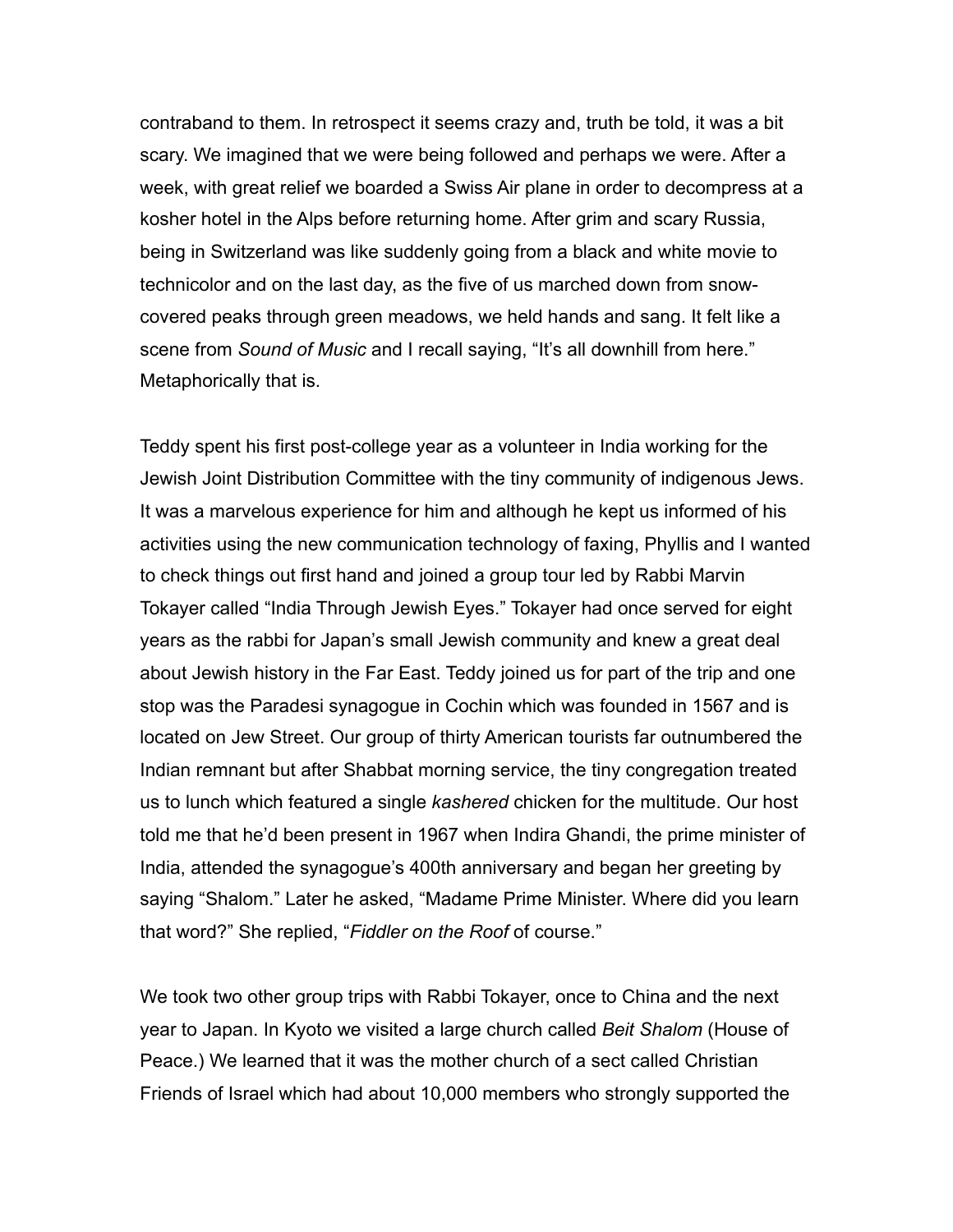contraband to them. In retrospect it seems crazy and, truth be told, it was a bit scary. We imagined that we were being followed and perhaps we were. After a week, with great relief we boarded a Swiss Air plane in order to decompress at a kosher hotel in the Alps before returning home. After grim and scary Russia, being in Switzerland was like suddenly going from a black and white movie to technicolor and on the last day, as the five of us marched down from snow-covered peaks through green meadows, we held hands and sang. It felt like a scene from *Sound of Music* and I recall saying, "It's all downhill from here." Metaphorically that is.

Teddy spent his first post-college year as a volunteer in India working for the Jewish Joint Distribution Committee with the tiny community of indigenous Jews. It was a marvelous experience for him and although he kept us informed of his activities using the new communication technology of faxing, Phyllis and I wanted to check things out first hand and joined a group tour led by Rabbi Marvin Tokayer called "India Through Jewish Eyes." Tokayer had once served for eight years as the rabbi for Japan's small Jewish community and knew a great deal about Jewish history in the Far East. Teddy joined us for part of the trip and one stop was the Paradesi synagogue in Cochin which was founded in 1567 and is located on Jew Street. Our group of thirty American tourists far outnumbered the Indian remnant but after Shabbat morning service, the tiny congregation treated us to lunch which featured a single *kashered* chicken for the multitude. Our host told me that he'd been present in 1967 when Indira Ghandi, the prime minister of India, attended the synagogue's 400th anniversary and began her greeting by saying "Shalom." Later he asked, "Madame Prime Minister. Where did you learn that word?" She replied, "*Fiddler on the Roof* of course."

We took two other group trips with Rabbi Tokayer, once to China and the next year to Japan. In Kyoto we visited a large church called *Beit Shalom* (House of Peace.) We learned that it was the mother church of a sect called Christian Friends of Israel which had about 10,000 members who strongly supported the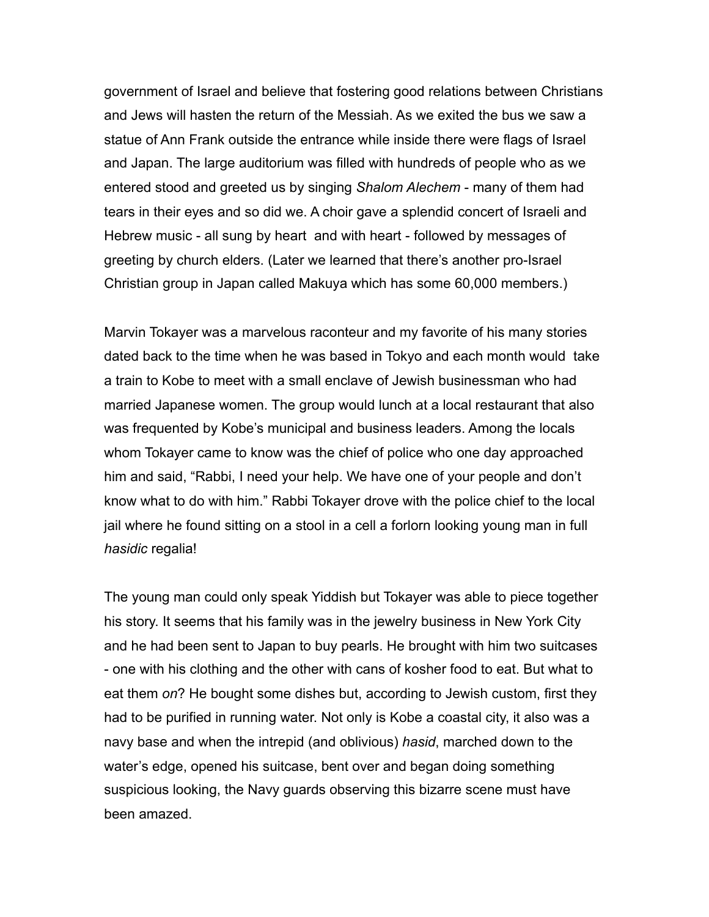government of Israel and believe that fostering good relations between Christians and Jews will hasten the return of the Messiah. As we exited the bus we saw a statue of Ann Frank outside the entrance while inside there were flags of Israel and Japan. The large auditorium was filled with hundreds of people who as we entered stood and greeted us by singing *Shalom Alechem* - many of them had tears in their eyes and so did we. A choir gave a splendid concert of Israeli and Hebrew music - all sung by heart  and with heart - followed by messages of greeting by church elders. (Later we learned that there's another pro-Israel Christian group in Japan called Makuya which has some 60,000 members.)

Marvin Tokayer was a marvelous raconteur and my favorite of his many stories dated back to the time when he was based in Tokyo and each month would  take a train to Kobe to meet with a small enclave of Jewish businessman who had married Japanese women. The group would lunch at a local restaurant that also was frequented by Kobe's municipal and business leaders. Among the locals whom Tokayer came to know was the chief of police who one day approached him and said, "Rabbi, I need your help. We have one of your people and don't know what to do with him." Rabbi Tokayer drove with the police chief to the local jail where he found sitting on a stool in a cell a forlorn looking young man in full *hasidic* regalia!

The young man could only speak Yiddish but Tokayer was able to piece together his story. It seems that his family was in the jewelry business in New York City and he had been sent to Japan to buy pearls. He brought with him two suitcases - one with his clothing and the other with cans of kosher food to eat. But what to eat them *on*? He bought some dishes but, according to Jewish custom, first they had to be purified in running water. Not only is Kobe a coastal city, it also was a navy base and when the intrepid (and oblivious) *hasid*, marched down to the water's edge, opened his suitcase, bent over and began doing something suspicious looking, the Navy guards observing this bizarre scene must have been amazed.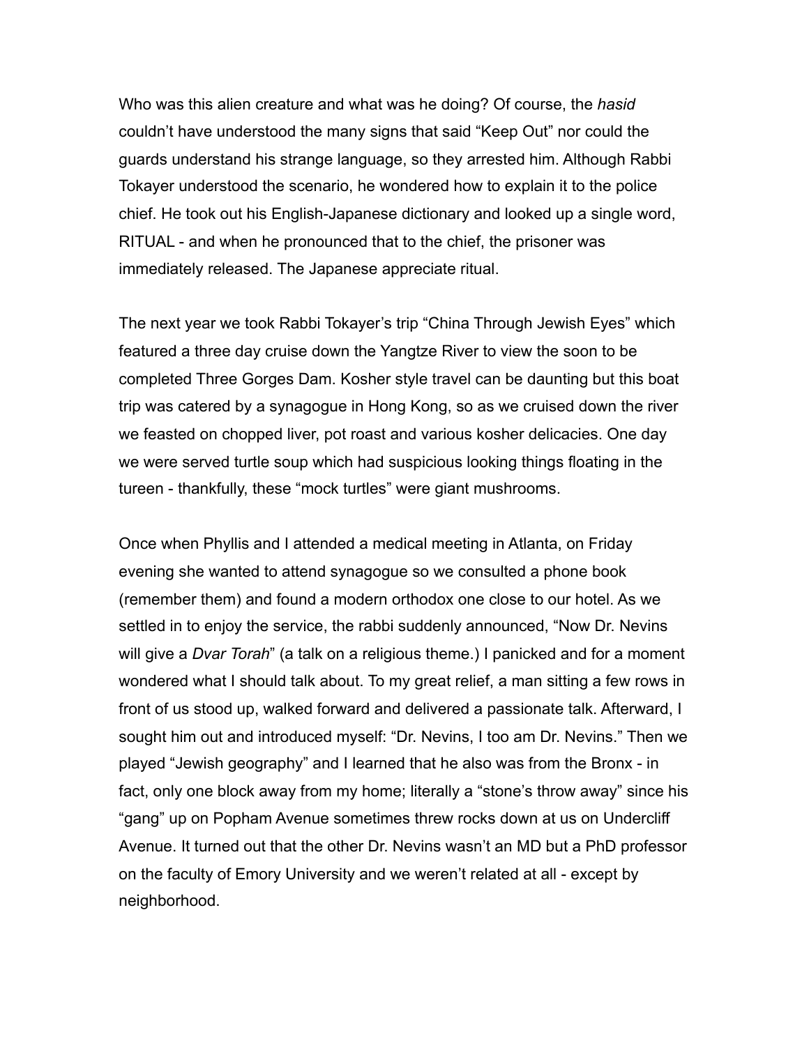Who was this alien creature and what was he doing? Of course, the *hasid* couldn't have understood the many signs that said "Keep Out" nor could the guards understand his strange language, so they arrested him. Although Rabbi Tokayer understood the scenario, he wondered how to explain it to the police chief. He took out his English-Japanese dictionary and looked up a single word, RITUAL - and when he pronounced that to the chief, the prisoner was immediately released. The Japanese appreciate ritual.

The next year we took Rabbi Tokayer's trip "China Through Jewish Eyes" which featured a three day cruise down the Yangtze River to view the soon to be completed Three Gorges Dam. Kosher style travel can be daunting but this boat trip was catered by a synagogue in Hong Kong, so as we cruised down the river we feasted on chopped liver, pot roast and various kosher delicacies. One day we were served turtle soup which had suspicious looking things floating in the tureen - thankfully, these "mock turtles" were giant mushrooms.

Once when Phyllis and I attended a medical meeting in Atlanta, on Friday evening she wanted to attend synagogue so we consulted a phone book (remember them) and found a modern orthodox one close to our hotel. As we settled in to enjoy the service, the rabbi suddenly announced, "Now Dr. Nevins will give a *Dvar Torah*" (a talk on a religious theme.) I panicked and for a moment wondered what I should talk about. To my great relief, a man sitting a few rows in front of us stood up, walked forward and delivered a passionate talk. Afterward, I sought him out and introduced myself: "Dr. Nevins, I too am Dr. Nevins." Then we played "Jewish geography" and I learned that he also was from the Bronx - in fact, only one block away from my home; literally a "stone's throw away" since his "gang" up on Popham Avenue sometimes threw rocks down at us on Undercliff Avenue. It turned out that the other Dr. Nevins wasn't an MD but a PhD professor on the faculty of Emory University and we weren't related at all - except by neighborhood.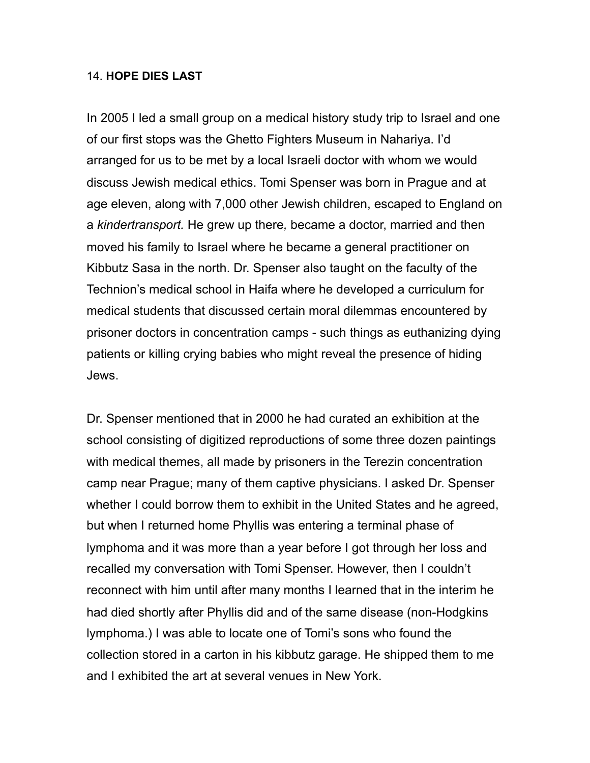## 14. **HOPE DIES LAST**

In 2005 I led a small group on a medical history study trip to Israel and one of our first stops was the Ghetto Fighters Museum in Nahariya. I'd arranged for us to be met by a local Israeli doctor with whom we would discuss Jewish medical ethics. Tomi Spenser was born in Prague and at age eleven, along with 7,000 other Jewish children, escaped to England on a *kindertransport.* He grew up there*,* became a doctor, married and then moved his family to Israel where he became a general practitioner on Kibbutz Sasa in the north. Dr. Spenser also taught on the faculty of the Technion's medical school in Haifa where he developed a curriculum for medical students that discussed certain moral dilemmas encountered by prisoner doctors in concentration camps - such things as euthanizing dying patients or killing crying babies who might reveal the presence of hiding Jews.

Dr. Spenser mentioned that in 2000 he had curated an exhibition at the school consisting of digitized reproductions of some three dozen paintings with medical themes, all made by prisoners in the Terezin concentration camp near Prague; many of them captive physicians. I asked Dr. Spenser whether I could borrow them to exhibit in the United States and he agreed, but when I returned home Phyllis was entering a terminal phase of lymphoma and it was more than a year before I got through her loss and recalled my conversation with Tomi Spenser. However, then I couldn't reconnect with him until after many months I learned that in the interim he had died shortly after Phyllis did and of the same disease (non-Hodgkins lymphoma.) I was able to locate one of Tomi's sons who found the collection stored in a carton in his kibbutz garage. He shipped them to me and I exhibited the art at several venues in New York.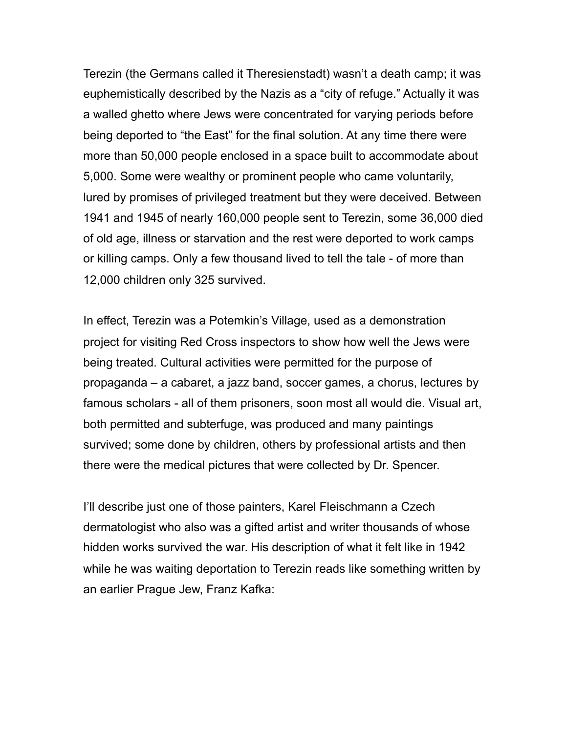Terezin (the Germans called it Theresienstadt) wasn't a death camp; it was euphemistically described by the Nazis as a "city of refuge." Actually it was a walled ghetto where Jews were concentrated for varying periods before being deported to "the East" for the final solution. At any time there were more than 50,000 people enclosed in a space built to accommodate about 5,000. Some were wealthy or prominent people who came voluntarily, lured by promises of privileged treatment but they were deceived. Between 1941 and 1945 of nearly 160,000 people sent to Terezin, some 36,000 died of old age, illness or starvation and the rest were deported to work camps or killing camps. Only a few thousand lived to tell the tale - of more than 12,000 children only 325 survived.

In effect, Terezin was a Potemkin's Village, used as a demonstration project for visiting Red Cross inspectors to show how well the Jews were being treated. Cultural activities were permitted for the purpose of propaganda – a cabaret, a jazz band, soccer games, a chorus, lectures by famous scholars - all of them prisoners, soon most all would die. Visual art, both permitted and subterfuge, was produced and many paintings survived; some done by children, others by professional artists and then there were the medical pictures that were collected by Dr. Spencer.

I'll describe just one of those painters, Karel Fleischmann a Czech dermatologist who also was a gifted artist and writer thousands of whose hidden works survived the war. His description of what it felt like in 1942 while he was waiting deportation to Terezin reads like something written by an earlier Prague Jew, Franz Kafka: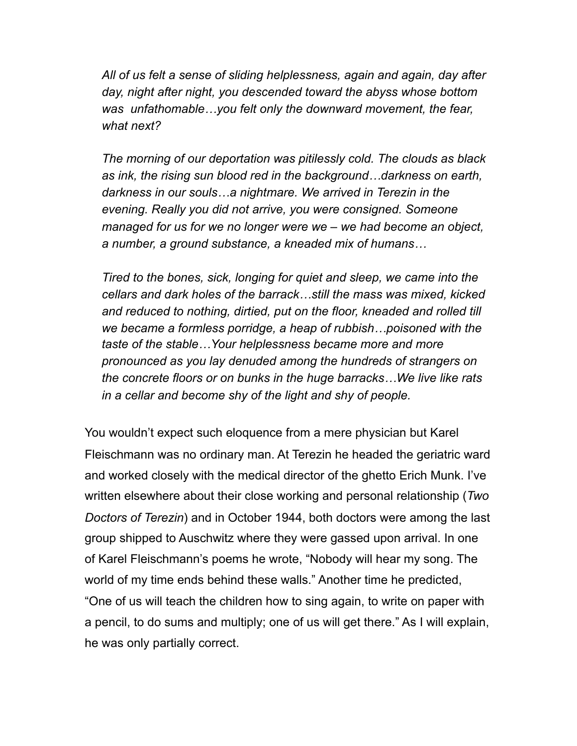*All of us felt a sense of sliding helplessness, again and again, day after day, night after night, you descended toward the abyss whose bottom was unfathomable…you felt only the downward movement, the fear, what next?*

*The morning of our deportation was pitilessly cold. The clouds as black as ink, the rising sun blood red in the background…darkness on earth, darkness in our souls…a nightmare. We arrived in Terezin in the evening. Really you did not arrive, you were consigned. Someone managed for us for we no longer were we – we had become an object, a number, a ground substance, a kneaded mix of humans…*

*Tired to the bones, sick, longing for quiet and sleep, we came into the cellars and dark holes of the barrack…still the mass was mixed, kicked and reduced to nothing, dirtied, put on the floor, kneaded and rolled till we became a formless porridge, a heap of rubbish…poisoned with the taste of the stable…Your helplessness became more and more pronounced as you lay denuded among the hundreds of strangers on the concrete floors or on bunks in the huge barracks…We live like rats in a cellar and become shy of the light and shy of people.*

You wouldn't expect such eloquence from a mere physician but Karel Fleischmann was no ordinary man. At Terezin he headed the geriatric ward and worked closely with the medical director of the ghetto Erich Munk. I've written elsewhere about their close working and personal relationship (*Two Doctors of Terezin*) and in October 1944, both doctors were among the last group shipped to Auschwitz where they were gassed upon arrival. In one of Karel Fleischmann's poems he wrote, "Nobody will hear my song. The world of my time ends behind these walls." Another time he predicted, "One of us will teach the children how to sing again, to write on paper with a pencil, to do sums and multiply; one of us will get there." As I will explain, he was only partially correct.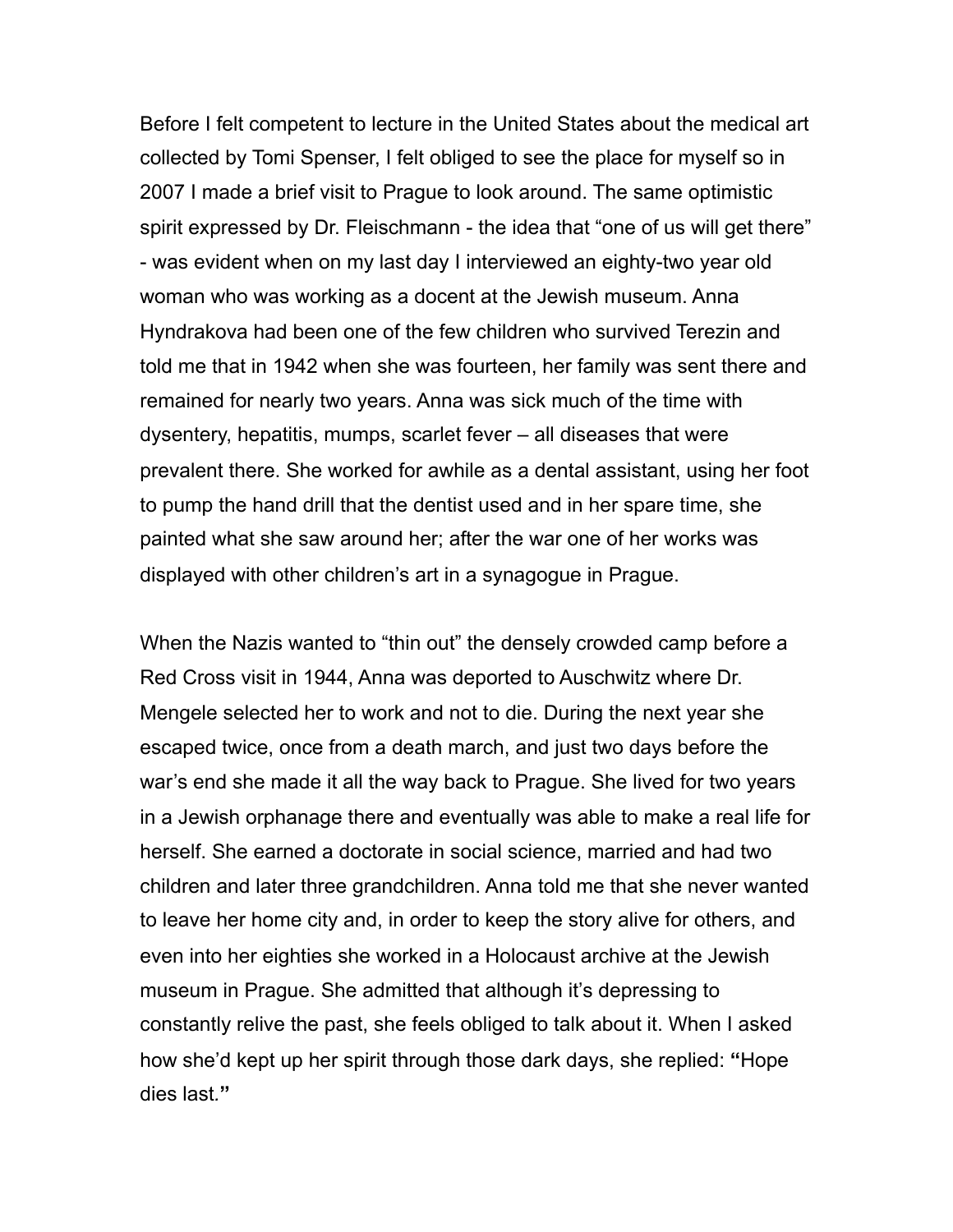Before I felt competent to lecture in the United States about the medical art collected by Tomi Spenser, I felt obliged to see the place for myself so in 2007 I made a brief visit to Prague to look around. The same optimistic spirit expressed by Dr. Fleischmann - the idea that "one of us will get there" - was evident when on my last day I interviewed an eighty-two year old woman who was working as a docent at the Jewish museum. Anna Hyndrakova had been one of the few children who survived Terezin and told me that in 1942 when she was fourteen, her family was sent there and remained for nearly two years. Anna was sick much of the time with dysentery, hepatitis, mumps, scarlet fever – all diseases that were prevalent there. She worked for awhile as a dental assistant, using her foot to pump the hand drill that the dentist used and in her spare time, she painted what she saw around her; after the war one of her works was displayed with other children's art in a synagogue in Prague.

When the Nazis wanted to "thin out" the densely crowded camp before a Red Cross visit in 1944, Anna was deported to Auschwitz where Dr. Mengele selected her to work and not to die. During the next year she escaped twice, once from a death march, and just two days before the war's end she made it all the way back to Prague. She lived for two years in a Jewish orphanage there and eventually was able to make a real life for herself. She earned a doctorate in social science, married and had two children and later three grandchildren. Anna told me that she never wanted to leave her home city and, in order to keep the story alive for others, and even into her eighties she worked in a Holocaust archive at the Jewish museum in Prague. She admitted that although it's depressing to constantly relive the past, she feels obliged to talk about it. When I asked how she'd kept up her spirit through those dark days, she replied: **"**Hope dies last.**"**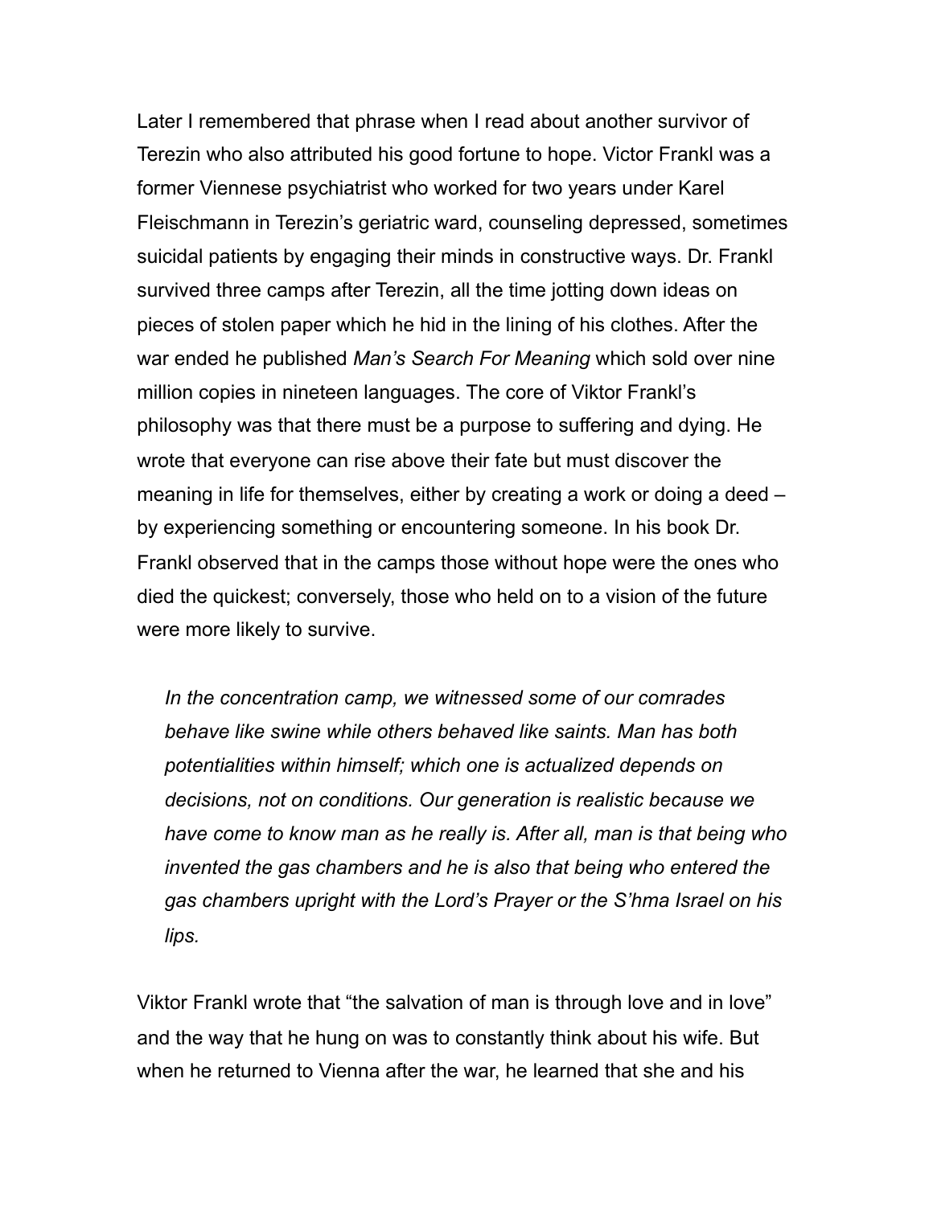Later I remembered that phrase when I read about another survivor of Terezin who also attributed his good fortune to hope. Victor Frankl was a former Viennese psychiatrist who worked for two years under Karel Fleischmann in Terezin's geriatric ward, counseling depressed, sometimes suicidal patients by engaging their minds in constructive ways. Dr. Frankl survived three camps after Terezin, all the time jotting down ideas on pieces of stolen paper which he hid in the lining of his clothes. After the war ended he published *Man's Search For Meaning* which sold over nine million copies in nineteen languages. The core of Viktor Frankl's philosophy was that there must be a purpose to suffering and dying. He wrote that everyone can rise above their fate but must discover the meaning in life for themselves, either by creating a work or doing a deed – by experiencing something or encountering someone. In his book Dr. Frankl observed that in the camps those without hope were the ones who died the quickest; conversely, those who held on to a vision of the future were more likely to survive.

> *In the concentration camp, we witnessed some of our comrades behave like swine while others behaved like saints. Man has both potentialities within himself; which one is actualized depends on decisions, not on conditions. Our generation is realistic because we have come to know man as he really is. After all, man is that being who invented the gas chambers and he is also that being who entered the gas chambers upright with the Lord's Prayer or the S'hma Israel on his lips.*

Viktor Frankl wrote that "the salvation of man is through love and in love" and the way that he hung on was to constantly think about his wife. But when he returned to Vienna after the war, he learned that she and his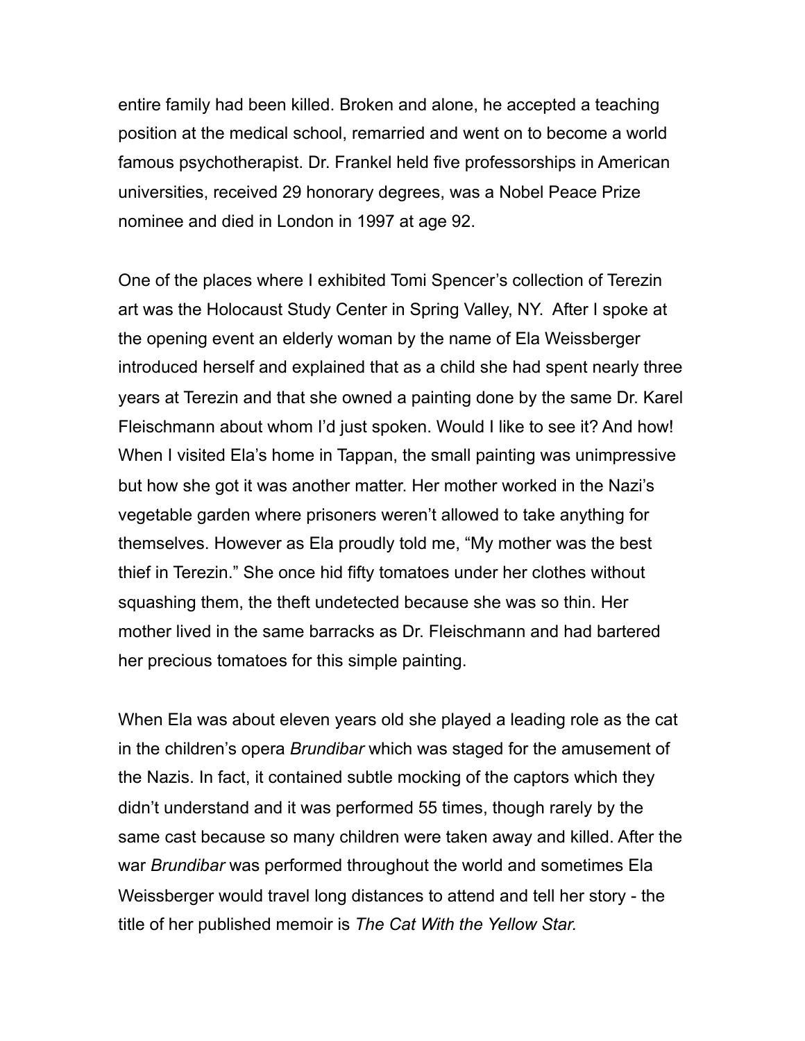entire family had been killed. Broken and alone, he accepted a teaching position at the medical school, remarried and went on to become a world famous psychotherapist. Dr. Frankel held five professorships in American universities, received 29 honorary degrees, was a Nobel Peace Prize nominee and died in London in 1997 at age 92.

One of the places where I exhibited Tomi Spencer's collection of Terezin art was the Holocaust Study Center in Spring Valley, NY.  After I spoke at the opening event an elderly woman by the name of Ela Weissberger introduced herself and explained that as a child she had spent nearly three years at Terezin and that she owned a painting done by the same Dr. Karel Fleischmann about whom I'd just spoken. Would I like to see it? And how! When I visited Ela's home in Tappan, the small painting was unimpressive but how she got it was another matter. Her mother worked in the Nazi's vegetable garden where prisoners weren't allowed to take anything for themselves. However as Ela proudly told me, "My mother was the best thief in Terezin." She once hid fifty tomatoes under her clothes without squashing them, the theft undetected because she was so thin. Her mother lived in the same barracks as Dr. Fleischmann and had bartered her precious tomatoes for this simple painting.

When Ela was about eleven years old she played a leading role as the cat in the children's opera *Brundibar* which was staged for the amusement of the Nazis. In fact, it contained subtle mocking of the captors which they didn't understand and it was performed 55 times, though rarely by the same cast because so many children were taken away and killed. After the war *Brundibar* was performed throughout the world and sometimes Ela Weissberger would travel long distances to attend and tell her story - the title of her published memoir is *The Cat With the Yellow Star.*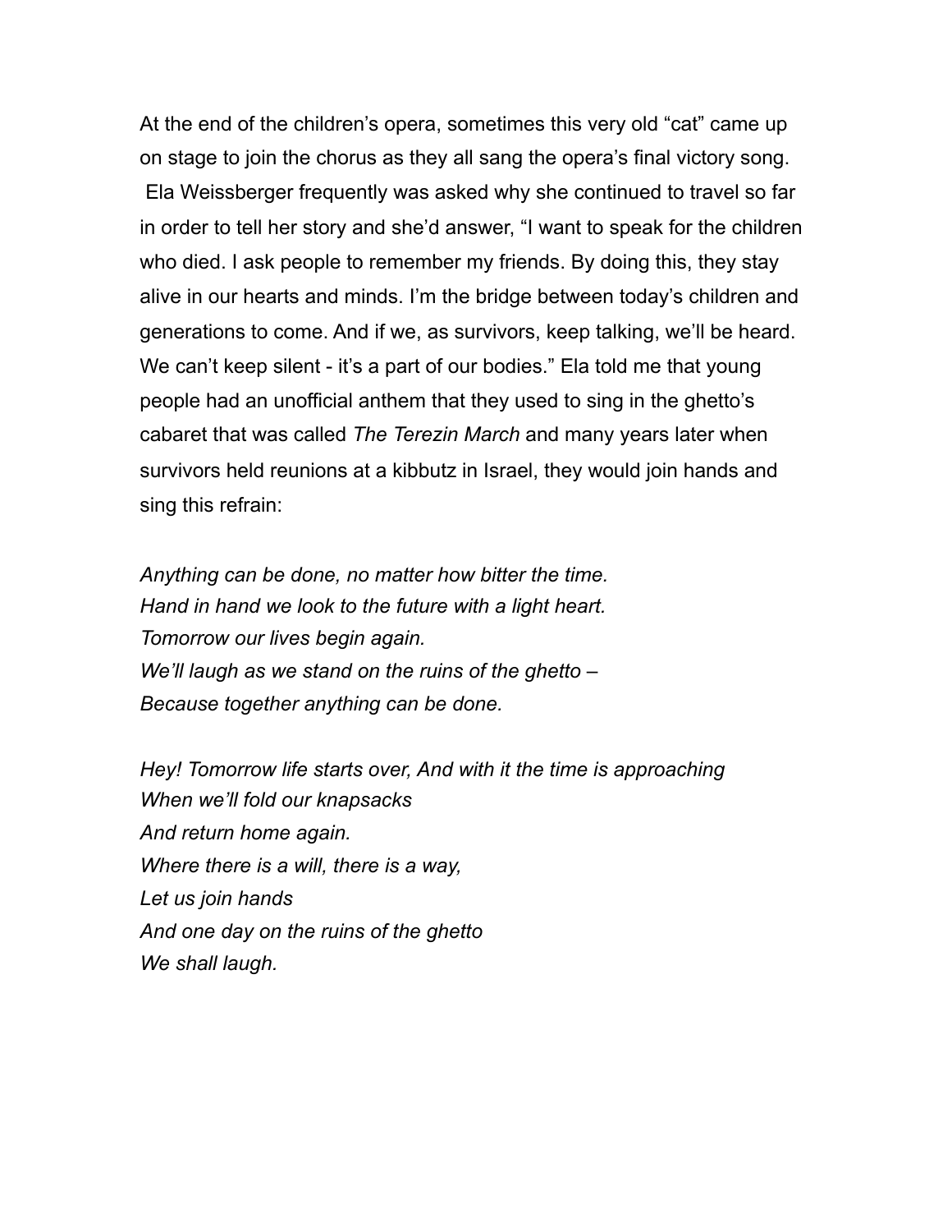At the end of the children's opera, sometimes this very old "cat" came up on stage to join the chorus as they all sang the opera's final victory song. Ela Weissberger frequently was asked why she continued to travel so far in order to tell her story and she'd answer, "I want to speak for the children who died. I ask people to remember my friends. By doing this, they stay alive in our hearts and minds. I'm the bridge between today's children and generations to come. And if we, as survivors, keep talking, we'll be heard. We can't keep silent - it's a part of our bodies." Ela told me that young people had an unofficial anthem that they used to sing in the ghetto's cabaret that was called *The Terezin March* and many years later when survivors held reunions at a kibbutz in Israel, they would join hands and sing this refrain:

*Anything can be done, no matter how bitter the time.*
*Hand in hand we look to the future with a light heart.*
*Tomorrow our lives begin again.*
*We'll laugh as we stand on the ruins of the ghetto –*
*Because together anything can be done.*

*Hey! Tomorrow life starts over, And with it the time is approaching*
*When we'll fold our knapsacks*
*And return home again.*
*Where there is a will, there is a way,*
*Let us join hands*
*And one day on the ruins of the ghetto*
*We shall laugh.*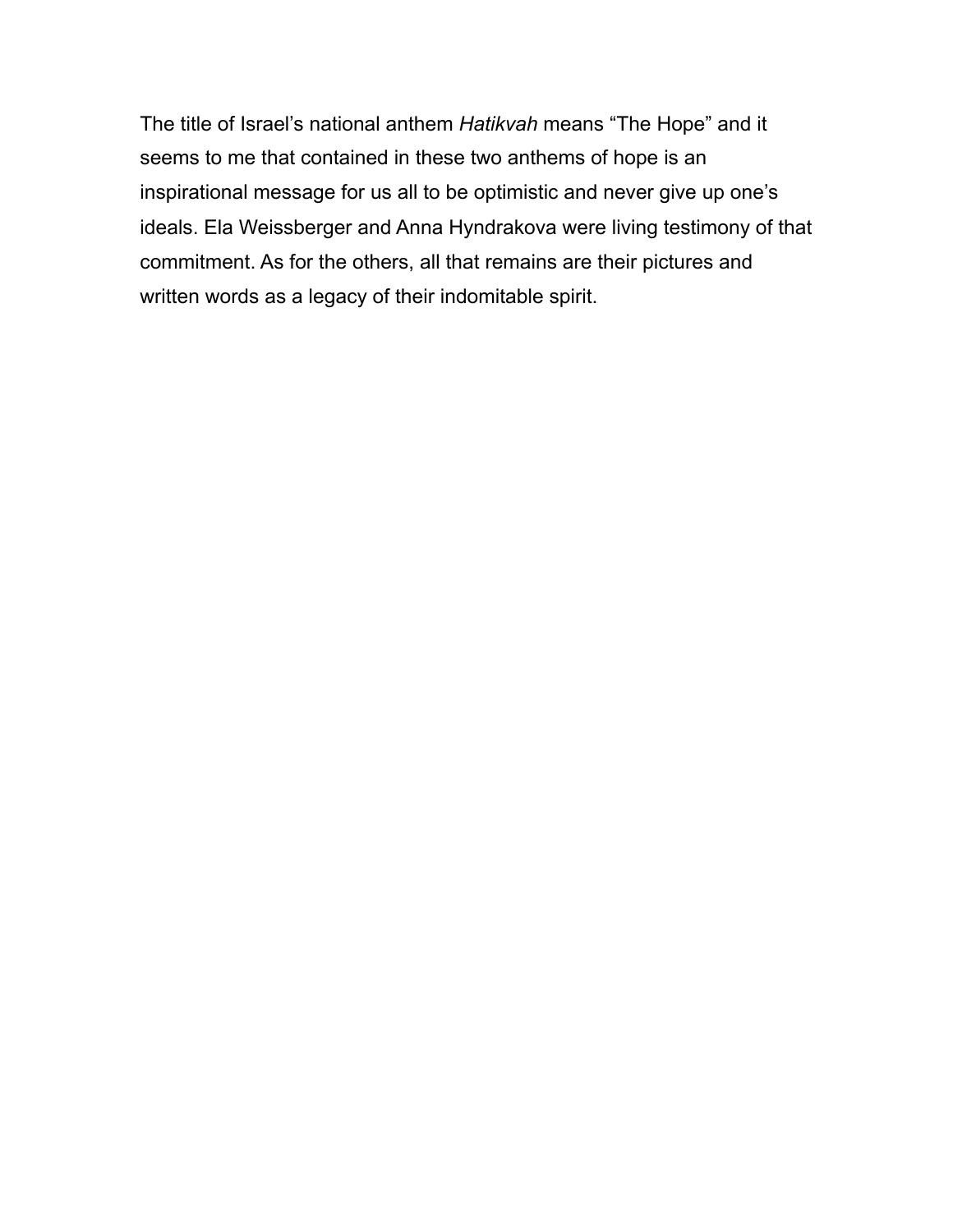The title of Israel's national anthem *Hatikvah* means "The Hope" and it seems to me that contained in these two anthems of hope is an inspirational message for us all to be optimistic and never give up one's ideals. Ela Weissberger and Anna Hyndrakova were living testimony of that commitment. As for the others, all that remains are their pictures and written words as a legacy of their indomitable spirit.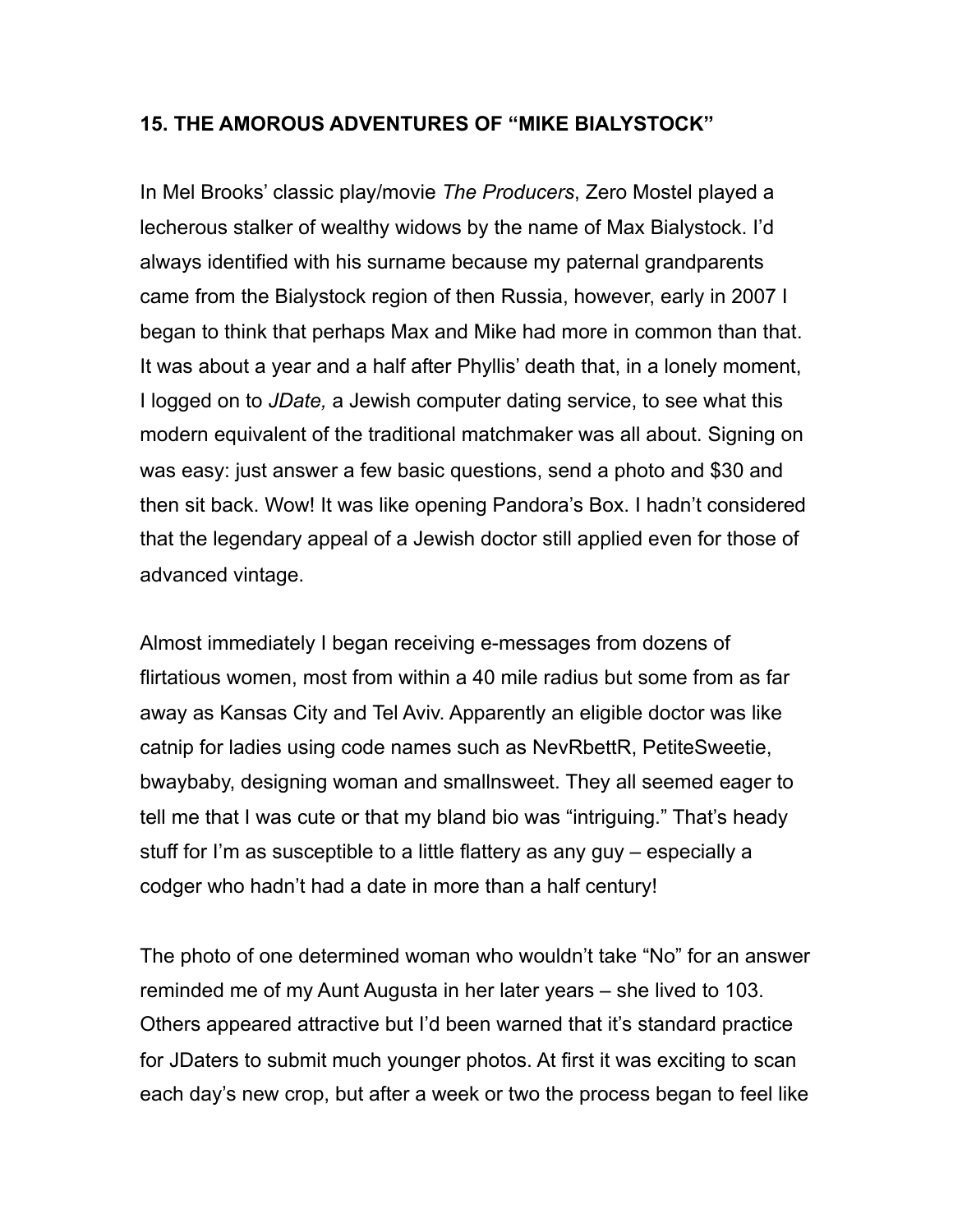## 15. THE AMOROUS ADVENTURES OF "MIKE BIALYSTOCK"

In Mel Brooks' classic play/movie *The Producers*, Zero Mostel played a lecherous stalker of wealthy widows by the name of Max Bialystock. I'd always identified with his surname because my paternal grandparents came from the Bialystock region of then Russia, however, early in 2007 I began to think that perhaps Max and Mike had more in common than that. It was about a year and a half after Phyllis' death that, in a lonely moment, I logged on to *JDate,* a Jewish computer dating service, to see what this modern equivalent of the traditional matchmaker was all about. Signing on was easy: just answer a few basic questions, send a photo and $30 and then sit back. Wow! It was like opening Pandora's Box. I hadn't considered that the legendary appeal of a Jewish doctor still applied even for those of advanced vintage.

Almost immediately I began receiving e-messages from dozens of flirtatious women, most from within a 40 mile radius but some from as far away as Kansas City and Tel Aviv. Apparently an eligible doctor was like catnip for ladies using code names such as NevRbettR, PetiteSweetie, bwaybaby, designing woman and smallnsweet. They all seemed eager to tell me that I was cute or that my bland bio was "intriguing." That's heady stuff for I'm as susceptible to a little flattery as any guy – especially a codger who hadn't had a date in more than a half century!

The photo of one determined woman who wouldn't take "No" for an answer reminded me of my Aunt Augusta in her later years – she lived to 103. Others appeared attractive but I'd been warned that it's standard practice for JDaters to submit much younger photos. At first it was exciting to scan each day's new crop, but after a week or two the process began to feel like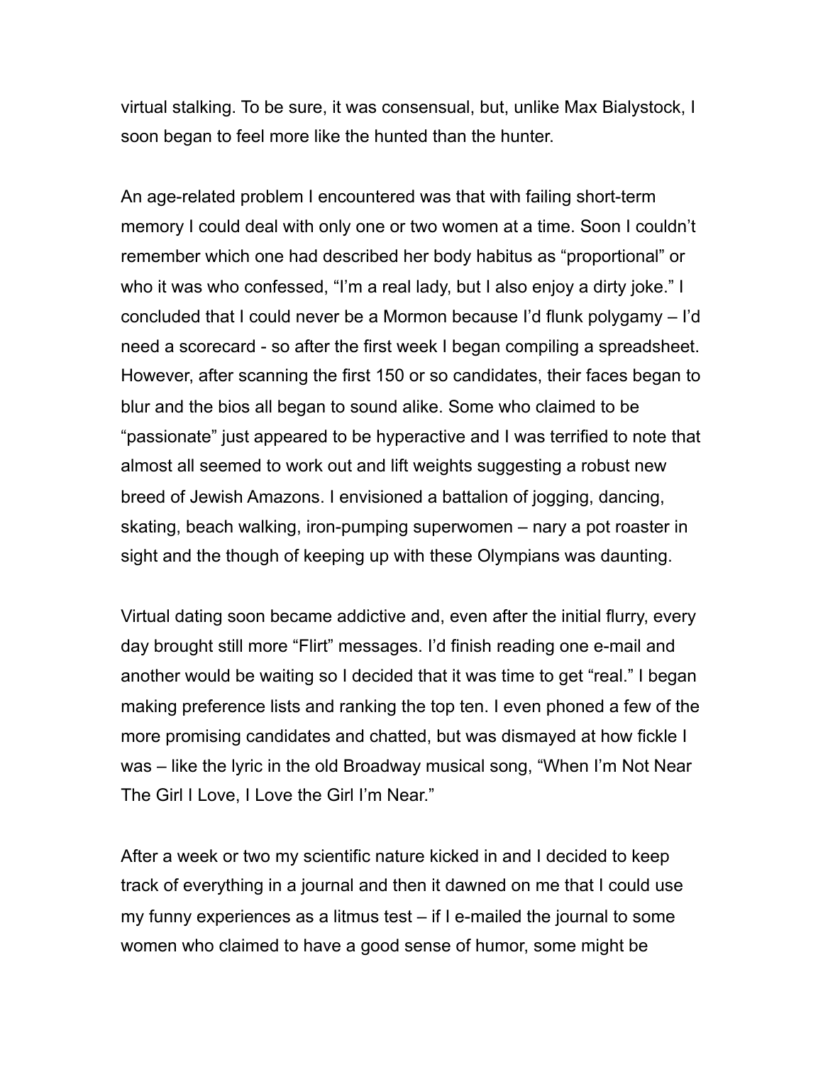virtual stalking. To be sure, it was consensual, but, unlike Max Bialystock, I soon began to feel more like the hunted than the hunter.

An age-related problem I encountered was that with failing short-term memory I could deal with only one or two women at a time. Soon I couldn't remember which one had described her body habitus as "proportional" or who it was who confessed, "I'm a real lady, but I also enjoy a dirty joke." I concluded that I could never be a Mormon because I'd flunk polygamy – I'd need a scorecard - so after the first week I began compiling a spreadsheet. However, after scanning the first 150 or so candidates, their faces began to blur and the bios all began to sound alike. Some who claimed to be "passionate" just appeared to be hyperactive and I was terrified to note that almost all seemed to work out and lift weights suggesting a robust new breed of Jewish Amazons. I envisioned a battalion of jogging, dancing, skating, beach walking, iron-pumping superwomen – nary a pot roaster in sight and the though of keeping up with these Olympians was daunting.

Virtual dating soon became addictive and, even after the initial flurry, every day brought still more "Flirt" messages. I'd finish reading one e-mail and another would be waiting so I decided that it was time to get "real." I began making preference lists and ranking the top ten. I even phoned a few of the more promising candidates and chatted, but was dismayed at how fickle I was – like the lyric in the old Broadway musical song, "When I'm Not Near The Girl I Love, I Love the Girl I'm Near."

After a week or two my scientific nature kicked in and I decided to keep track of everything in a journal and then it dawned on me that I could use my funny experiences as a litmus test – if I e-mailed the journal to some women who claimed to have a good sense of humor, some might be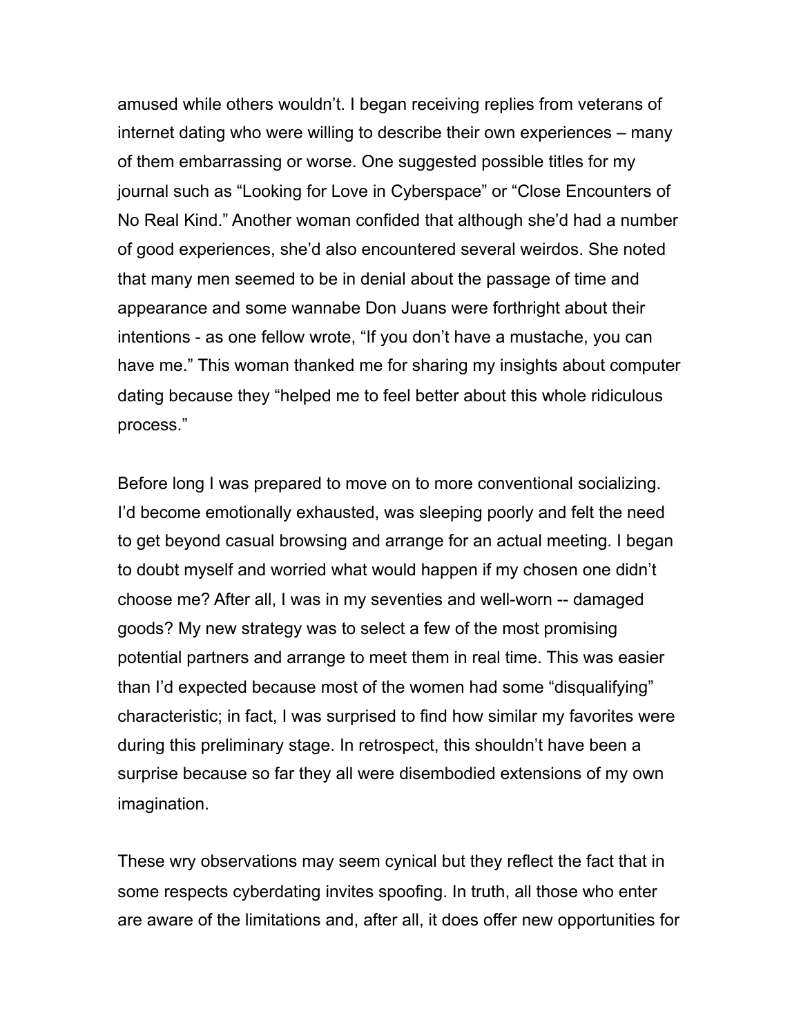amused while others wouldn't. I began receiving replies from veterans of internet dating who were willing to describe their own experiences – many of them embarrassing or worse. One suggested possible titles for my journal such as "Looking for Love in Cyberspace" or "Close Encounters of No Real Kind." Another woman confided that although she'd had a number of good experiences, she'd also encountered several weirdos. She noted that many men seemed to be in denial about the passage of time and appearance and some wannabe Don Juans were forthright about their intentions - as one fellow wrote, "If you don't have a mustache, you can have me." This woman thanked me for sharing my insights about computer dating because they "helped me to feel better about this whole ridiculous process."

Before long I was prepared to move on to more conventional socializing. I'd become emotionally exhausted, was sleeping poorly and felt the need to get beyond casual browsing and arrange for an actual meeting. I began to doubt myself and worried what would happen if my chosen one didn't choose me? After all, I was in my seventies and well-worn -- damaged goods? My new strategy was to select a few of the most promising potential partners and arrange to meet them in real time. This was easier than I'd expected because most of the women had some "disqualifying" characteristic; in fact, I was surprised to find how similar my favorites were during this preliminary stage. In retrospect, this shouldn't have been a surprise because so far they all were disembodied extensions of my own imagination.

These wry observations may seem cynical but they reflect the fact that in some respects cyberdating invites spoofing. In truth, all those who enter are aware of the limitations and, after all, it does offer new opportunities for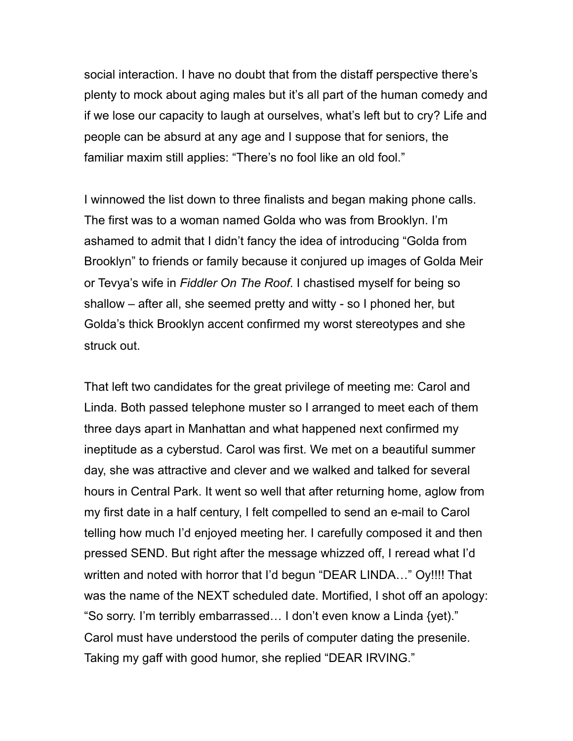social interaction. I have no doubt that from the distaff perspective there's plenty to mock about aging males but it's all part of the human comedy and if we lose our capacity to laugh at ourselves, what's left but to cry? Life and people can be absurd at any age and I suppose that for seniors, the familiar maxim still applies: "There's no fool like an old fool."

I winnowed the list down to three finalists and began making phone calls. The first was to a woman named Golda who was from Brooklyn. I'm ashamed to admit that I didn't fancy the idea of introducing "Golda from Brooklyn" to friends or family because it conjured up images of Golda Meir or Tevya's wife in *Fiddler On The Roof*. I chastised myself for being so shallow – after all, she seemed pretty and witty - so I phoned her, but Golda's thick Brooklyn accent confirmed my worst stereotypes and she struck out.

That left two candidates for the great privilege of meeting me: Carol and Linda. Both passed telephone muster so I arranged to meet each of them three days apart in Manhattan and what happened next confirmed my ineptitude as a cyberstud. Carol was first. We met on a beautiful summer day, she was attractive and clever and we walked and talked for several hours in Central Park. It went so well that after returning home, aglow from my first date in a half century, I felt compelled to send an e-mail to Carol telling how much I'd enjoyed meeting her. I carefully composed it and then pressed SEND. But right after the message whizzed off, I reread what I'd written and noted with horror that I'd begun "DEAR LINDA…" Oy!!!! That was the name of the NEXT scheduled date. Mortified, I shot off an apology: "So sorry. I'm terribly embarrassed… I don't even know a Linda {yet)." Carol must have understood the perils of computer dating the presenile. Taking my gaff with good humor, she replied "DEAR IRVING."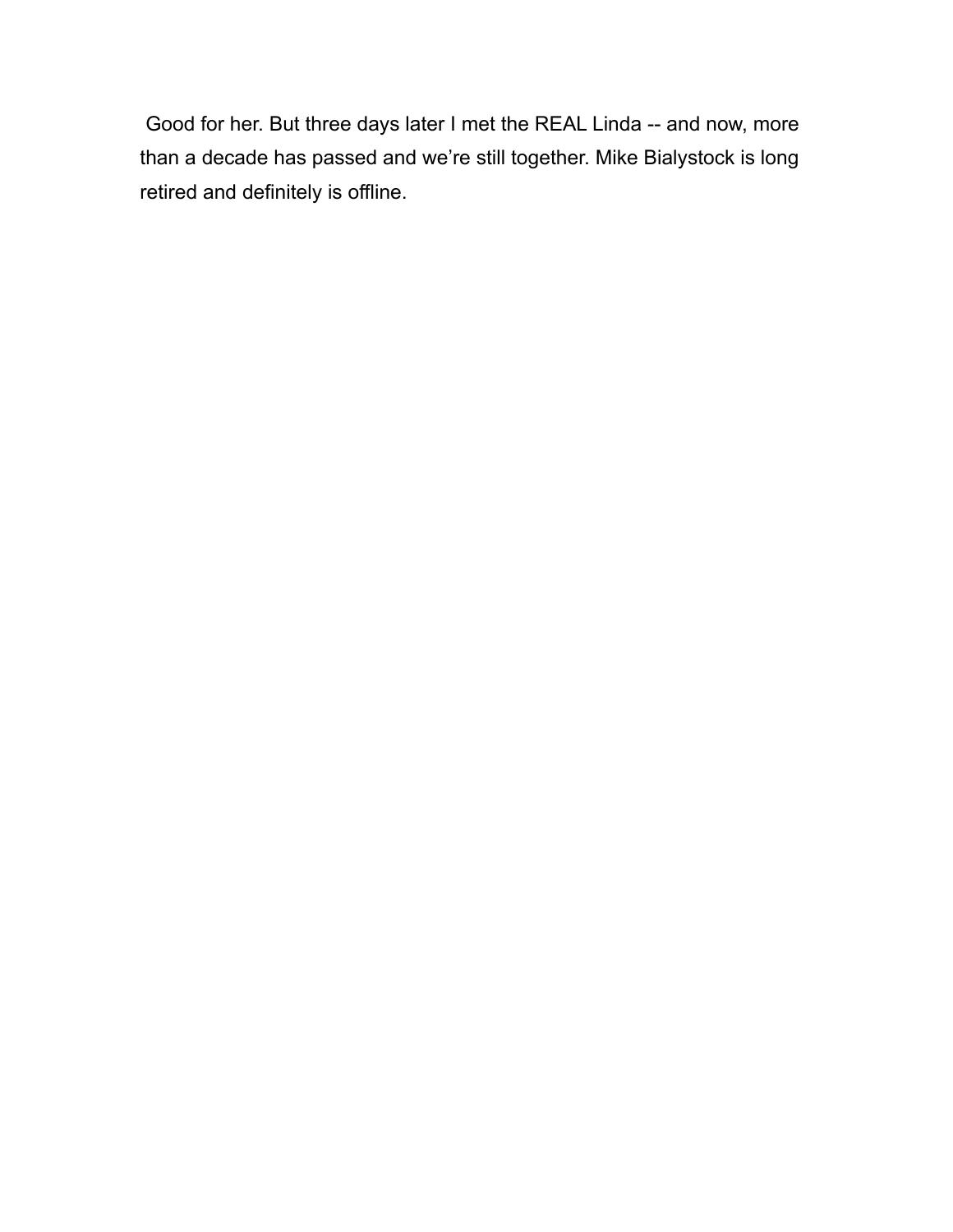Good for her. But three days later I met the REAL Linda -- and now, more than a decade has passed and we're still together. Mike Bialystock is long retired and definitely is offline.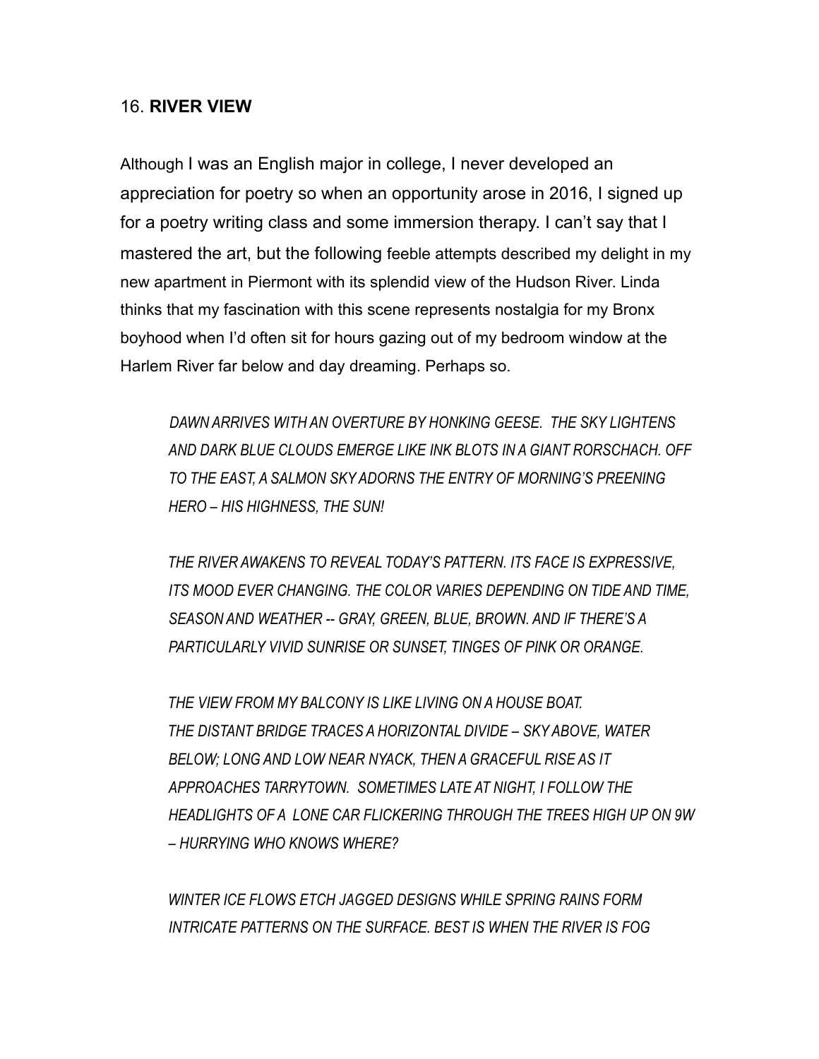## 16. **RIVER VIEW**

Although I was an English major in college, I never developed an appreciation for poetry so when an opportunity arose in 2016, I signed up for a poetry writing class and some immersion therapy. I can't say that I mastered the art, but the following feeble attempts described my delight in my new apartment in Piermont with its splendid view of the Hudson River. Linda thinks that my fascination with this scene represents nostalgia for my Bronx boyhood when I'd often sit for hours gazing out of my bedroom window at the Harlem River far below and day dreaming. Perhaps so.

> *DAWN ARRIVES WITH AN OVERTURE BY HONKING GEESE. THE SKY LIGHTENS AND DARK BLUE CLOUDS EMERGE LIKE INK BLOTS IN A GIANT RORSCHACH. OFF TO THE EAST, A SALMON SKY ADORNS THE ENTRY OF MORNING'S PREENING HERO – HIS HIGHNESS, THE SUN!*
>
> *THE RIVER AWAKENS TO REVEAL TODAY'S PATTERN. ITS FACE IS EXPRESSIVE, ITS MOOD EVER CHANGING. THE COLOR VARIES DEPENDING ON TIDE AND TIME, SEASON AND WEATHER -- GRAY, GREEN, BLUE, BROWN. AND IF THERE'S A PARTICULARLY VIVID SUNRISE OR SUNSET, TINGES OF PINK OR ORANGE.*
>
> *THE VIEW FROM MY BALCONY IS LIKE LIVING ON A HOUSE BOAT. THE DISTANT BRIDGE TRACES A HORIZONTAL DIVIDE – SKY ABOVE, WATER BELOW; LONG AND LOW NEAR NYACK, THEN A GRACEFUL RISE AS IT APPROACHES TARRYTOWN. SOMETIMES LATE AT NIGHT, I FOLLOW THE HEADLIGHTS OF A LONE CAR FLICKERING THROUGH THE TREES HIGH UP ON 9W – HURRYING WHO KNOWS WHERE?*
>
> *WINTER ICE FLOWS ETCH JAGGED DESIGNS WHILE SPRING RAINS FORM INTRICATE PATTERNS ON THE SURFACE. BEST IS WHEN THE RIVER IS FOG*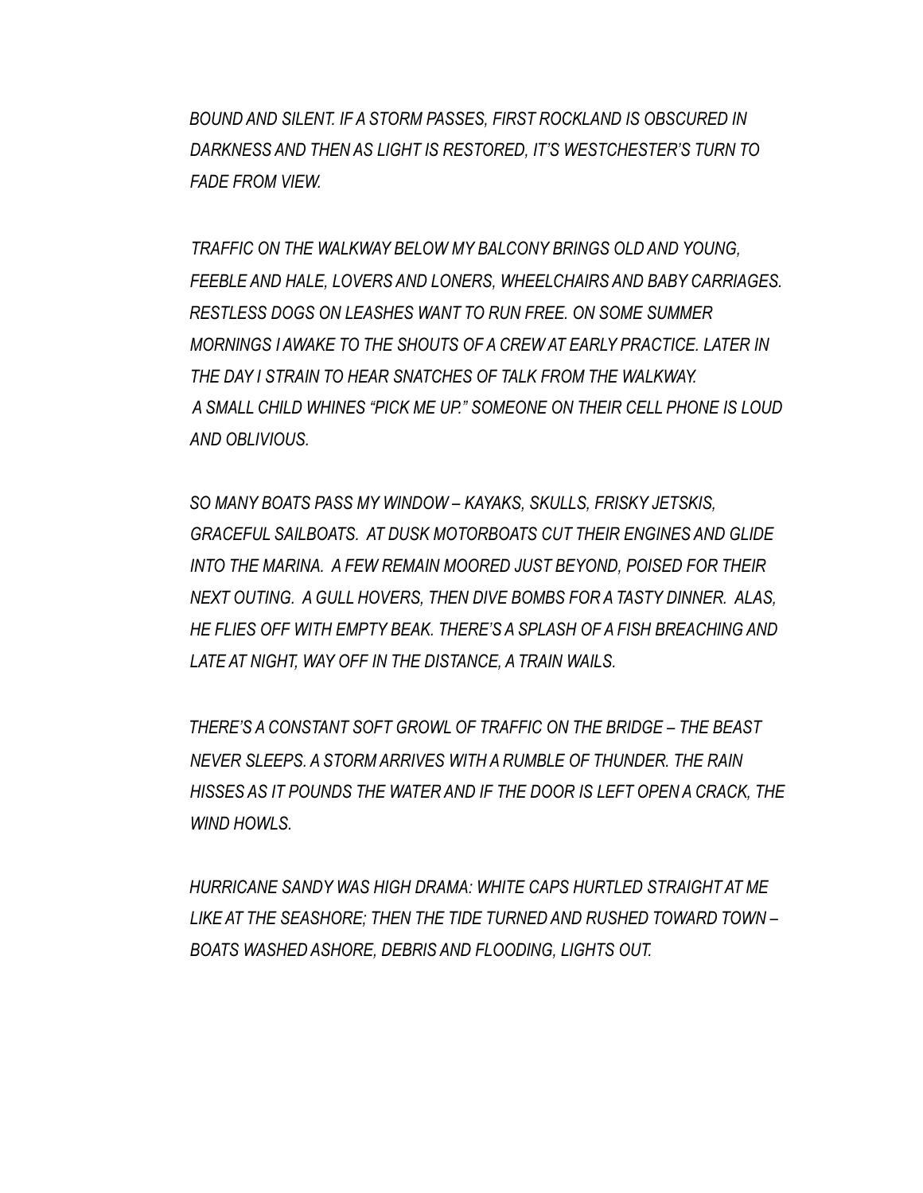*BOUND AND SILENT. IF A STORM PASSES, FIRST ROCKLAND IS OBSCURED IN DARKNESS AND THEN AS LIGHT IS RESTORED, IT'S WESTCHESTER'S TURN TO FADE FROM VIEW.*

*TRAFFIC ON THE WALKWAY BELOW MY BALCONY BRINGS OLD AND YOUNG, FEEBLE AND HALE, LOVERS AND LONERS, WHEELCHAIRS AND BABY CARRIAGES. RESTLESS DOGS ON LEASHES WANT TO RUN FREE. ON SOME SUMMER MORNINGS I AWAKE TO THE SHOUTS OF A CREW AT EARLY PRACTICE. LATER IN THE DAY I STRAIN TO HEAR SNATCHES OF TALK FROM THE WALKWAY. A SMALL CHILD WHINES "PICK ME UP." SOMEONE ON THEIR CELL PHONE IS LOUD AND OBLIVIOUS.*

*SO MANY BOATS PASS MY WINDOW – KAYAKS, SKULLS, FRISKY JETSKIS, GRACEFUL SAILBOATS. AT DUSK MOTORBOATS CUT THEIR ENGINES AND GLIDE INTO THE MARINA. A FEW REMAIN MOORED JUST BEYOND, POISED FOR THEIR NEXT OUTING. A GULL HOVERS, THEN DIVE BOMBS FOR A TASTY DINNER. ALAS, HE FLIES OFF WITH EMPTY BEAK. THERE'S A SPLASH OF A FISH BREACHING AND LATE AT NIGHT, WAY OFF IN THE DISTANCE, A TRAIN WAILS.*

*THERE'S A CONSTANT SOFT GROWL OF TRAFFIC ON THE BRIDGE – THE BEAST NEVER SLEEPS. A STORM ARRIVES WITH A RUMBLE OF THUNDER. THE RAIN HISSES AS IT POUNDS THE WATER AND IF THE DOOR IS LEFT OPEN A CRACK, THE WIND HOWLS.*

*HURRICANE SANDY WAS HIGH DRAMA: WHITE CAPS HURTLED STRAIGHT AT ME LIKE AT THE SEASHORE; THEN THE TIDE TURNED AND RUSHED TOWARD TOWN – BOATS WASHED ASHORE, DEBRIS AND FLOODING, LIGHTS OUT.*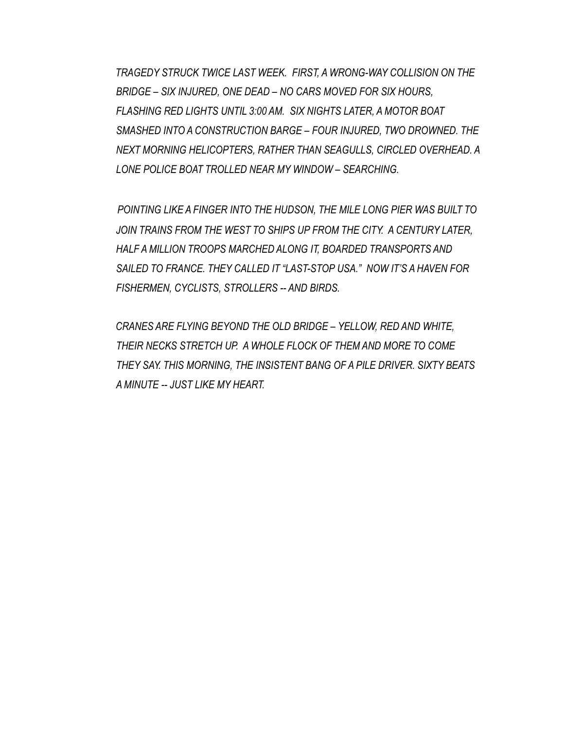*TRAGEDY STRUCK TWICE LAST WEEK. FIRST, A WRONG-WAY COLLISION ON THE BRIDGE – SIX INJURED, ONE DEAD – NO CARS MOVED FOR SIX HOURS, FLASHING RED LIGHTS UNTIL 3:00 AM. SIX NIGHTS LATER, A MOTOR BOAT SMASHED INTO A CONSTRUCTION BARGE – FOUR INJURED, TWO DROWNED. THE NEXT MORNING HELICOPTERS, RATHER THAN SEAGULLS, CIRCLED OVERHEAD. A LONE POLICE BOAT TROLLED NEAR MY WINDOW – SEARCHING.*

*POINTING LIKE A FINGER INTO THE HUDSON, THE MILE LONG PIER WAS BUILT TO JOIN TRAINS FROM THE WEST TO SHIPS UP FROM THE CITY. A CENTURY LATER, HALF A MILLION TROOPS MARCHED ALONG IT, BOARDED TRANSPORTS AND SAILED TO FRANCE. THEY CALLED IT "LAST-STOP USA." NOW IT'S A HAVEN FOR FISHERMEN, CYCLISTS, STROLLERS -- AND BIRDS.*

*CRANES ARE FLYING BEYOND THE OLD BRIDGE – YELLOW, RED AND WHITE, THEIR NECKS STRETCH UP. A WHOLE FLOCK OF THEM AND MORE TO COME THEY SAY. THIS MORNING, THE INSISTENT BANG OF A PILE DRIVER. SIXTY BEATS A MINUTE -- JUST LIKE MY HEART.*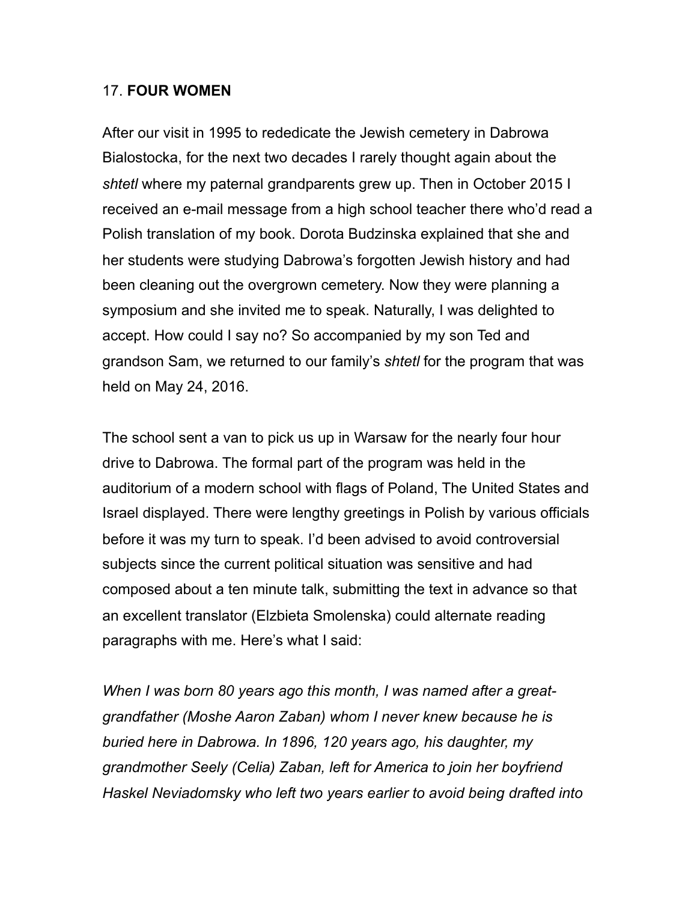## 17. **FOUR WOMEN**

After our visit in 1995 to rededicate the Jewish cemetery in Dabrowa Bialostocka, for the next two decades I rarely thought again about the *shtetl* where my paternal grandparents grew up. Then in October 2015 I received an e-mail message from a high school teacher there who'd read a Polish translation of my book. Dorota Budzinska explained that she and her students were studying Dabrowa's forgotten Jewish history and had been cleaning out the overgrown cemetery. Now they were planning a symposium and she invited me to speak. Naturally, I was delighted to accept. How could I say no? So accompanied by my son Ted and grandson Sam, we returned to our family's *shtetl* for the program that was held on May 24, 2016.

The school sent a van to pick us up in Warsaw for the nearly four hour drive to Dabrowa. The formal part of the program was held in the auditorium of a modern school with flags of Poland, The United States and Israel displayed. There were lengthy greetings in Polish by various officials before it was my turn to speak. I'd been advised to avoid controversial subjects since the current political situation was sensitive and had composed about a ten minute talk, submitting the text in advance so that an excellent translator (Elzbieta Smolenska) could alternate reading paragraphs with me. Here's what I said:

*When I was born 80 years ago this month, I was named after a great-grandfather (Moshe Aaron Zaban) whom I never knew because he is buried here in Dabrowa. In 1896, 120 years ago, his daughter, my grandmother Seely (Celia) Zaban, left for America to join her boyfriend Haskel Neviadomsky who left two years earlier to avoid being drafted into*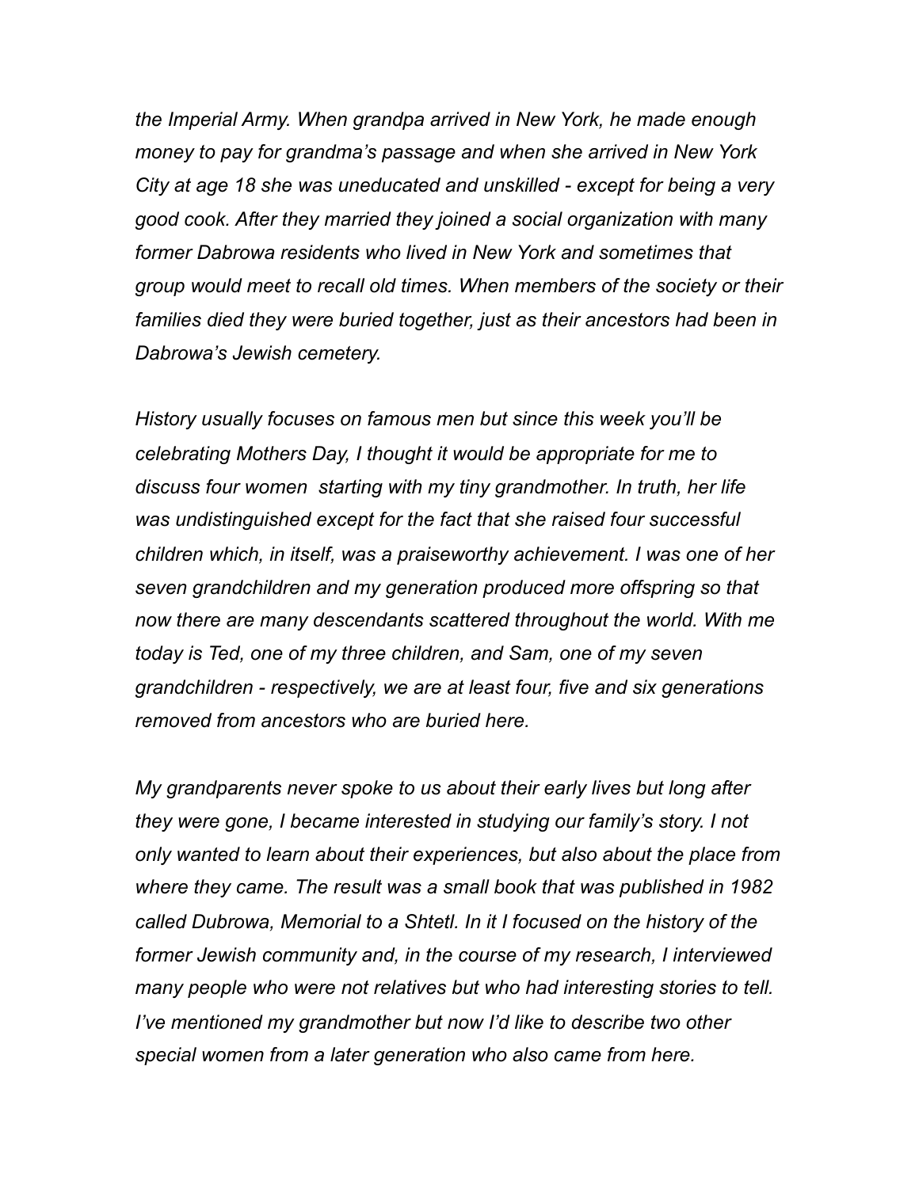*the Imperial Army. When grandpa arrived in New York, he made enough money to pay for grandma's passage and when she arrived in New York City at age 18 she was uneducated and unskilled - except for being a very good cook. After they married they joined a social organization with many former Dabrowa residents who lived in New York and sometimes that group would meet to recall old times. When members of the society or their families died they were buried together, just as their ancestors had been in Dabrowa's Jewish cemetery.*

*History usually focuses on famous men but since this week you'll be celebrating Mothers Day, I thought it would be appropriate for me to discuss four women  starting with my tiny grandmother. In truth, her life was undistinguished except for the fact that she raised four successful children which, in itself, was a praiseworthy achievement. I was one of her seven grandchildren and my generation produced more offspring so that now there are many descendants scattered throughout the world. With me today is Ted, one of my three children, and Sam, one of my seven grandchildren - respectively, we are at least four, five and six generations removed from ancestors who are buried here.*

*My grandparents never spoke to us about their early lives but long after they were gone, I became interested in studying our family's story. I not only wanted to learn about their experiences, but also about the place from where they came. The result was a small book that was published in 1982 called Dubrowa, Memorial to a Shtetl. In it I focused on the history of the former Jewish community and, in the course of my research, I interviewed many people who were not relatives but who had interesting stories to tell. I've mentioned my grandmother but now I'd like to describe two other special women from a later generation who also came from here.*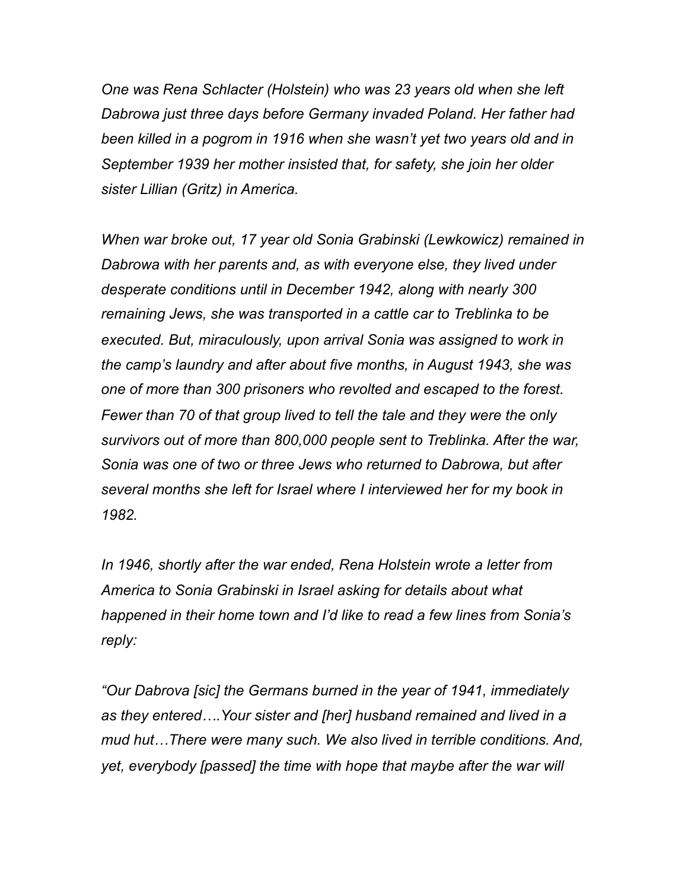*One was Rena Schlacter (Holstein) who was 23 years old when she left Dabrowa just three days before Germany invaded Poland. Her father had been killed in a pogrom in 1916 when she wasn't yet two years old and in September 1939 her mother insisted that, for safety, she join her older sister Lillian (Gritz) in America.*

*When war broke out, 17 year old Sonia Grabinski (Lewkowicz) remained in Dabrowa with her parents and, as with everyone else, they lived under desperate conditions until in December 1942, along with nearly 300 remaining Jews, she was transported in a cattle car to Treblinka to be executed. But, miraculously, upon arrival Sonia was assigned to work in the camp's laundry and after about five months, in August 1943, she was one of more than 300 prisoners who revolted and escaped to the forest. Fewer than 70 of that group lived to tell the tale and they were the only survivors out of more than 800,000 people sent to Treblinka. After the war, Sonia was one of two or three Jews who returned to Dabrowa, but after several months she left for Israel where I interviewed her for my book in 1982.*

*In 1946, shortly after the war ended, Rena Holstein wrote a letter from America to Sonia Grabinski in Israel asking for details about what happened in their home town and I'd like to read a few lines from Sonia's reply:*

*"Our Dabrova [sic] the Germans burned in the year of 1941, immediately as they entered….Your sister and [her] husband remained and lived in a mud hut…There were many such. We also lived in terrible conditions. And, yet, everybody [passed] the time with hope that maybe after the war will*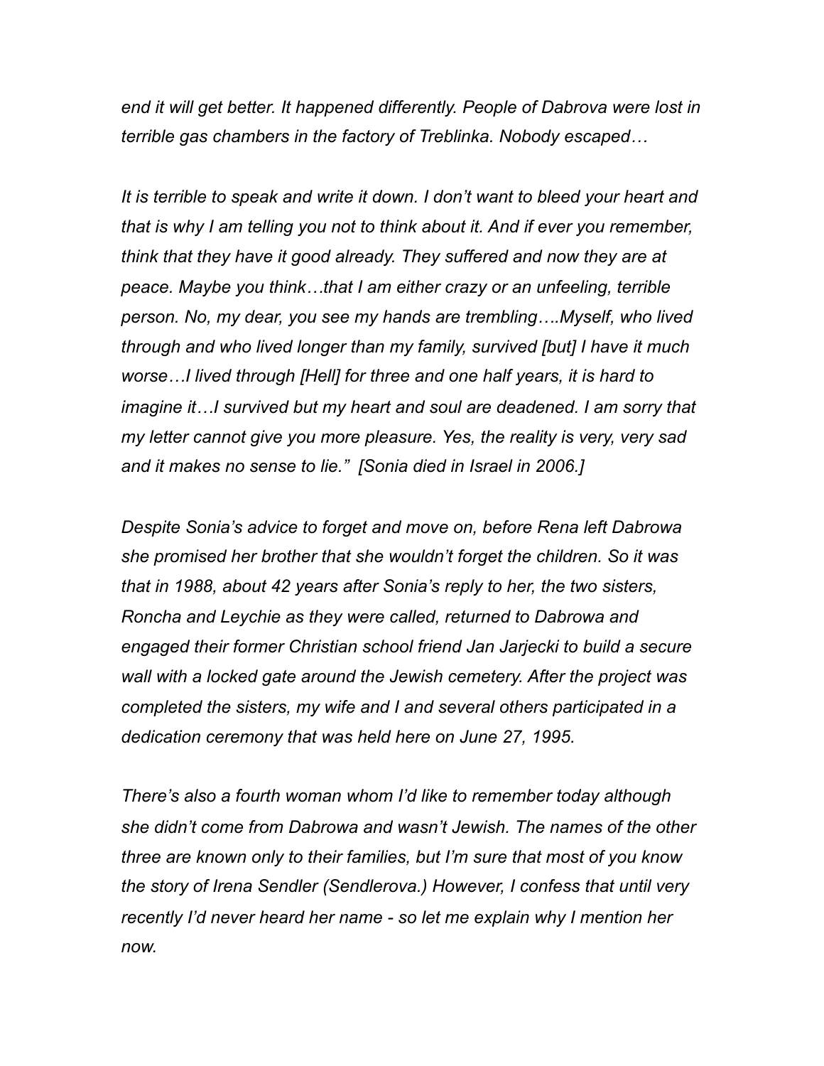*end it will get better. It happened differently. People of Dabrova were lost in terrible gas chambers in the factory of Treblinka. Nobody escaped…*

*It is terrible to speak and write it down. I don't want to bleed your heart and that is why I am telling you not to think about it. And if ever you remember, think that they have it good already. They suffered and now they are at peace. Maybe you think…that I am either crazy or an unfeeling, terrible person. No, my dear, you see my hands are trembling….Myself, who lived through and who lived longer than my family, survived [but] I have it much worse…I lived through [Hell] for three and one half years, it is hard to imagine it…I survived but my heart and soul are deadened. I am sorry that my letter cannot give you more pleasure. Yes, the reality is very, very sad and it makes no sense to lie." [Sonia died in Israel in 2006.]*

*Despite Sonia's advice to forget and move on, before Rena left Dabrowa she promised her brother that she wouldn't forget the children. So it was that in 1988, about 42 years after Sonia's reply to her, the two sisters, Roncha and Leychie as they were called, returned to Dabrowa and engaged their former Christian school friend Jan Jarjecki to build a secure wall with a locked gate around the Jewish cemetery. After the project was completed the sisters, my wife and I and several others participated in a dedication ceremony that was held here on June 27, 1995.*

*There's also a fourth woman whom I'd like to remember today although she didn't come from Dabrowa and wasn't Jewish. The names of the other three are known only to their families, but I'm sure that most of you know the story of Irena Sendler (Sendlerova.) However, I confess that until very recently I'd never heard her name - so let me explain why I mention her now.*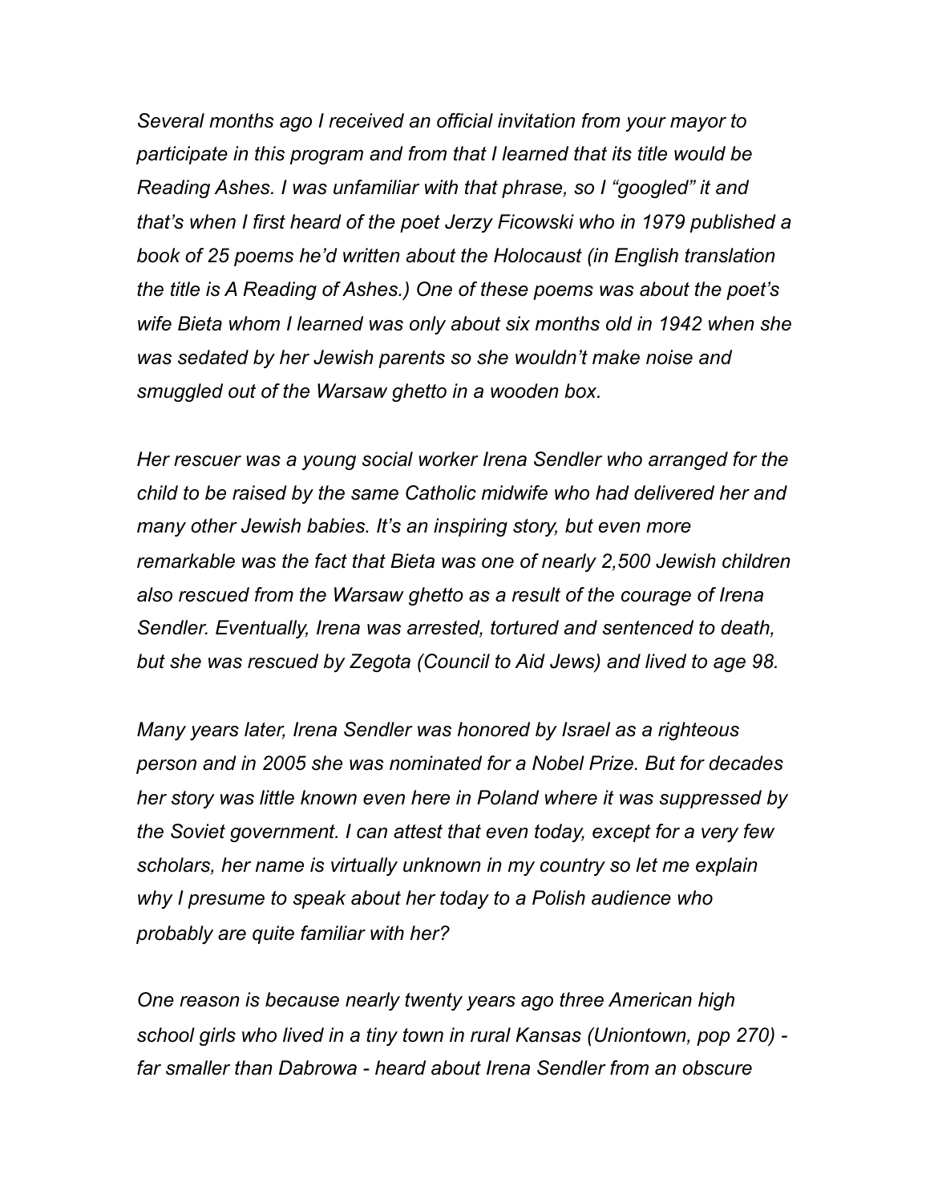*Several months ago I received an official invitation from your mayor to participate in this program and from that I learned that its title would be Reading Ashes. I was unfamiliar with that phrase, so I "googled" it and that's when I first heard of the poet Jerzy Ficowski who in 1979 published a book of 25 poems he'd written about the Holocaust (in English translation the title is A Reading of Ashes.) One of these poems was about the poet's wife Bieta whom I learned was only about six months old in 1942 when she was sedated by her Jewish parents so she wouldn't make noise and smuggled out of the Warsaw ghetto in a wooden box.*

*Her rescuer was a young social worker Irena Sendler who arranged for the child to be raised by the same Catholic midwife who had delivered her and many other Jewish babies. It's an inspiring story, but even more remarkable was the fact that Bieta was one of nearly 2,500 Jewish children also rescued from the Warsaw ghetto as a result of the courage of Irena Sendler. Eventually, Irena was arrested, tortured and sentenced to death, but she was rescued by Zegota (Council to Aid Jews) and lived to age 98.*

*Many years later, Irena Sendler was honored by Israel as a righteous person and in 2005 she was nominated for a Nobel Prize. But for decades her story was little known even here in Poland where it was suppressed by the Soviet government. I can attest that even today, except for a very few scholars, her name is virtually unknown in my country so let me explain why I presume to speak about her today to a Polish audience who probably are quite familiar with her?*

*One reason is because nearly twenty years ago three American high school girls who lived in a tiny town in rural Kansas (Uniontown, pop 270) - far smaller than Dabrowa - heard about Irena Sendler from an obscure*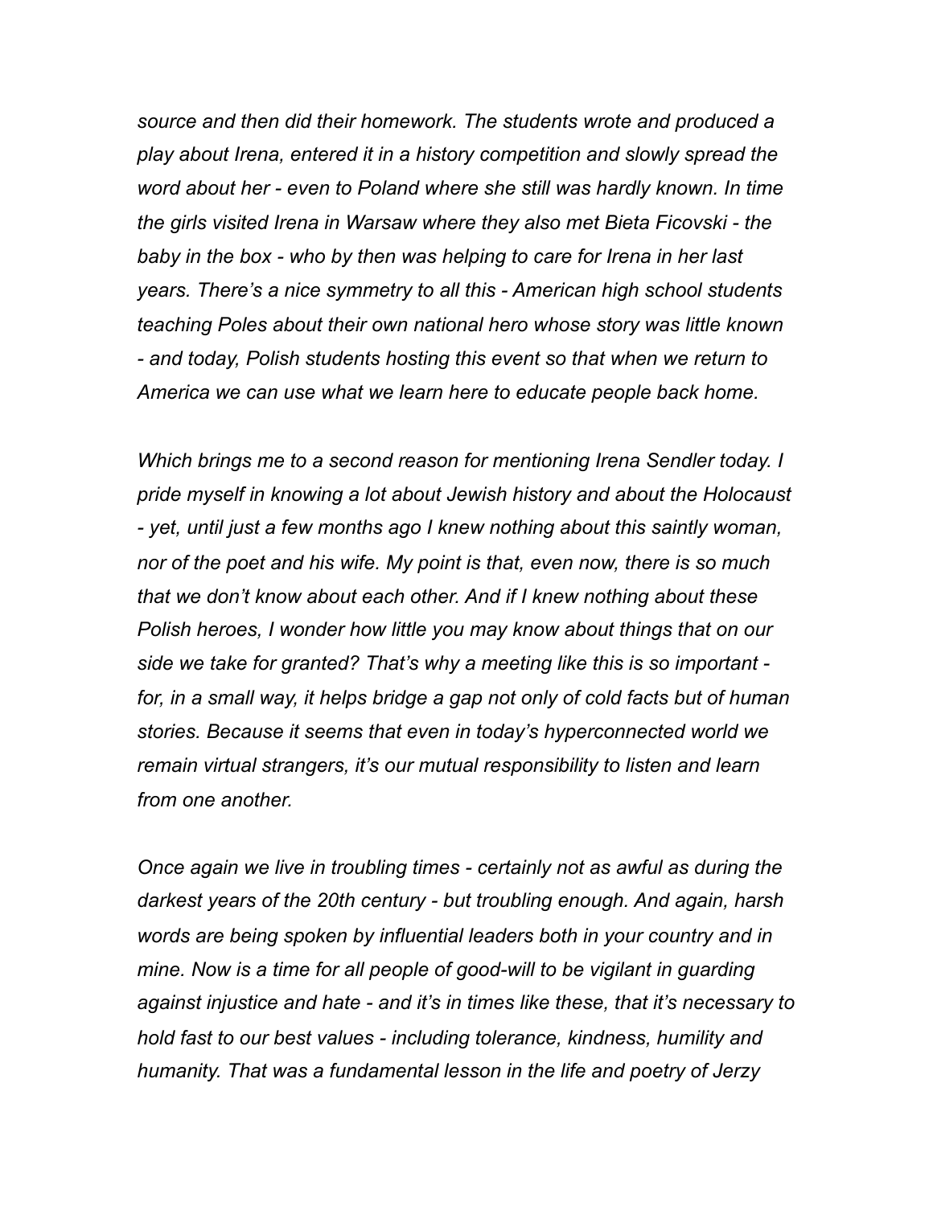*source and then did their homework. The students wrote and produced a play about Irena, entered it in a history competition and slowly spread the word about her - even to Poland where she still was hardly known. In time the girls visited Irena in Warsaw where they also met Bieta Ficovski - the baby in the box - who by then was helping to care for Irena in her last years. There's a nice symmetry to all this - American high school students teaching Poles about their own national hero whose story was little known - and today, Polish students hosting this event so that when we return to America we can use what we learn here to educate people back home.*

*Which brings me to a second reason for mentioning Irena Sendler today. I pride myself in knowing a lot about Jewish history and about the Holocaust - yet, until just a few months ago I knew nothing about this saintly woman, nor of the poet and his wife. My point is that, even now, there is so much that we don't know about each other. And if I knew nothing about these Polish heroes, I wonder how little you may know about things that on our side we take for granted? That's why a meeting like this is so important - for, in a small way, it helps bridge a gap not only of cold facts but of human stories. Because it seems that even in today's hyperconnected world we remain virtual strangers, it's our mutual responsibility to listen and learn from one another.*

*Once again we live in troubling times - certainly not as awful as during the darkest years of the 20th century - but troubling enough. And again, harsh words are being spoken by influential leaders both in your country and in mine. Now is a time for all people of good-will to be vigilant in guarding against injustice and hate - and it's in times like these, that it's necessary to hold fast to our best values - including tolerance, kindness, humility and humanity. That was a fundamental lesson in the life and poetry of Jerzy*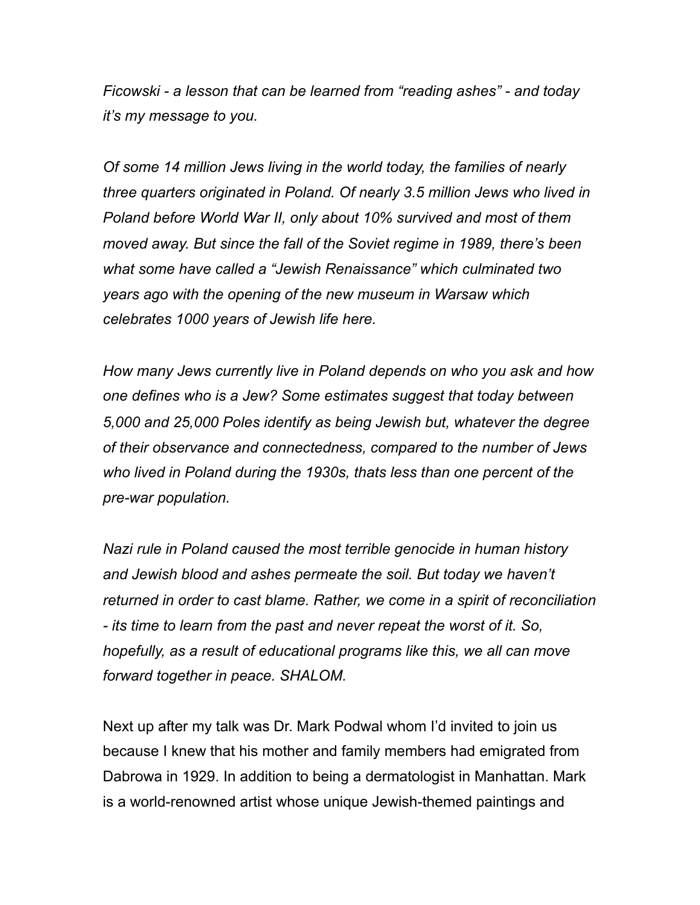*Ficowski - a lesson that can be learned from “reading ashes” - and today it’s my message to you.*

*Of some 14 million Jews living in the world today, the families of nearly three quarters originated in Poland. Of nearly 3.5 million Jews who lived in Poland before World War II, only about 10% survived and most of them moved away. But since the fall of the Soviet regime in 1989, there’s been what some have called a “Jewish Renaissance” which culminated two years ago with the opening of the new museum in Warsaw which celebrates 1000 years of Jewish life here.*

*How many Jews currently live in Poland depends on who you ask and how one defines who is a Jew? Some estimates suggest that today between 5,000 and 25,000 Poles identify as being Jewish but, whatever the degree of their observance and connectedness, compared to the number of Jews who lived in Poland during the 1930s, thats less than one percent of the pre-war population.*

*Nazi rule in Poland caused the most terrible genocide in human history and Jewish blood and ashes permeate the soil. But today we haven’t returned in order to cast blame. Rather, we come in a spirit of reconciliation - its time to learn from the past and never repeat the worst of it. So, hopefully, as a result of educational programs like this, we all can move forward together in peace. SHALOM.*

Next up after my talk was Dr. Mark Podwal whom I’d invited to join us because I knew that his mother and family members had emigrated from Dabrowa in 1929. In addition to being a dermatologist in Manhattan. Mark is a world-renowned artist whose unique Jewish-themed paintings and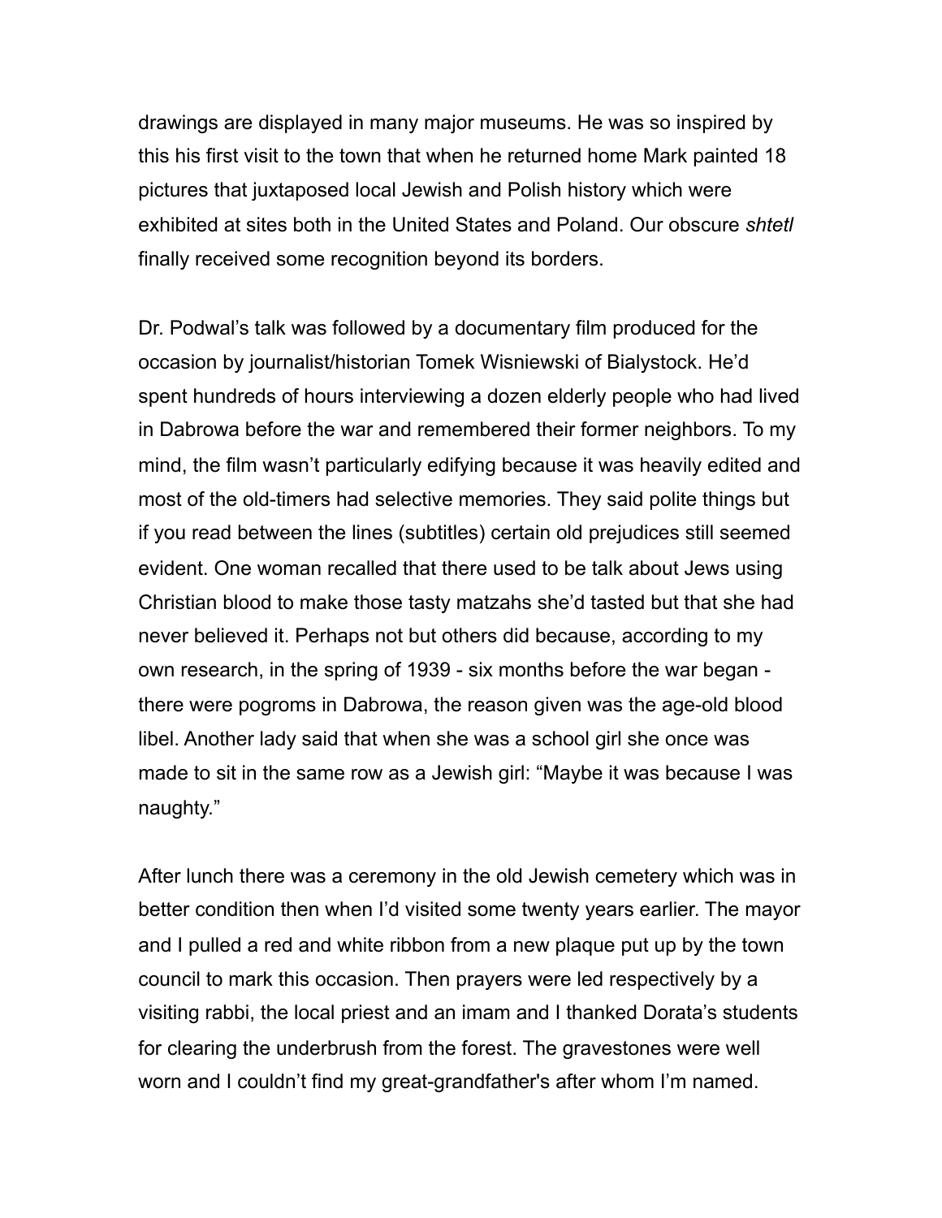drawings are displayed in many major museums. He was so inspired by this his first visit to the town that when he returned home Mark painted 18 pictures that juxtaposed local Jewish and Polish history which were exhibited at sites both in the United States and Poland. Our obscure *shtetl* finally received some recognition beyond its borders.

Dr. Podwal's talk was followed by a documentary film produced for the occasion by journalist/historian Tomek Wisniewski of Bialystock. He'd spent hundreds of hours interviewing a dozen elderly people who had lived in Dabrowa before the war and remembered their former neighbors. To my mind, the film wasn't particularly edifying because it was heavily edited and most of the old-timers had selective memories. They said polite things but if you read between the lines (subtitles) certain old prejudices still seemed evident. One woman recalled that there used to be talk about Jews using Christian blood to make those tasty matzahs she'd tasted but that she had never believed it. Perhaps not but others did because, according to my own research, in the spring of 1939 - six months before the war began - there were pogroms in Dabrowa, the reason given was the age-old blood libel. Another lady said that when she was a school girl she once was made to sit in the same row as a Jewish girl: "Maybe it was because I was naughty."

After lunch there was a ceremony in the old Jewish cemetery which was in better condition then when I'd visited some twenty years earlier. The mayor and I pulled a red and white ribbon from a new plaque put up by the town council to mark this occasion. Then prayers were led respectively by a visiting rabbi, the local priest and an imam and I thanked Dorata's students for clearing the underbrush from the forest. The gravestones were well worn and I couldn't find my great-grandfather's after whom I'm named.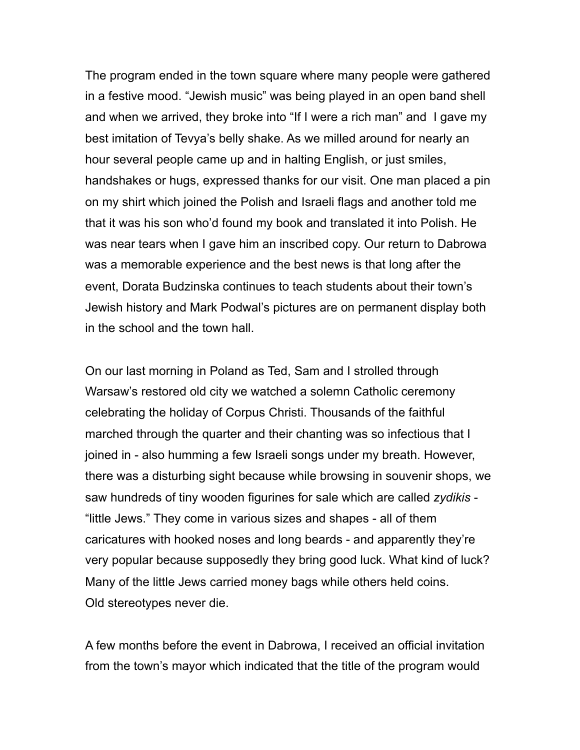The program ended in the town square where many people were gathered in a festive mood. “Jewish music” was being played in an open band shell and when we arrived, they broke into “If I were a rich man” and I gave my best imitation of Tevya’s belly shake. As we milled around for nearly an hour several people came up and in halting English, or just smiles, handshakes or hugs, expressed thanks for our visit. One man placed a pin on my shirt which joined the Polish and Israeli flags and another told me that it was his son who’d found my book and translated it into Polish. He was near tears when I gave him an inscribed copy. Our return to Dabrowa was a memorable experience and the best news is that long after the event, Dorata Budzinska continues to teach students about their town’s Jewish history and Mark Podwal’s pictures are on permanent display both in the school and the town hall.

On our last morning in Poland as Ted, Sam and I strolled through Warsaw’s restored old city we watched a solemn Catholic ceremony celebrating the holiday of Corpus Christi. Thousands of the faithful marched through the quarter and their chanting was so infectious that I joined in - also humming a few Israeli songs under my breath. However, there was a disturbing sight because while browsing in souvenir shops, we saw hundreds of tiny wooden figurines for sale which are called *zydikis* - “little Jews.” They come in various sizes and shapes - all of them caricatures with hooked noses and long beards - and apparently they’re very popular because supposedly they bring good luck. What kind of luck? Many of the little Jews carried money bags while others held coins. Old stereotypes never die.

A few months before the event in Dabrowa, I received an official invitation from the town’s mayor which indicated that the title of the program would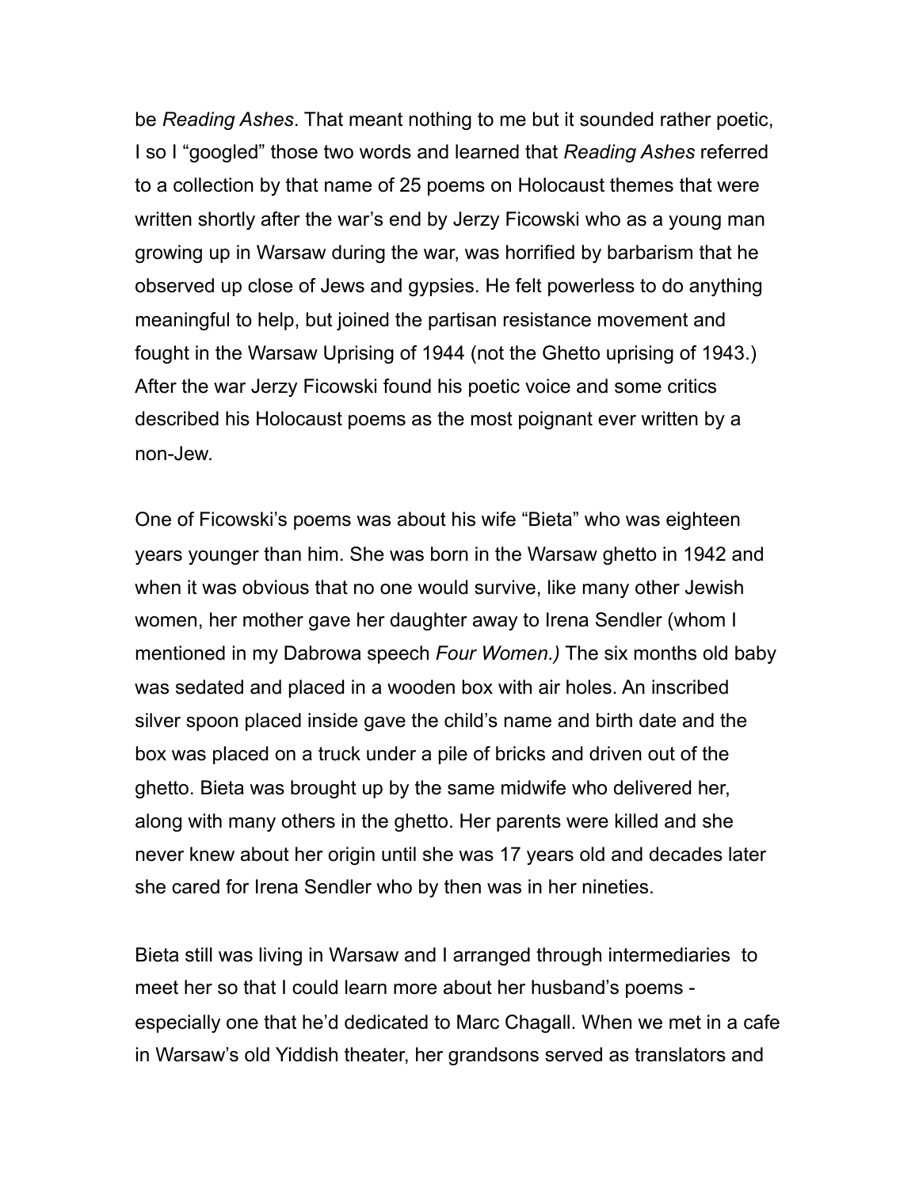be *Reading Ashes*. That meant nothing to me but it sounded rather poetic, I so I "googled" those two words and learned that *Reading Ashes* referred to a collection by that name of 25 poems on Holocaust themes that were written shortly after the war's end by Jerzy Ficowski who as a young man growing up in Warsaw during the war, was horrified by barbarism that he observed up close of Jews and gypsies. He felt powerless to do anything meaningful to help, but joined the partisan resistance movement and fought in the Warsaw Uprising of 1944 (not the Ghetto uprising of 1943.) After the war Jerzy Ficowski found his poetic voice and some critics described his Holocaust poems as the most poignant ever written by a non-Jew.

One of Ficowski's poems was about his wife "Bieta" who was eighteen years younger than him. She was born in the Warsaw ghetto in 1942 and when it was obvious that no one would survive, like many other Jewish women, her mother gave her daughter away to Irena Sendler (whom I mentioned in my Dabrowa speech *Four Women.)* The six months old baby was sedated and placed in a wooden box with air holes. An inscribed silver spoon placed inside gave the child's name and birth date and the box was placed on a truck under a pile of bricks and driven out of the ghetto. Bieta was brought up by the same midwife who delivered her, along with many others in the ghetto. Her parents were killed and she never knew about her origin until she was 17 years old and decades later she cared for Irena Sendler who by then was in her nineties.

Bieta still was living in Warsaw and I arranged through intermediaries to meet her so that I could learn more about her husband's poems - especially one that he'd dedicated to Marc Chagall. When we met in a cafe in Warsaw's old Yiddish theater, her grandsons served as translators and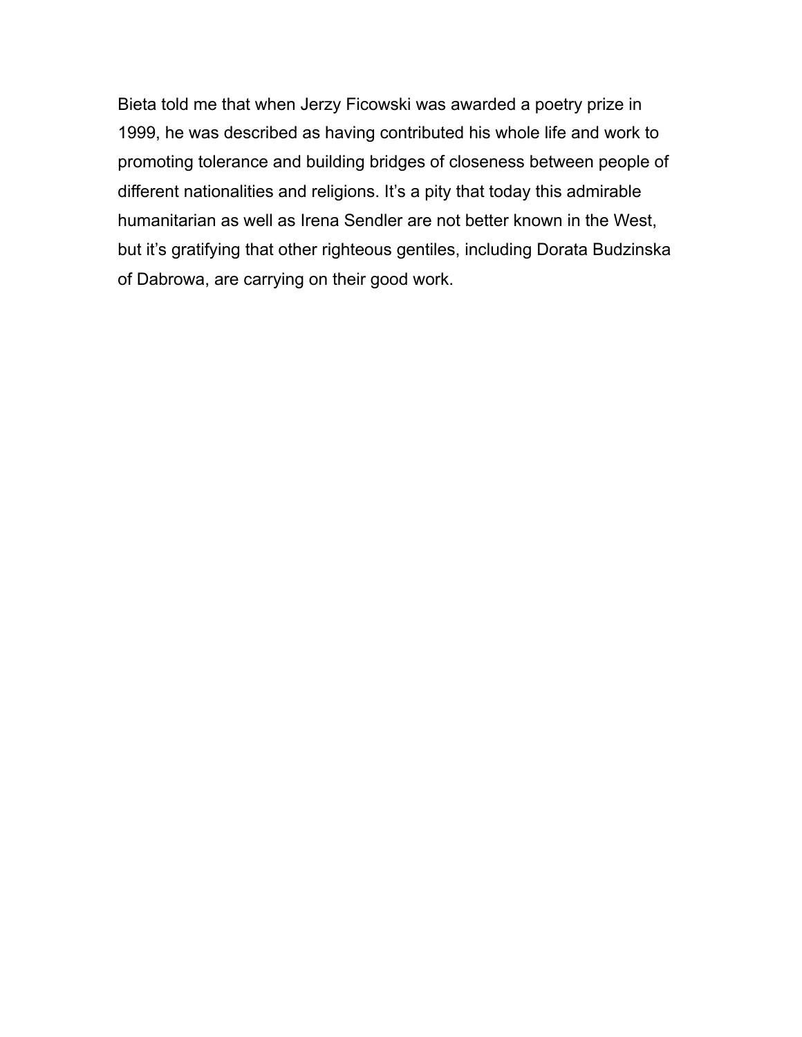Bieta told me that when Jerzy Ficowski was awarded a poetry prize in 1999, he was described as having contributed his whole life and work to promoting tolerance and building bridges of closeness between people of different nationalities and religions. It's a pity that today this admirable humanitarian as well as Irena Sendler are not better known in the West, but it's gratifying that other righteous gentiles, including Dorata Budzinska of Dabrowa, are carrying on their good work.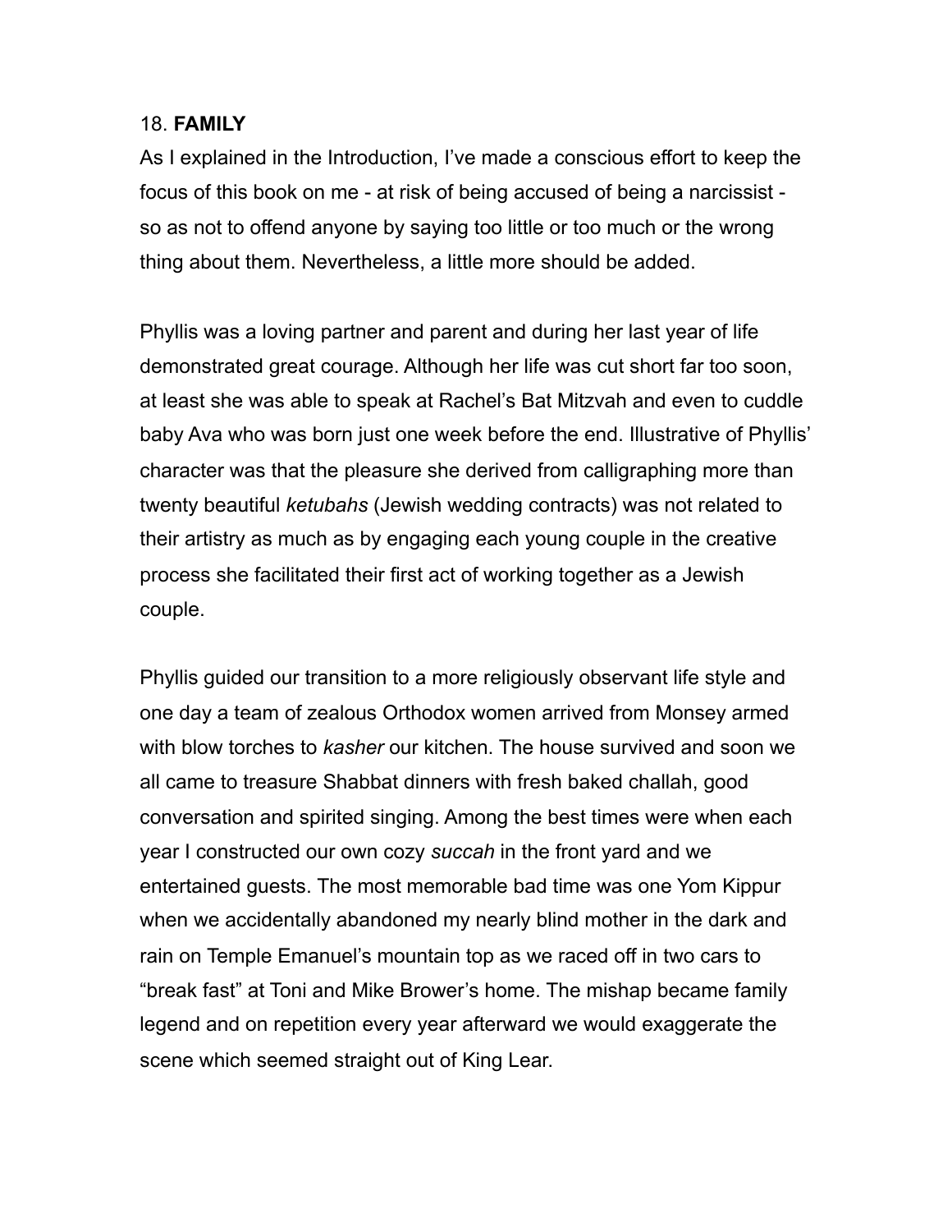## 18. **FAMILY**

As I explained in the Introduction, I've made a conscious effort to keep the focus of this book on me - at risk of being accused of being a narcissist - so as not to offend anyone by saying too little or too much or the wrong thing about them. Nevertheless, a little more should be added.

Phyllis was a loving partner and parent and during her last year of life demonstrated great courage. Although her life was cut short far too soon, at least she was able to speak at Rachel's Bat Mitzvah and even to cuddle baby Ava who was born just one week before the end. Illustrative of Phyllis' character was that the pleasure she derived from calligraphing more than twenty beautiful *ketubahs* (Jewish wedding contracts) was not related to their artistry as much as by engaging each young couple in the creative process she facilitated their first act of working together as a Jewish couple.

Phyllis guided our transition to a more religiously observant life style and one day a team of zealous Orthodox women arrived from Monsey armed with blow torches to *kasher* our kitchen. The house survived and soon we all came to treasure Shabbat dinners with fresh baked challah, good conversation and spirited singing. Among the best times were when each year I constructed our own cozy *succah* in the front yard and we entertained guests. The most memorable bad time was one Yom Kippur when we accidentally abandoned my nearly blind mother in the dark and rain on Temple Emanuel's mountain top as we raced off in two cars to "break fast" at Toni and Mike Brower's home. The mishap became family legend and on repetition every year afterward we would exaggerate the scene which seemed straight out of King Lear.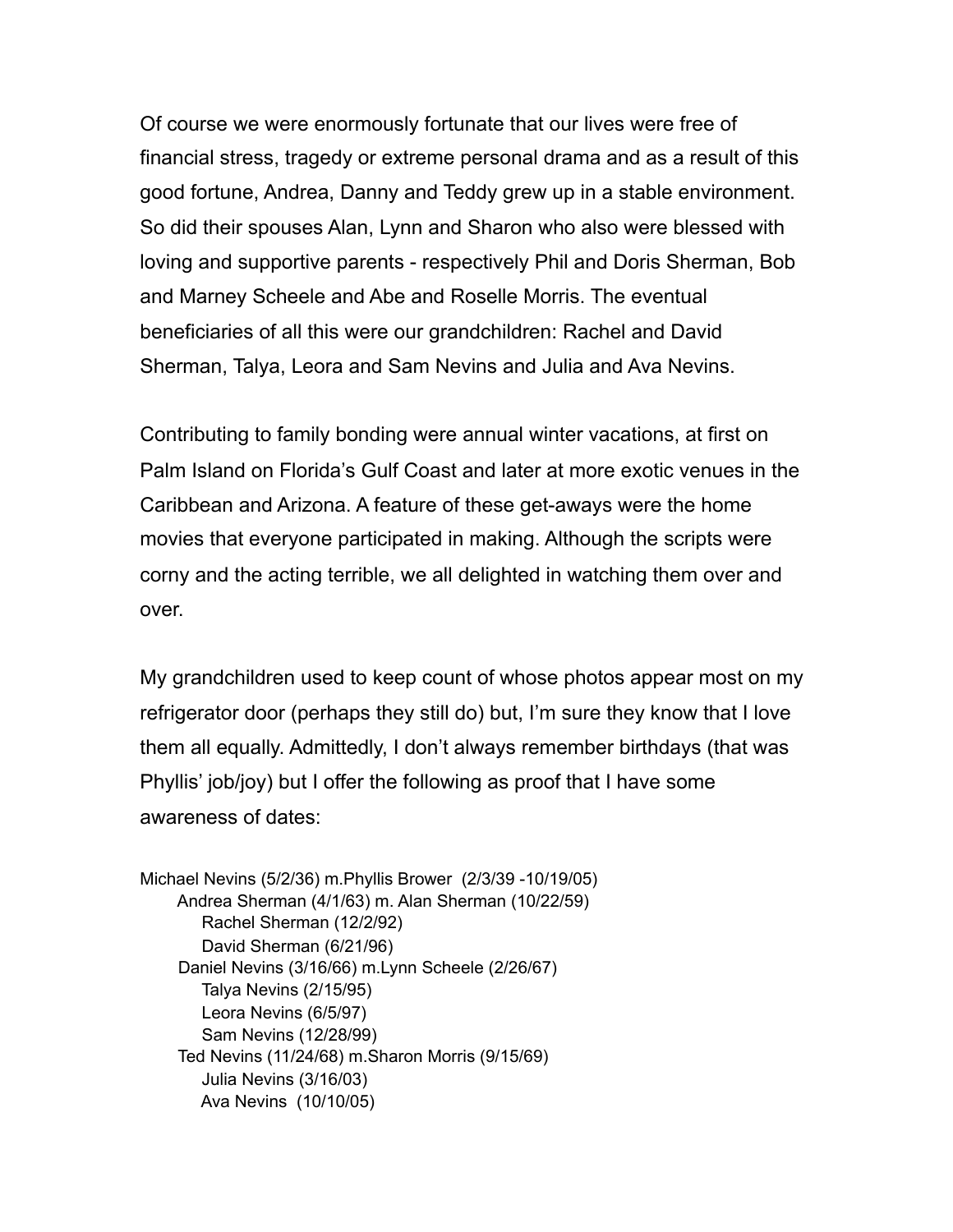Of course we were enormously fortunate that our lives were free of financial stress, tragedy or extreme personal drama and as a result of this good fortune, Andrea, Danny and Teddy grew up in a stable environment. So did their spouses Alan, Lynn and Sharon who also were blessed with loving and supportive parents - respectively Phil and Doris Sherman, Bob and Marney Scheele and Abe and Roselle Morris. The eventual beneficiaries of all this were our grandchildren: Rachel and David Sherman, Talya, Leora and Sam Nevins and Julia and Ava Nevins.

Contributing to family bonding were annual winter vacations, at first on Palm Island on Florida's Gulf Coast and later at more exotic venues in the Caribbean and Arizona. A feature of these get-aways were the home movies that everyone participated in making. Although the scripts were corny and the acting terrible, we all delighted in watching them over and over.

My grandchildren used to keep count of whose photos appear most on my refrigerator door (perhaps they still do) but, I'm sure they know that I love them all equally. Admittedly, I don't always remember birthdays (that was Phyllis' job/joy) but I offer the following as proof that I have some awareness of dates:

- Michael Nevins (5/2/36) m.Phyllis Brower (2/3/39 -10/19/05)
  - Andrea Sherman (4/1/63) m. Alan Sherman (10/22/59)
    - Rachel Sherman (12/2/92)
    - David Sherman (6/21/96)
  - Daniel Nevins (3/16/66) m.Lynn Scheele (2/26/67)
    - Talya Nevins (2/15/95)
    - Leora Nevins (6/5/97)
    - Sam Nevins (12/28/99)
  - Ted Nevins (11/24/68) m.Sharon Morris (9/15/69)
    - Julia Nevins (3/16/03)
    - Ava Nevins (10/10/05)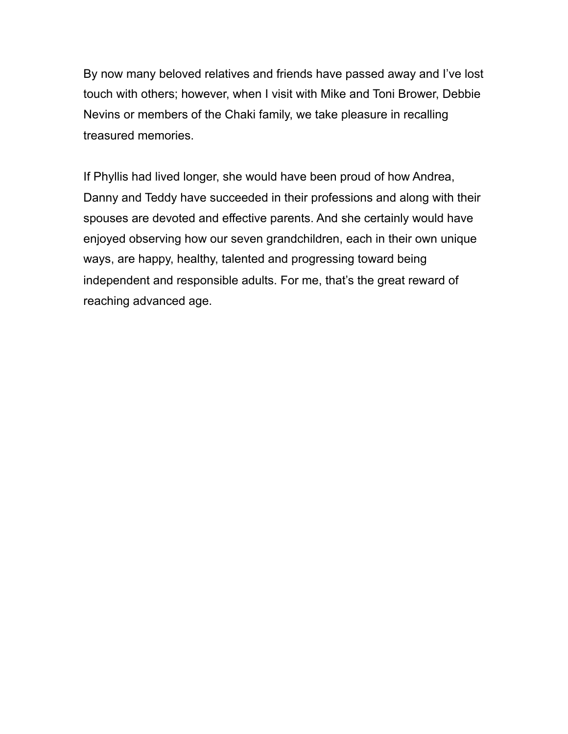By now many beloved relatives and friends have passed away and I've lost touch with others; however, when I visit with Mike and Toni Brower, Debbie Nevins or members of the Chaki family, we take pleasure in recalling treasured memories.

If Phyllis had lived longer, she would have been proud of how Andrea, Danny and Teddy have succeeded in their professions and along with their spouses are devoted and effective parents. And she certainly would have enjoyed observing how our seven grandchildren, each in their own unique ways, are happy, healthy, talented and progressing toward being independent and responsible adults. For me, that's the great reward of reaching advanced age.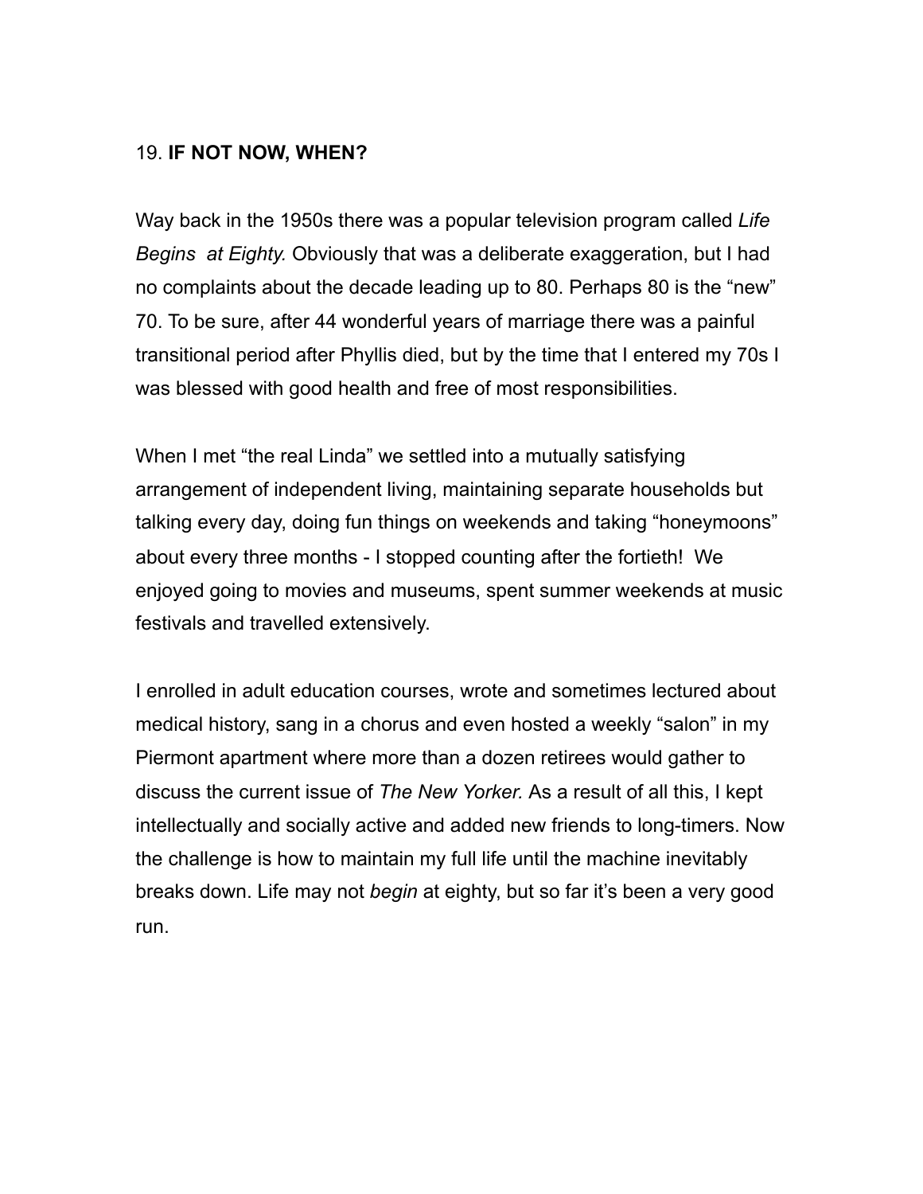## 19. **IF NOT NOW, WHEN?**

Way back in the 1950s there was a popular television program called *Life Begins at Eighty.* Obviously that was a deliberate exaggeration, but I had no complaints about the decade leading up to 80. Perhaps 80 is the "new" 70. To be sure, after 44 wonderful years of marriage there was a painful transitional period after Phyllis died, but by the time that I entered my 70s I was blessed with good health and free of most responsibilities.

When I met "the real Linda" we settled into a mutually satisfying arrangement of independent living, maintaining separate households but talking every day, doing fun things on weekends and taking "honeymoons" about every three months - I stopped counting after the fortieth! We enjoyed going to movies and museums, spent summer weekends at music festivals and travelled extensively.

I enrolled in adult education courses, wrote and sometimes lectured about medical history, sang in a chorus and even hosted a weekly "salon" in my Piermont apartment where more than a dozen retirees would gather to discuss the current issue of *The New Yorker.* As a result of all this, I kept intellectually and socially active and added new friends to long-timers. Now the challenge is how to maintain my full life until the machine inevitably breaks down. Life may not *begin* at eighty, but so far it's been a very good run.